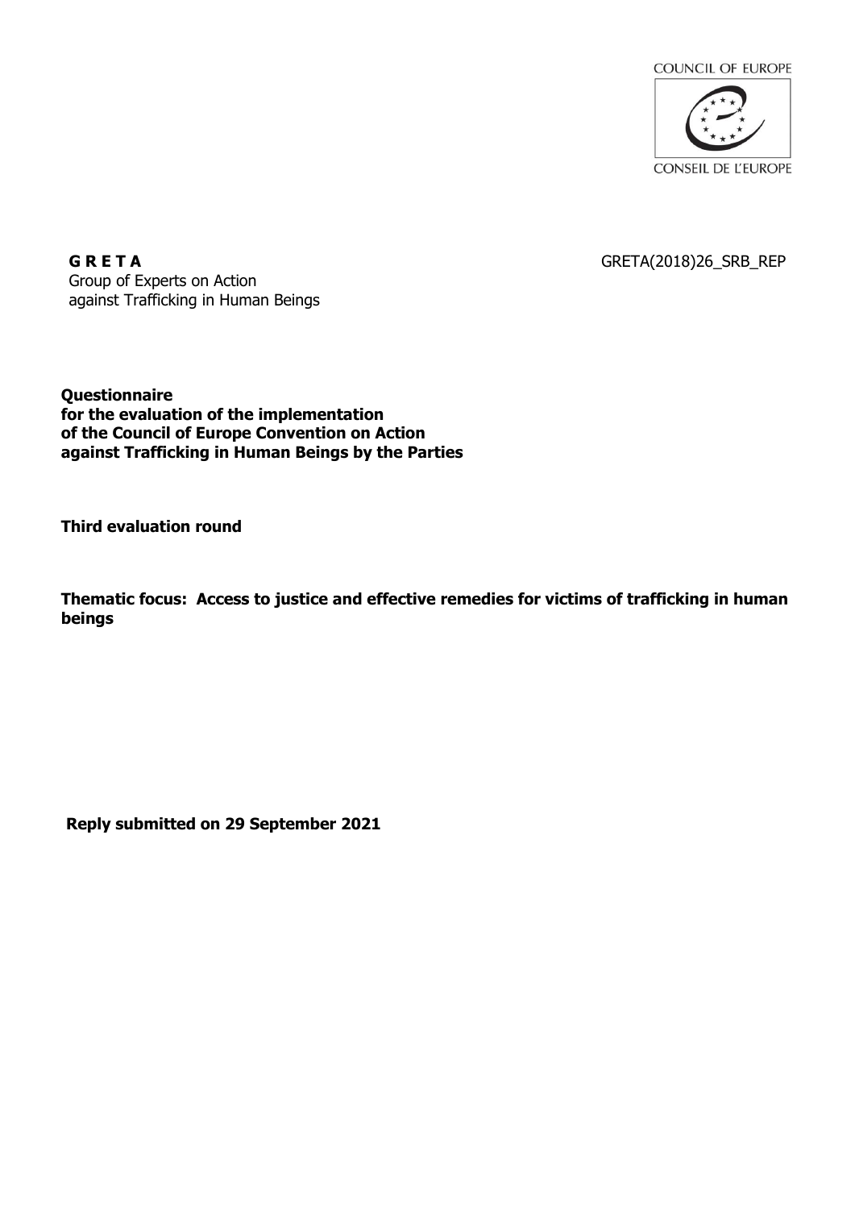COUNCIL OF EUROPE

CONSEIL DE L'EUROPE

**G R E T A**
Group of Experts on Action
against Trafficking in Human Beings

GRETA(2018)26_SRB_REP

**Questionnaire**
**for the evaluation of the implementation**
**of the Council of Europe Convention on Action**
**against Trafficking in Human Beings by the Parties**

**Third evaluation round**

**Thematic focus: Access to justice and effective remedies for victims of trafficking in human beings**

**Reply submitted on 29 September 2021**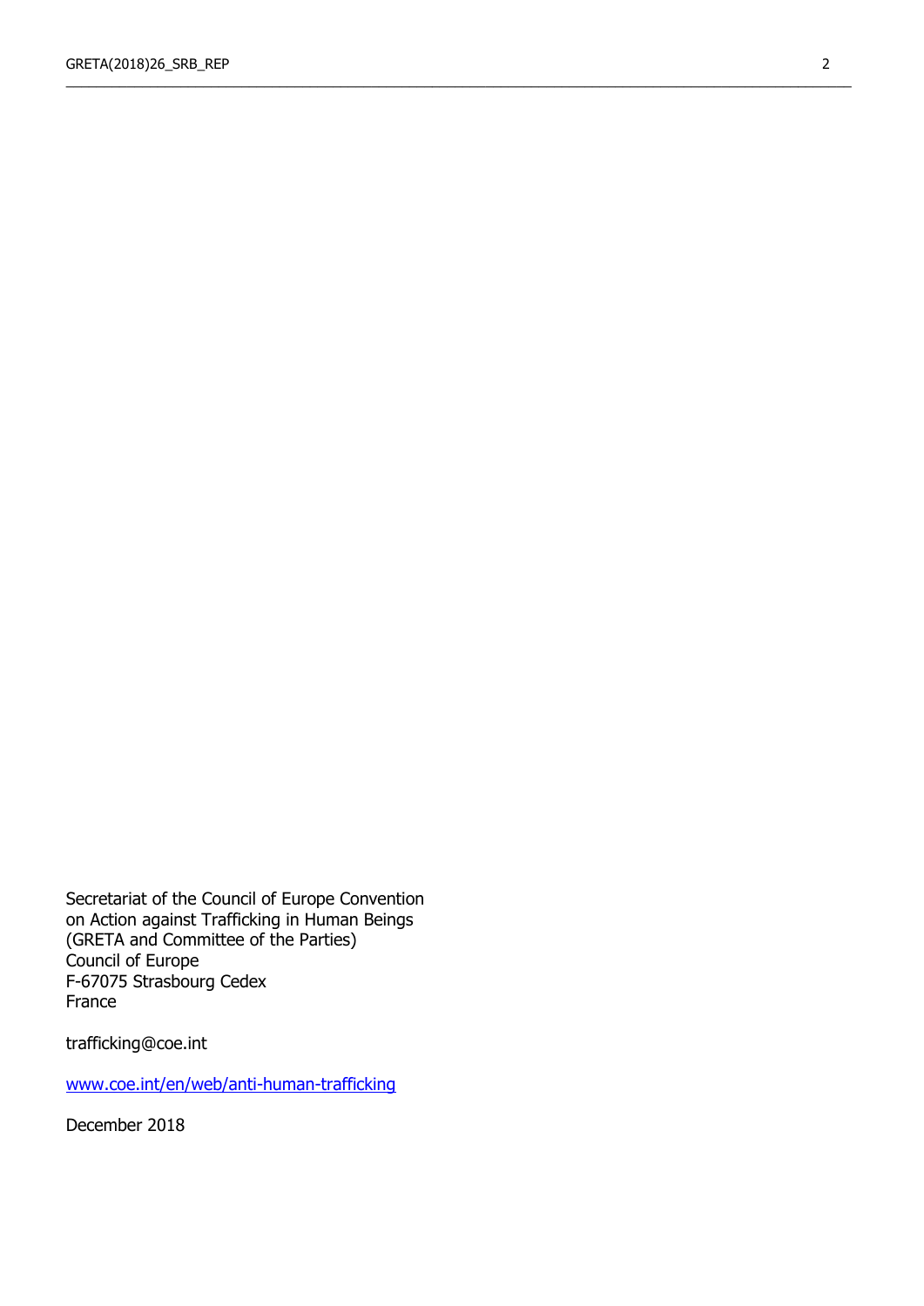Secretariat of the Council of Europe Convention
on Action against Trafficking in Human Beings
(GRETA and Committee of the Parties)
Council of Europe
F-67075 Strasbourg Cedex
France

trafficking@coe.int

[www.coe.int/en/web/anti-human-trafficking](http://www.coe.int/en/web/anti-human-trafficking)

December 2018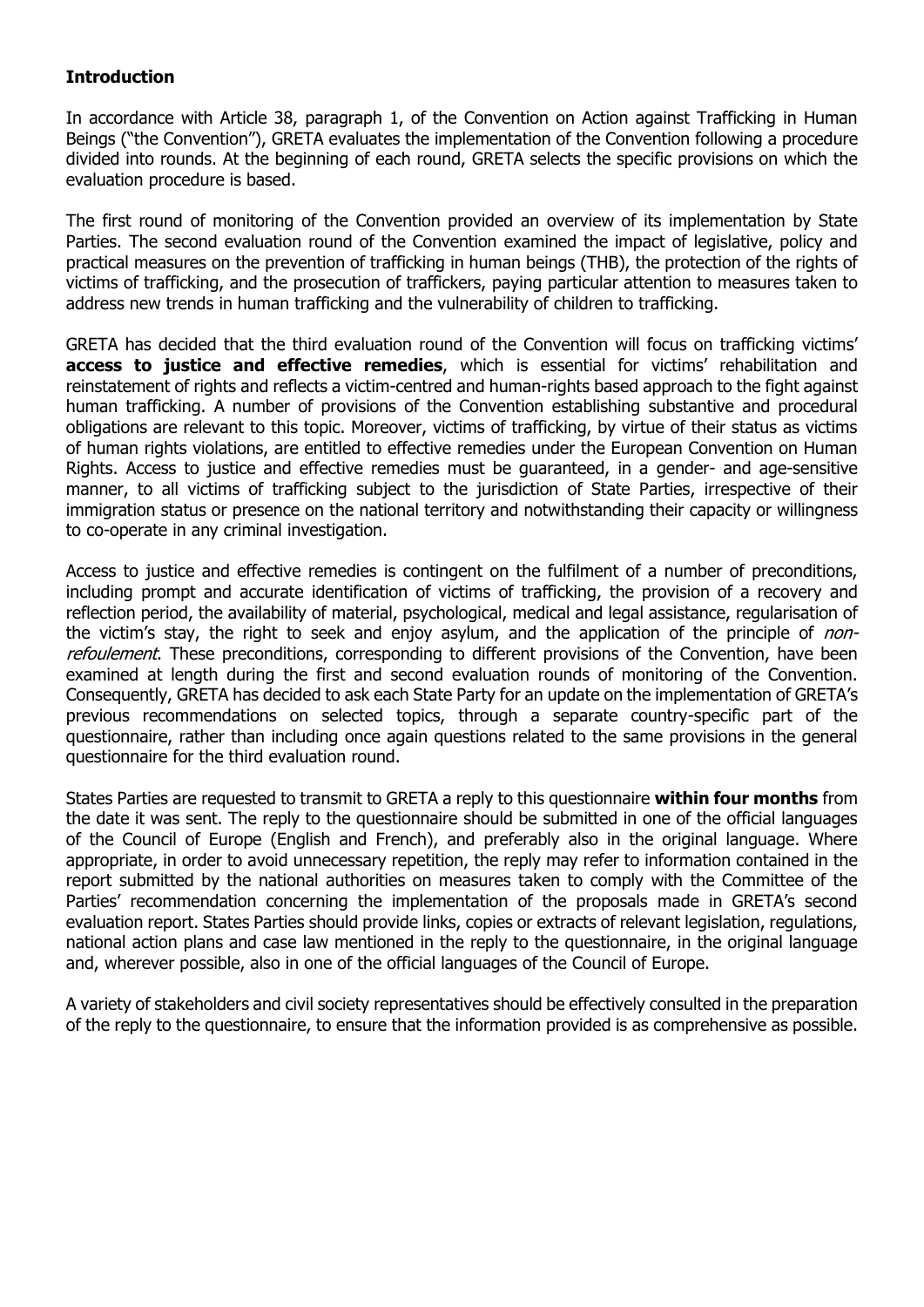## Introduction

In accordance with Article 38, paragraph 1, of the Convention on Action against Trafficking in Human Beings ("the Convention"), GRETA evaluates the implementation of the Convention following a procedure divided into rounds. At the beginning of each round, GRETA selects the specific provisions on which the evaluation procedure is based.

The first round of monitoring of the Convention provided an overview of its implementation by State Parties. The second evaluation round of the Convention examined the impact of legislative, policy and practical measures on the prevention of trafficking in human beings (THB), the protection of the rights of victims of trafficking, and the prosecution of traffickers, paying particular attention to measures taken to address new trends in human trafficking and the vulnerability of children to trafficking.

GRETA has decided that the third evaluation round of the Convention will focus on trafficking victims' **access to justice and effective remedies**, which is essential for victims' rehabilitation and reinstatement of rights and reflects a victim-centred and human-rights based approach to the fight against human trafficking. A number of provisions of the Convention establishing substantive and procedural obligations are relevant to this topic. Moreover, victims of trafficking, by virtue of their status as victims of human rights violations, are entitled to effective remedies under the European Convention on Human Rights. Access to justice and effective remedies must be guaranteed, in a gender- and age-sensitive manner, to all victims of trafficking subject to the jurisdiction of State Parties, irrespective of their immigration status or presence on the national territory and notwithstanding their capacity or willingness to co-operate in any criminal investigation.

Access to justice and effective remedies is contingent on the fulfilment of a number of preconditions, including prompt and accurate identification of victims of trafficking, the provision of a recovery and reflection period, the availability of material, psychological, medical and legal assistance, regularisation of the victim's stay, the right to seek and enjoy asylum, and the application of the principle of *non-refoulement*. These preconditions, corresponding to different provisions of the Convention, have been examined at length during the first and second evaluation rounds of monitoring of the Convention. Consequently, GRETA has decided to ask each State Party for an update on the implementation of GRETA's previous recommendations on selected topics, through a separate country-specific part of the questionnaire, rather than including once again questions related to the same provisions in the general questionnaire for the third evaluation round.

States Parties are requested to transmit to GRETA a reply to this questionnaire **within four months** from the date it was sent. The reply to the questionnaire should be submitted in one of the official languages of the Council of Europe (English and French), and preferably also in the original language. Where appropriate, in order to avoid unnecessary repetition, the reply may refer to information contained in the report submitted by the national authorities on measures taken to comply with the Committee of the Parties' recommendation concerning the implementation of the proposals made in GRETA's second evaluation report. States Parties should provide links, copies or extracts of relevant legislation, regulations, national action plans and case law mentioned in the reply to the questionnaire, in the original language and, wherever possible, also in one of the official languages of the Council of Europe.

A variety of stakeholders and civil society representatives should be effectively consulted in the preparation of the reply to the questionnaire, to ensure that the information provided is as comprehensive as possible.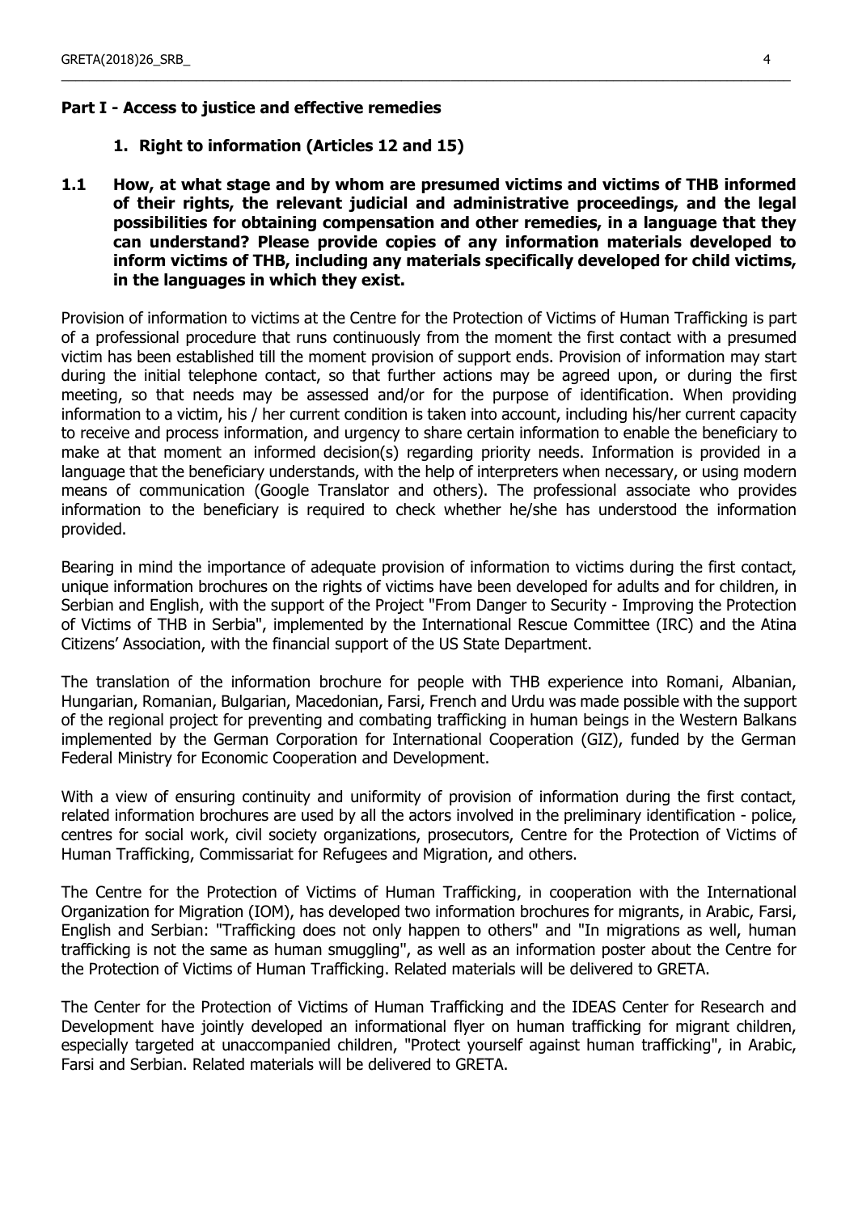## Part I - Access to justice and effective remedies

### 1. Right to information (Articles 12 and 15)

**1.1 How, at what stage and by whom are presumed victims and victims of THB informed of their rights, the relevant judicial and administrative proceedings, and the legal possibilities for obtaining compensation and other remedies, in a language that they can understand? Please provide copies of any information materials developed to inform victims of THB, including any materials specifically developed for child victims, in the languages in which they exist.**

Provision of information to victims at the Centre for the Protection of Victims of Human Trafficking is part of a professional procedure that runs continuously from the moment the first contact with a presumed victim has been established till the moment provision of support ends. Provision of information may start during the initial telephone contact, so that further actions may be agreed upon, or during the first meeting, so that needs may be assessed and/or for the purpose of identification. When providing information to a victim, his / her current condition is taken into account, including his/her current capacity to receive and process information, and urgency to share certain information to enable the beneficiary to make at that moment an informed decision(s) regarding priority needs. Information is provided in a language that the beneficiary understands, with the help of interpreters when necessary, or using modern means of communication (Google Translator and others). The professional associate who provides information to the beneficiary is required to check whether he/she has understood the information provided.

Bearing in mind the importance of adequate provision of information to victims during the first contact, unique information brochures on the rights of victims have been developed for adults and for children, in Serbian and English, with the support of the Project "From Danger to Security - Improving the Protection of Victims of THB in Serbia", implemented by the International Rescue Committee (IRC) and the Atina Citizens' Association, with the financial support of the US State Department.

The translation of the information brochure for people with THB experience into Romani, Albanian, Hungarian, Romanian, Bulgarian, Macedonian, Farsi, French and Urdu was made possible with the support of the regional project for preventing and combating trafficking in human beings in the Western Balkans implemented by the German Corporation for International Cooperation (GIZ), funded by the German Federal Ministry for Economic Cooperation and Development.

With a view of ensuring continuity and uniformity of provision of information during the first contact, related information brochures are used by all the actors involved in the preliminary identification - police, centres for social work, civil society organizations, prosecutors, Centre for the Protection of Victims of Human Trafficking, Commissariat for Refugees and Migration, and others.

The Centre for the Protection of Victims of Human Trafficking, in cooperation with the International Organization for Migration (IOM), has developed two information brochures for migrants, in Arabic, Farsi, English and Serbian: "Trafficking does not only happen to others" and "In migrations as well, human trafficking is not the same as human smuggling", as well as an information poster about the Centre for the Protection of Victims of Human Trafficking. Related materials will be delivered to GRETA.

The Center for the Protection of Victims of Human Trafficking and the IDEAS Center for Research and Development have jointly developed an informational flyer on human trafficking for migrant children, especially targeted at unaccompanied children, "Protect yourself against human trafficking", in Arabic, Farsi and Serbian. Related materials will be delivered to GRETA.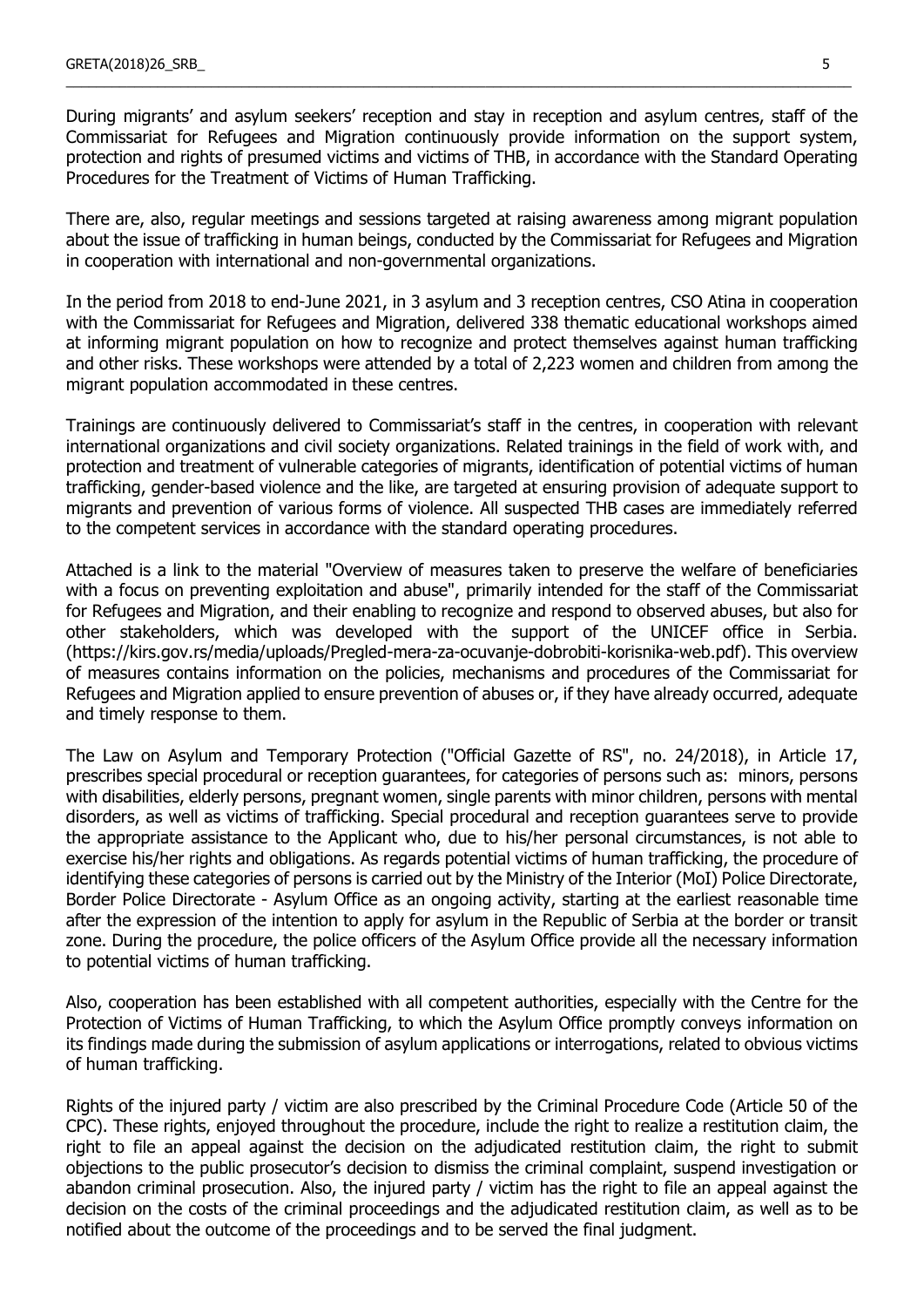During migrants' and asylum seekers' reception and stay in reception and asylum centres, staff of the Commissariat for Refugees and Migration continuously provide information on the support system, protection and rights of presumed victims and victims of THB, in accordance with the Standard Operating Procedures for the Treatment of Victims of Human Trafficking.

There are, also, regular meetings and sessions targeted at raising awareness among migrant population about the issue of trafficking in human beings, conducted by the Commissariat for Refugees and Migration in cooperation with international and non-governmental organizations.

In the period from 2018 to end-June 2021, in 3 asylum and 3 reception centres, CSO Atina in cooperation with the Commissariat for Refugees and Migration, delivered 338 thematic educational workshops aimed at informing migrant population on how to recognize and protect themselves against human trafficking and other risks. These workshops were attended by a total of 2,223 women and children from among the migrant population accommodated in these centres.

Trainings are continuously delivered to Commissariat's staff in the centres, in cooperation with relevant international organizations and civil society organizations. Related trainings in the field of work with, and protection and treatment of vulnerable categories of migrants, identification of potential victims of human trafficking, gender-based violence and the like, are targeted at ensuring provision of adequate support to migrants and prevention of various forms of violence. All suspected THB cases are immediately referred to the competent services in accordance with the standard operating procedures.

Attached is a link to the material "Overview of measures taken to preserve the welfare of beneficiaries with a focus on preventing exploitation and abuse", primarily intended for the staff of the Commissariat for Refugees and Migration, and their enabling to recognize and respond to observed abuses, but also for other stakeholders, which was developed with the support of the UNICEF office in Serbia. (https://kirs.gov.rs/media/uploads/Pregled-mera-za-ocuvanje-dobrobiti-korisnika-web.pdf). This overview of measures contains information on the policies, mechanisms and procedures of the Commissariat for Refugees and Migration applied to ensure prevention of abuses or, if they have already occurred, adequate and timely response to them.

The Law on Asylum and Temporary Protection ("Official Gazette of RS", no. 24/2018), in Article 17, prescribes special procedural or reception guarantees, for categories of persons such as: minors, persons with disabilities, elderly persons, pregnant women, single parents with minor children, persons with mental disorders, as well as victims of trafficking. Special procedural and reception guarantees serve to provide the appropriate assistance to the Applicant who, due to his/her personal circumstances, is not able to exercise his/her rights and obligations. As regards potential victims of human trafficking, the procedure of identifying these categories of persons is carried out by the Ministry of the Interior (MoI) Police Directorate, Border Police Directorate - Asylum Office as an ongoing activity, starting at the earliest reasonable time after the expression of the intention to apply for asylum in the Republic of Serbia at the border or transit zone. During the procedure, the police officers of the Asylum Office provide all the necessary information to potential victims of human trafficking.

Also, cooperation has been established with all competent authorities, especially with the Centre for the Protection of Victims of Human Trafficking, to which the Asylum Office promptly conveys information on its findings made during the submission of asylum applications or interrogations, related to obvious victims of human trafficking.

Rights of the injured party / victim are also prescribed by the Criminal Procedure Code (Article 50 of the CPC). These rights, enjoyed throughout the procedure, include the right to realize a restitution claim, the right to file an appeal against the decision on the adjudicated restitution claim, the right to submit objections to the public prosecutor's decision to dismiss the criminal complaint, suspend investigation or abandon criminal prosecution. Also, the injured party / victim has the right to file an appeal against the decision on the costs of the criminal proceedings and the adjudicated restitution claim, as well as to be notified about the outcome of the proceedings and to be served the final judgment.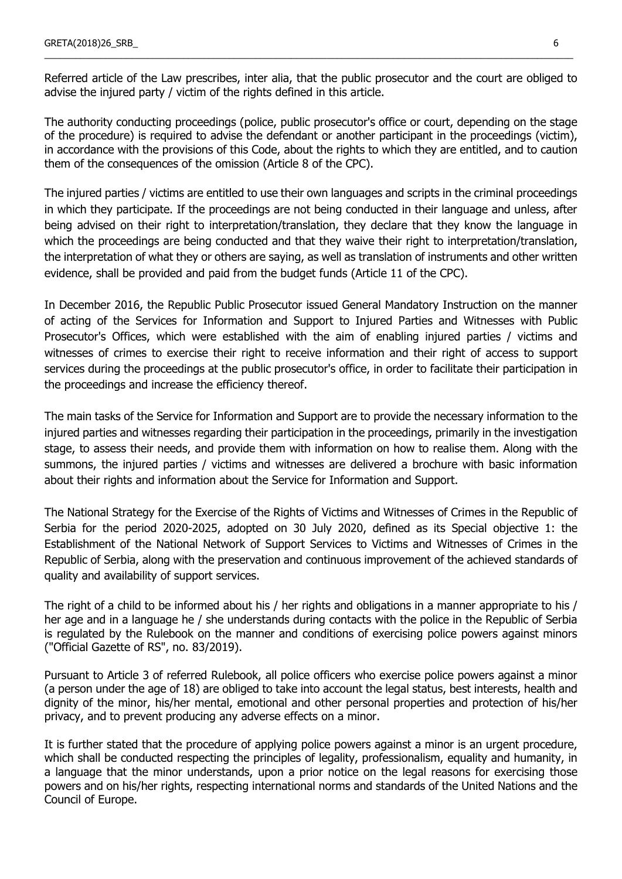Referred article of the Law prescribes, inter alia, that the public prosecutor and the court are obliged to advise the injured party / victim of the rights defined in this article.

The authority conducting proceedings (police, public prosecutor's office or court, depending on the stage of the procedure) is required to advise the defendant or another participant in the proceedings (victim), in accordance with the provisions of this Code, about the rights to which they are entitled, and to caution them of the consequences of the omission (Article 8 of the CPC).

The injured parties / victims are entitled to use their own languages and scripts in the criminal proceedings in which they participate. If the proceedings are not being conducted in their language and unless, after being advised on their right to interpretation/translation, they declare that they know the language in which the proceedings are being conducted and that they waive their right to interpretation/translation, the interpretation of what they or others are saying, as well as translation of instruments and other written evidence, shall be provided and paid from the budget funds (Article 11 of the CPC).

In December 2016, the Republic Public Prosecutor issued General Mandatory Instruction on the manner of acting of the Services for Information and Support to Injured Parties and Witnesses with Public Prosecutor's Offices, which were established with the aim of enabling injured parties / victims and witnesses of crimes to exercise their right to receive information and their right of access to support services during the proceedings at the public prosecutor's office, in order to facilitate their participation in the proceedings and increase the efficiency thereof.

The main tasks of the Service for Information and Support are to provide the necessary information to the injured parties and witnesses regarding their participation in the proceedings, primarily in the investigation stage, to assess their needs, and provide them with information on how to realise them. Along with the summons, the injured parties / victims and witnesses are delivered a brochure with basic information about their rights and information about the Service for Information and Support.

The National Strategy for the Exercise of the Rights of Victims and Witnesses of Crimes in the Republic of Serbia for the period 2020-2025, adopted on 30 July 2020, defined as its Special objective 1: the Establishment of the National Network of Support Services to Victims and Witnesses of Crimes in the Republic of Serbia, along with the preservation and continuous improvement of the achieved standards of quality and availability of support services.

The right of a child to be informed about his / her rights and obligations in a manner appropriate to his / her age and in a language he / she understands during contacts with the police in the Republic of Serbia is regulated by the Rulebook on the manner and conditions of exercising police powers against minors ("Official Gazette of RS", no. 83/2019).

Pursuant to Article 3 of referred Rulebook, all police officers who exercise police powers against a minor (a person under the age of 18) are obliged to take into account the legal status, best interests, health and dignity of the minor, his/her mental, emotional and other personal properties and protection of his/her privacy, and to prevent producing any adverse effects on a minor.

It is further stated that the procedure of applying police powers against a minor is an urgent procedure, which shall be conducted respecting the principles of legality, professionalism, equality and humanity, in a language that the minor understands, upon a prior notice on the legal reasons for exercising those powers and on his/her rights, respecting international norms and standards of the United Nations and the Council of Europe.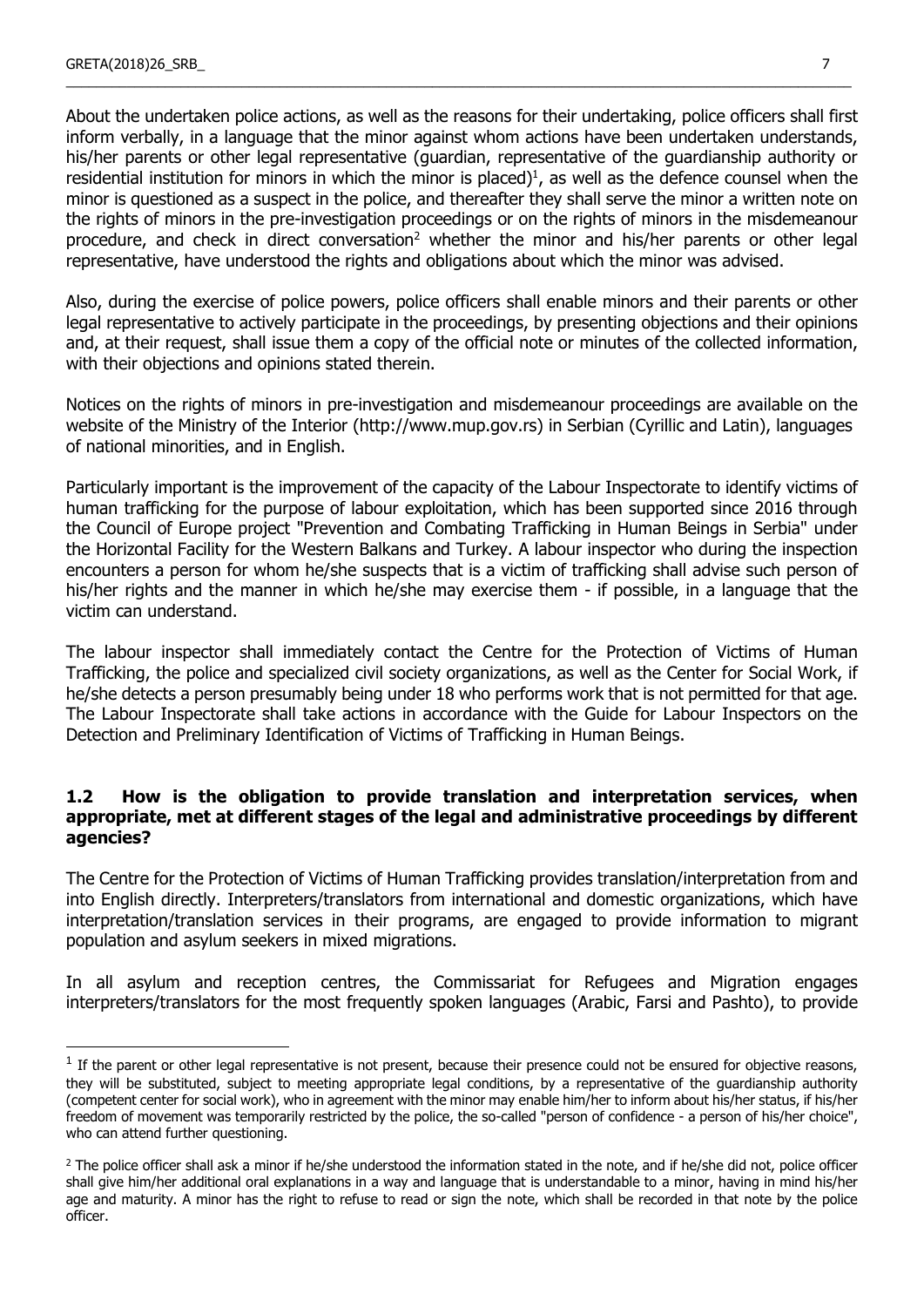About the undertaken police actions, as well as the reasons for their undertaking, police officers shall first inform verbally, in a language that the minor against whom actions have been undertaken understands, his/her parents or other legal representative (guardian, representative of the guardianship authority or residential institution for minors in which the minor is placed)[1], as well as the defence counsel when the minor is questioned as a suspect in the police, and thereafter they shall serve the minor a written note on the rights of minors in the pre-investigation proceedings or on the rights of minors in the misdemeanour procedure, and check in direct conversation[2] whether the minor and his/her parents or other legal representative, have understood the rights and obligations about which the minor was advised.

Also, during the exercise of police powers, police officers shall enable minors and their parents or other legal representative to actively participate in the proceedings, by presenting objections and their opinions and, at their request, shall issue them a copy of the official note or minutes of the collected information, with their objections and opinions stated therein.

Notices on the rights of minors in pre-investigation and misdemeanour proceedings are available on the website of the Ministry of the Interior (http://www.mup.gov.rs) in Serbian (Cyrillic and Latin), languages of national minorities, and in English.

Particularly important is the improvement of the capacity of the Labour Inspectorate to identify victims of human trafficking for the purpose of labour exploitation, which has been supported since 2016 through the Council of Europe project "Prevention and Combating Trafficking in Human Beings in Serbia" under the Horizontal Facility for the Western Balkans and Turkey. A labour inspector who during the inspection encounters a person for whom he/she suspects that is a victim of trafficking shall advise such person of his/her rights and the manner in which he/she may exercise them - if possible, in a language that the victim can understand.

The labour inspector shall immediately contact the Centre for the Protection of Victims of Human Trafficking, the police and specialized civil society organizations, as well as the Center for Social Work, if he/she detects a person presumably being under 18 who performs work that is not permitted for that age. The Labour Inspectorate shall take actions in accordance with the Guide for Labour Inspectors on the Detection and Preliminary Identification of Victims of Trafficking in Human Beings.

### 1.2 How is the obligation to provide translation and interpretation services, when appropriate, met at different stages of the legal and administrative proceedings by different agencies?

The Centre for the Protection of Victims of Human Trafficking provides translation/interpretation from and into English directly. Interpreters/translators from international and domestic organizations, which have interpretation/translation services in their programs, are engaged to provide information to migrant population and asylum seekers in mixed migrations.

In all asylum and reception centres, the Commissariat for Refugees and Migration engages interpreters/translators for the most frequently spoken languages (Arabic, Farsi and Pashto), to provide

---

[1] If the parent or other legal representative is not present, because their presence could not be ensured for objective reasons, they will be substituted, subject to meeting appropriate legal conditions, by a representative of the guardianship authority (competent center for social work), who in agreement with the minor may enable him/her to inform about his/her status, if his/her freedom of movement was temporarily restricted by the police, the so-called "person of confidence - a person of his/her choice", who can attend further questioning.

[2] The police officer shall ask a minor if he/she understood the information stated in the note, and if he/she did not, police officer shall give him/her additional oral explanations in a way and language that is understandable to a minor, having in mind his/her age and maturity. A minor has the right to refuse to read or sign the note, which shall be recorded in that note by the police officer.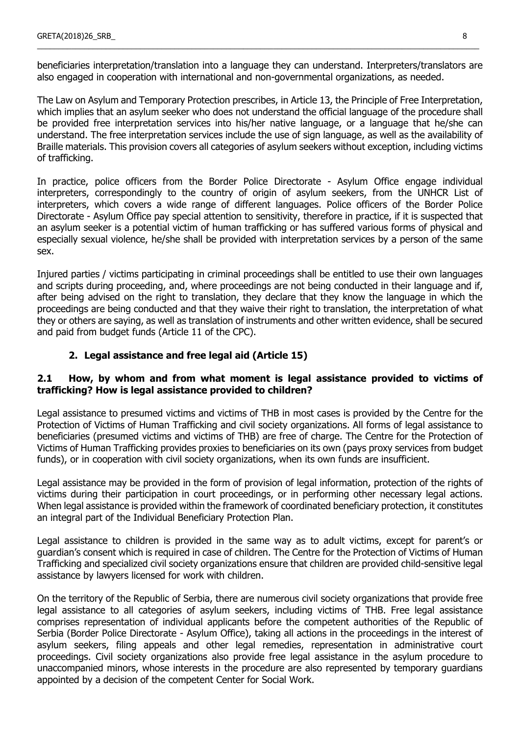beneficiaries interpretation/translation into a language they can understand. Interpreters/translators are also engaged in cooperation with international and non-governmental organizations, as needed.

The Law on Asylum and Temporary Protection prescribes, in Article 13, the Principle of Free Interpretation, which implies that an asylum seeker who does not understand the official language of the procedure shall be provided free interpretation services into his/her native language, or a language that he/she can understand. The free interpretation services include the use of sign language, as well as the availability of Braille materials. This provision covers all categories of asylum seekers without exception, including victims of trafficking.

In practice, police officers from the Border Police Directorate - Asylum Office engage individual interpreters, correspondingly to the country of origin of asylum seekers, from the UNHCR List of interpreters, which covers a wide range of different languages. Police officers of the Border Police Directorate - Asylum Office pay special attention to sensitivity, therefore in practice, if it is suspected that an asylum seeker is a potential victim of human trafficking or has suffered various forms of physical and especially sexual violence, he/she shall be provided with interpretation services by a person of the same sex.

Injured parties / victims participating in criminal proceedings shall be entitled to use their own languages and scripts during proceeding, and, where proceedings are not being conducted in their language and if, after being advised on the right to translation, they declare that they know the language in which the proceedings are being conducted and that they waive their right to translation, the interpretation of what they or others are saying, as well as translation of instruments and other written evidence, shall be secured and paid from budget funds (Article 11 of the CPC).

## 2. Legal assistance and free legal aid (Article 15)

### 2.1 How, by whom and from what moment is legal assistance provided to victims of trafficking? How is legal assistance provided to children?

Legal assistance to presumed victims and victims of THB in most cases is provided by the Centre for the Protection of Victims of Human Trafficking and civil society organizations. All forms of legal assistance to beneficiaries (presumed victims and victims of THB) are free of charge. The Centre for the Protection of Victims of Human Trafficking provides proxies to beneficiaries on its own (pays proxy services from budget funds), or in cooperation with civil society organizations, when its own funds are insufficient.

Legal assistance may be provided in the form of provision of legal information, protection of the rights of victims during their participation in court proceedings, or in performing other necessary legal actions. When legal assistance is provided within the framework of coordinated beneficiary protection, it constitutes an integral part of the Individual Beneficiary Protection Plan.

Legal assistance to children is provided in the same way as to adult victims, except for parent's or guardian's consent which is required in case of children. The Centre for the Protection of Victims of Human Trafficking and specialized civil society organizations ensure that children are provided child-sensitive legal assistance by lawyers licensed for work with children.

On the territory of the Republic of Serbia, there are numerous civil society organizations that provide free legal assistance to all categories of asylum seekers, including victims of THB. Free legal assistance comprises representation of individual applicants before the competent authorities of the Republic of Serbia (Border Police Directorate - Asylum Office), taking all actions in the proceedings in the interest of asylum seekers, filing appeals and other legal remedies, representation in administrative court proceedings. Civil society organizations also provide free legal assistance in the asylum procedure to unaccompanied minors, whose interests in the procedure are also represented by temporary guardians appointed by a decision of the competent Center for Social Work.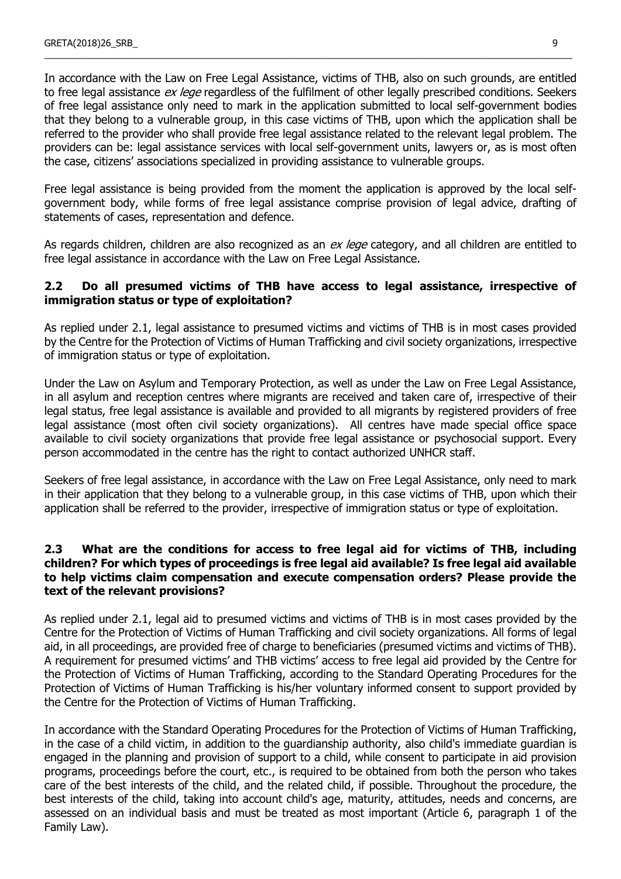In accordance with the Law on Free Legal Assistance, victims of THB, also on such grounds, are entitled to free legal assistance *ex lege* regardless of the fulfilment of other legally prescribed conditions. Seekers of free legal assistance only need to mark in the application submitted to local self-government bodies that they belong to a vulnerable group, in this case victims of THB, upon which the application shall be referred to the provider who shall provide free legal assistance related to the relevant legal problem. The providers can be: legal assistance services with local self-government units, lawyers or, as is most often the case, citizens' associations specialized in providing assistance to vulnerable groups.

Free legal assistance is being provided from the moment the application is approved by the local self-government body, while forms of free legal assistance comprise provision of legal advice, drafting of statements of cases, representation and defence.

As regards children, children are also recognized as an *ex lege* category, and all children are entitled to free legal assistance in accordance with the Law on Free Legal Assistance.

### 2.2 Do all presumed victims of THB have access to legal assistance, irrespective of immigration status or type of exploitation?

As replied under 2.1, legal assistance to presumed victims and victims of THB is in most cases provided by the Centre for the Protection of Victims of Human Trafficking and civil society organizations, irrespective of immigration status or type of exploitation.

Under the Law on Asylum and Temporary Protection, as well as under the Law on Free Legal Assistance, in all asylum and reception centres where migrants are received and taken care of, irrespective of their legal status, free legal assistance is available and provided to all migrants by registered providers of free legal assistance (most often civil society organizations). All centres have made special office space available to civil society organizations that provide free legal assistance or psychosocial support. Every person accommodated in the centre has the right to contact authorized UNHCR staff.

Seekers of free legal assistance, in accordance with the Law on Free Legal Assistance, only need to mark in their application that they belong to a vulnerable group, in this case victims of THB, upon which their application shall be referred to the provider, irrespective of immigration status or type of exploitation.

### 2.3 What are the conditions for access to free legal aid for victims of THB, including children? For which types of proceedings is free legal aid available? Is free legal aid available to help victims claim compensation and execute compensation orders? Please provide the text of the relevant provisions?

As replied under 2.1, legal aid to presumed victims and victims of THB is in most cases provided by the Centre for the Protection of Victims of Human Trafficking and civil society organizations. All forms of legal aid, in all proceedings, are provided free of charge to beneficiaries (presumed victims and victims of THB). A requirement for presumed victims' and THB victims' access to free legal aid provided by the Centre for the Protection of Victims of Human Trafficking, according to the Standard Operating Procedures for the Protection of Victims of Human Trafficking is his/her voluntary informed consent to support provided by the Centre for the Protection of Victims of Human Trafficking.

In accordance with the Standard Operating Procedures for the Protection of Victims of Human Trafficking, in the case of a child victim, in addition to the guardianship authority, also child's immediate guardian is engaged in the planning and provision of support to a child, while consent to participate in aid provision programs, proceedings before the court, etc., is required to be obtained from both the person who takes care of the best interests of the child, and the related child, if possible. Throughout the procedure, the best interests of the child, taking into account child's age, maturity, attitudes, needs and concerns, are assessed on an individual basis and must be treated as most important (Article 6, paragraph 1 of the Family Law).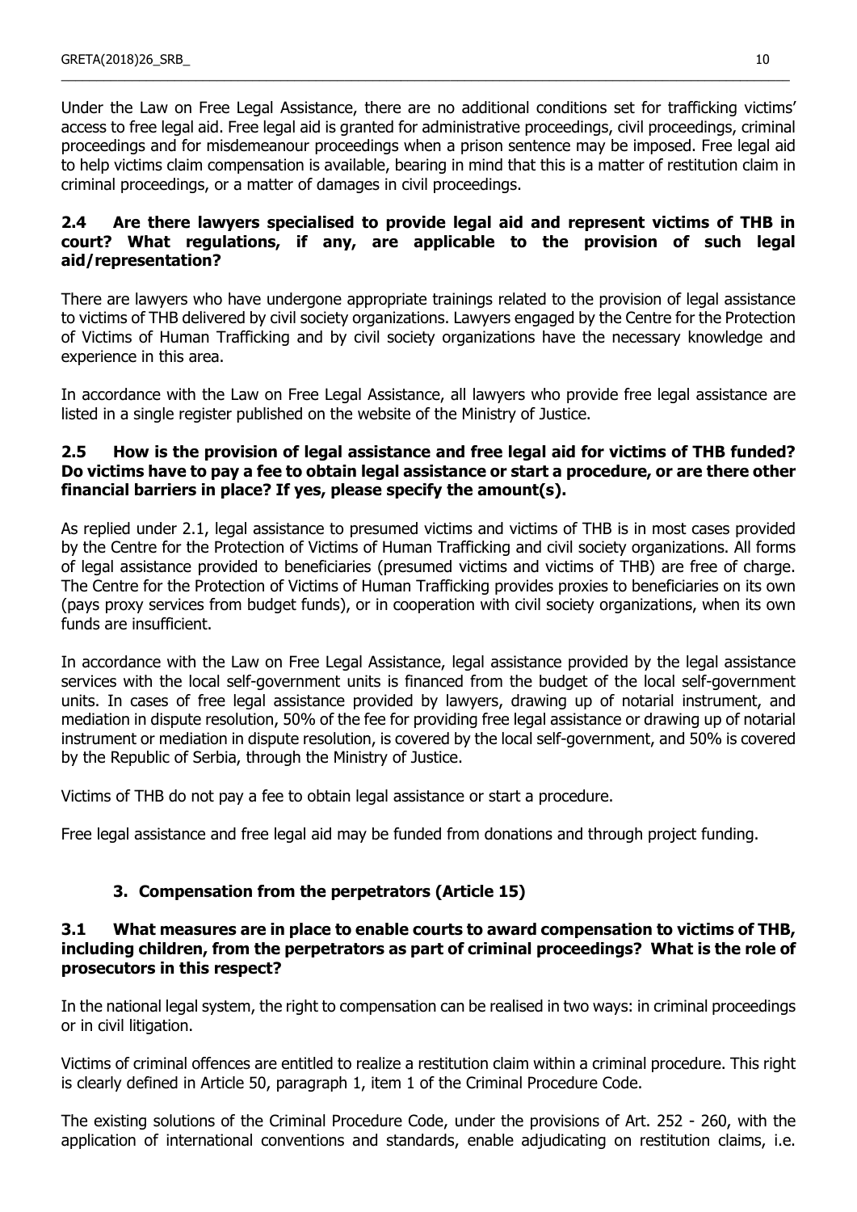Under the Law on Free Legal Assistance, there are no additional conditions set for trafficking victims' access to free legal aid. Free legal aid is granted for administrative proceedings, civil proceedings, criminal proceedings and for misdemeanour proceedings when a prison sentence may be imposed. Free legal aid to help victims claim compensation is available, bearing in mind that this is a matter of restitution claim in criminal proceedings, or a matter of damages in civil proceedings.

### 2.4 Are there lawyers specialised to provide legal aid and represent victims of THB in court? What regulations, if any, are applicable to the provision of such legal aid/representation?

There are lawyers who have undergone appropriate trainings related to the provision of legal assistance to victims of THB delivered by civil society organizations. Lawyers engaged by the Centre for the Protection of Victims of Human Trafficking and by civil society organizations have the necessary knowledge and experience in this area.

In accordance with the Law on Free Legal Assistance, all lawyers who provide free legal assistance are listed in a single register published on the website of the Ministry of Justice.

### 2.5 How is the provision of legal assistance and free legal aid for victims of THB funded? Do victims have to pay a fee to obtain legal assistance or start a procedure, or are there other financial barriers in place? If yes, please specify the amount(s).

As replied under 2.1, legal assistance to presumed victims and victims of THB is in most cases provided by the Centre for the Protection of Victims of Human Trafficking and civil society organizations. All forms of legal assistance provided to beneficiaries (presumed victims and victims of THB) are free of charge. The Centre for the Protection of Victims of Human Trafficking provides proxies to beneficiaries on its own (pays proxy services from budget funds), or in cooperation with civil society organizations, when its own funds are insufficient.

In accordance with the Law on Free Legal Assistance, legal assistance provided by the legal assistance services with the local self-government units is financed from the budget of the local self-government units. In cases of free legal assistance provided by lawyers, drawing up of notarial instrument, and mediation in dispute resolution, 50% of the fee for providing free legal assistance or drawing up of notarial instrument or mediation in dispute resolution, is covered by the local self-government, and 50% is covered by the Republic of Serbia, through the Ministry of Justice.

Victims of THB do not pay a fee to obtain legal assistance or start a procedure.

Free legal assistance and free legal aid may be funded from donations and through project funding.

## 3. Compensation from the perpetrators (Article 15)

### 3.1 What measures are in place to enable courts to award compensation to victims of THB, including children, from the perpetrators as part of criminal proceedings? What is the role of prosecutors in this respect?

In the national legal system, the right to compensation can be realised in two ways: in criminal proceedings or in civil litigation.

Victims of criminal offences are entitled to realize a restitution claim within a criminal procedure. This right is clearly defined in Article 50, paragraph 1, item 1 of the Criminal Procedure Code.

The existing solutions of the Criminal Procedure Code, under the provisions of Art. 252 - 260, with the application of international conventions and standards, enable adjudicating on restitution claims, i.e.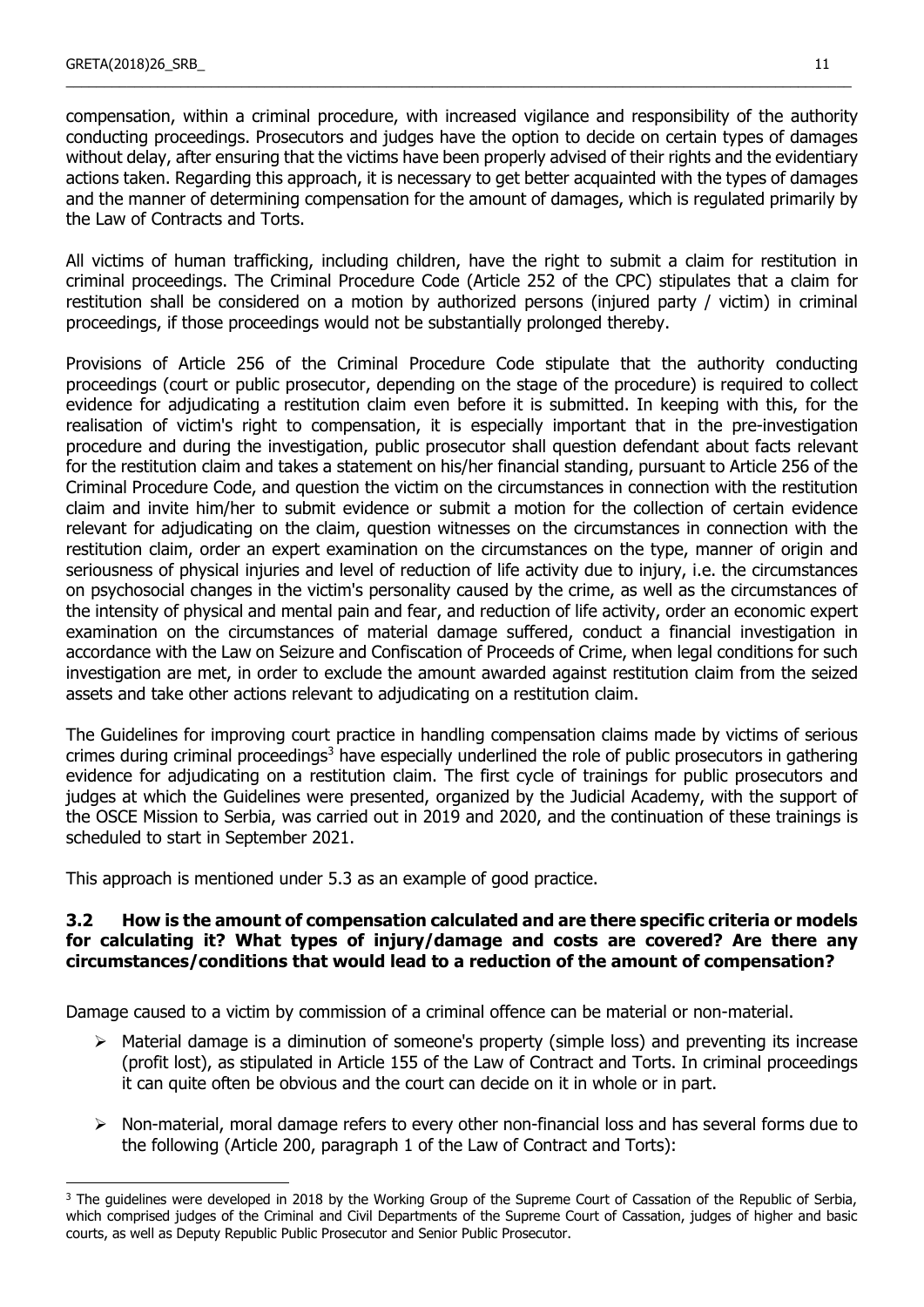compensation, within a criminal procedure, with increased vigilance and responsibility of the authority conducting proceedings. Prosecutors and judges have the option to decide on certain types of damages without delay, after ensuring that the victims have been properly advised of their rights and the evidentiary actions taken. Regarding this approach, it is necessary to get better acquainted with the types of damages and the manner of determining compensation for the amount of damages, which is regulated primarily by the Law of Contracts and Torts.

All victims of human trafficking, including children, have the right to submit a claim for restitution in criminal proceedings. The Criminal Procedure Code (Article 252 of the CPC) stipulates that a claim for restitution shall be considered on a motion by authorized persons (injured party / victim) in criminal proceedings, if those proceedings would not be substantially prolonged thereby.

Provisions of Article 256 of the Criminal Procedure Code stipulate that the authority conducting proceedings (court or public prosecutor, depending on the stage of the procedure) is required to collect evidence for adjudicating a restitution claim even before it is submitted. In keeping with this, for the realisation of victim's right to compensation, it is especially important that in the pre-investigation procedure and during the investigation, public prosecutor shall question defendant about facts relevant for the restitution claim and takes a statement on his/her financial standing, pursuant to Article 256 of the Criminal Procedure Code, and question the victim on the circumstances in connection with the restitution claim and invite him/her to submit evidence or submit a motion for the collection of certain evidence relevant for adjudicating on the claim, question witnesses on the circumstances in connection with the restitution claim, order an expert examination on the circumstances on the type, manner of origin and seriousness of physical injuries and level of reduction of life activity due to injury, i.e. the circumstances on psychosocial changes in the victim's personality caused by the crime, as well as the circumstances of the intensity of physical and mental pain and fear, and reduction of life activity, order an economic expert examination on the circumstances of material damage suffered, conduct a financial investigation in accordance with the Law on Seizure and Confiscation of Proceeds of Crime, when legal conditions for such investigation are met, in order to exclude the amount awarded against restitution claim from the seized assets and take other actions relevant to adjudicating on a restitution claim.

The Guidelines for improving court practice in handling compensation claims made by victims of serious crimes during criminal proceedings[3] have especially underlined the role of public prosecutors in gathering evidence for adjudicating on a restitution claim. The first cycle of trainings for public prosecutors and judges at which the Guidelines were presented, organized by the Judicial Academy, with the support of the OSCE Mission to Serbia, was carried out in 2019 and 2020, and the continuation of these trainings is scheduled to start in September 2021.

This approach is mentioned under 5.3 as an example of good practice.

### 3.2 How is the amount of compensation calculated and are there specific criteria or models for calculating it? What types of injury/damage and costs are covered? Are there any circumstances/conditions that would lead to a reduction of the amount of compensation?

Damage caused to a victim by commission of a criminal offence can be material or non-material.

- Material damage is a diminution of someone's property (simple loss) and preventing its increase (profit lost), as stipulated in Article 155 of the Law of Contract and Torts. In criminal proceedings it can quite often be obvious and the court can decide on it in whole or in part.
- Non-material, moral damage refers to every other non-financial loss and has several forms due to the following (Article 200, paragraph 1 of the Law of Contract and Torts):

[3] The guidelines were developed in 2018 by the Working Group of the Supreme Court of Cassation of the Republic of Serbia, which comprised judges of the Criminal and Civil Departments of the Supreme Court of Cassation, judges of higher and basic courts, as well as Deputy Republic Public Prosecutor and Senior Public Prosecutor.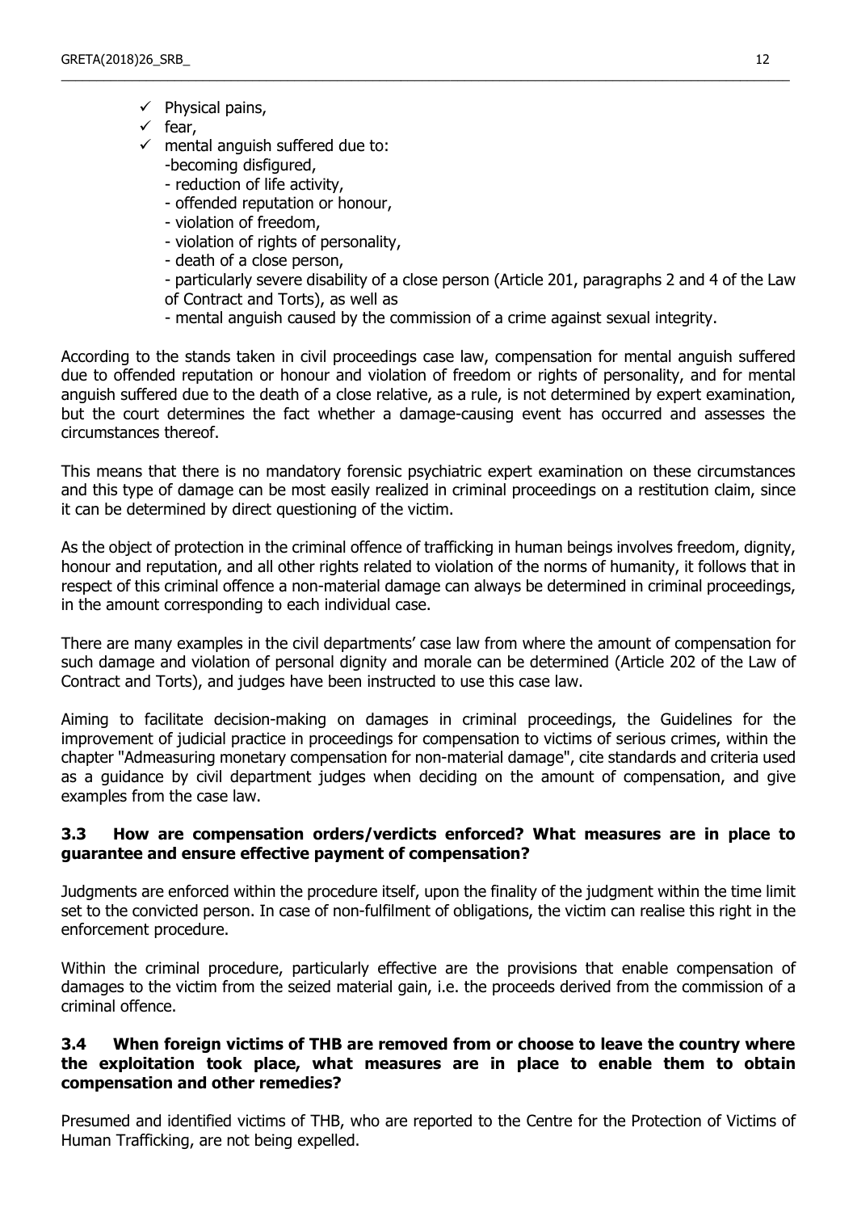- ✓ Physical pains,
- ✓ fear,
- ✓ mental anguish suffered due to:
  - becoming disfigured,
  - reduction of life activity,
  - offended reputation or honour,
  - violation of freedom,
  - violation of rights of personality,
  - death of a close person,
  - particularly severe disability of a close person (Article 201, paragraphs 2 and 4 of the Law of Contract and Torts), as well as
  - mental anguish caused by the commission of a crime against sexual integrity.

According to the stands taken in civil proceedings case law, compensation for mental anguish suffered due to offended reputation or honour and violation of freedom or rights of personality, and for mental anguish suffered due to the death of a close relative, as a rule, is not determined by expert examination, but the court determines the fact whether a damage-causing event has occurred and assesses the circumstances thereof.

This means that there is no mandatory forensic psychiatric expert examination on these circumstances and this type of damage can be most easily realized in criminal proceedings on a restitution claim, since it can be determined by direct questioning of the victim.

As the object of protection in the criminal offence of trafficking in human beings involves freedom, dignity, honour and reputation, and all other rights related to violation of the norms of humanity, it follows that in respect of this criminal offence a non-material damage can always be determined in criminal proceedings, in the amount corresponding to each individual case.

There are many examples in the civil departments' case law from where the amount of compensation for such damage and violation of personal dignity and morale can be determined (Article 202 of the Law of Contract and Torts), and judges have been instructed to use this case law.

Aiming to facilitate decision-making on damages in criminal proceedings, the Guidelines for the improvement of judicial practice in proceedings for compensation to victims of serious crimes, within the chapter "Admeasuring monetary compensation for non-material damage", cite standards and criteria used as a guidance by civil department judges when deciding on the amount of compensation, and give examples from the case law.

### 3.3 How are compensation orders/verdicts enforced? What measures are in place to guarantee and ensure effective payment of compensation?

Judgments are enforced within the procedure itself, upon the finality of the judgment within the time limit set to the convicted person. In case of non-fulfilment of obligations, the victim can realise this right in the enforcement procedure.

Within the criminal procedure, particularly effective are the provisions that enable compensation of damages to the victim from the seized material gain, i.e. the proceeds derived from the commission of a criminal offence.

### 3.4 When foreign victims of THB are removed from or choose to leave the country where the exploitation took place, what measures are in place to enable them to obtain compensation and other remedies?

Presumed and identified victims of THB, who are reported to the Centre for the Protection of Victims of Human Trafficking, are not being expelled.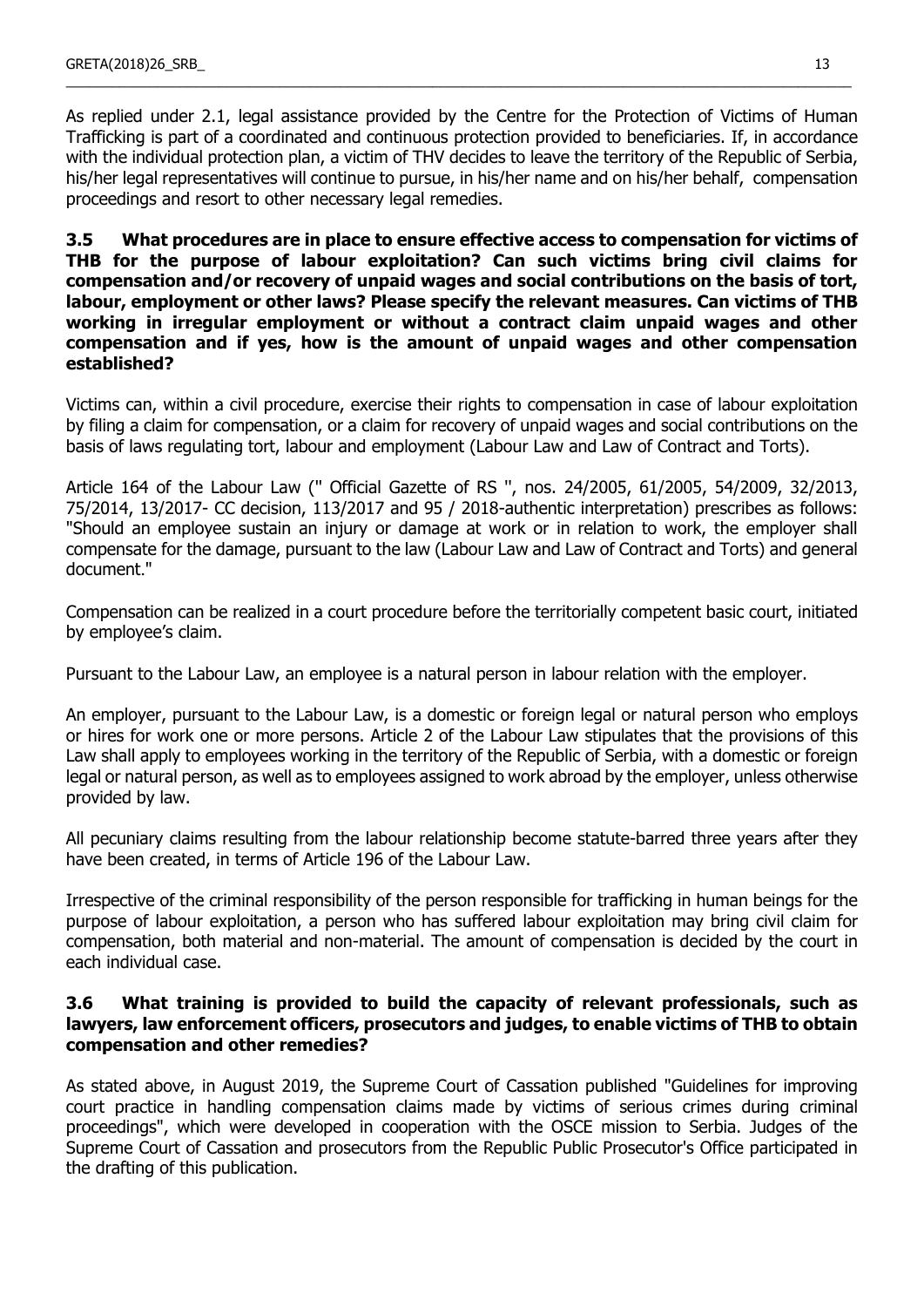As replied under 2.1, legal assistance provided by the Centre for the Protection of Victims of Human Trafficking is part of a coordinated and continuous protection provided to beneficiaries. If, in accordance with the individual protection plan, a victim of THV decides to leave the territory of the Republic of Serbia, his/her legal representatives will continue to pursue, in his/her name and on his/her behalf, compensation proceedings and resort to other necessary legal remedies.

### 3.5 What procedures are in place to ensure effective access to compensation for victims of THB for the purpose of labour exploitation? Can such victims bring civil claims for compensation and/or recovery of unpaid wages and social contributions on the basis of tort, labour, employment or other laws? Please specify the relevant measures. Can victims of THB working in irregular employment or without a contract claim unpaid wages and other compensation and if yes, how is the amount of unpaid wages and other compensation established?

Victims can, within a civil procedure, exercise their rights to compensation in case of labour exploitation by filing a claim for compensation, or a claim for recovery of unpaid wages and social contributions on the basis of laws regulating tort, labour and employment (Labour Law and Law of Contract and Torts).

Article 164 of the Labour Law (" Official Gazette of RS ", nos. 24/2005, 61/2005, 54/2009, 32/2013, 75/2014, 13/2017- CC decision, 113/2017 and 95 / 2018-authentic interpretation) prescribes as follows: "Should an employee sustain an injury or damage at work or in relation to work, the employer shall compensate for the damage, pursuant to the law (Labour Law and Law of Contract and Torts) and general document."

Compensation can be realized in a court procedure before the territorially competent basic court, initiated by employee's claim.

Pursuant to the Labour Law, an employee is a natural person in labour relation with the employer.

An employer, pursuant to the Labour Law, is a domestic or foreign legal or natural person who employs or hires for work one or more persons. Article 2 of the Labour Law stipulates that the provisions of this Law shall apply to employees working in the territory of the Republic of Serbia, with a domestic or foreign legal or natural person, as well as to employees assigned to work abroad by the employer, unless otherwise provided by law.

All pecuniary claims resulting from the labour relationship become statute-barred three years after they have been created, in terms of Article 196 of the Labour Law.

Irrespective of the criminal responsibility of the person responsible for trafficking in human beings for the purpose of labour exploitation, a person who has suffered labour exploitation may bring civil claim for compensation, both material and non-material. The amount of compensation is decided by the court in each individual case.

### 3.6 What training is provided to build the capacity of relevant professionals, such as lawyers, law enforcement officers, prosecutors and judges, to enable victims of THB to obtain compensation and other remedies?

As stated above, in August 2019, the Supreme Court of Cassation published "Guidelines for improving court practice in handling compensation claims made by victims of serious crimes during criminal proceedings", which were developed in cooperation with the OSCE mission to Serbia. Judges of the Supreme Court of Cassation and prosecutors from the Republic Public Prosecutor's Office participated in the drafting of this publication.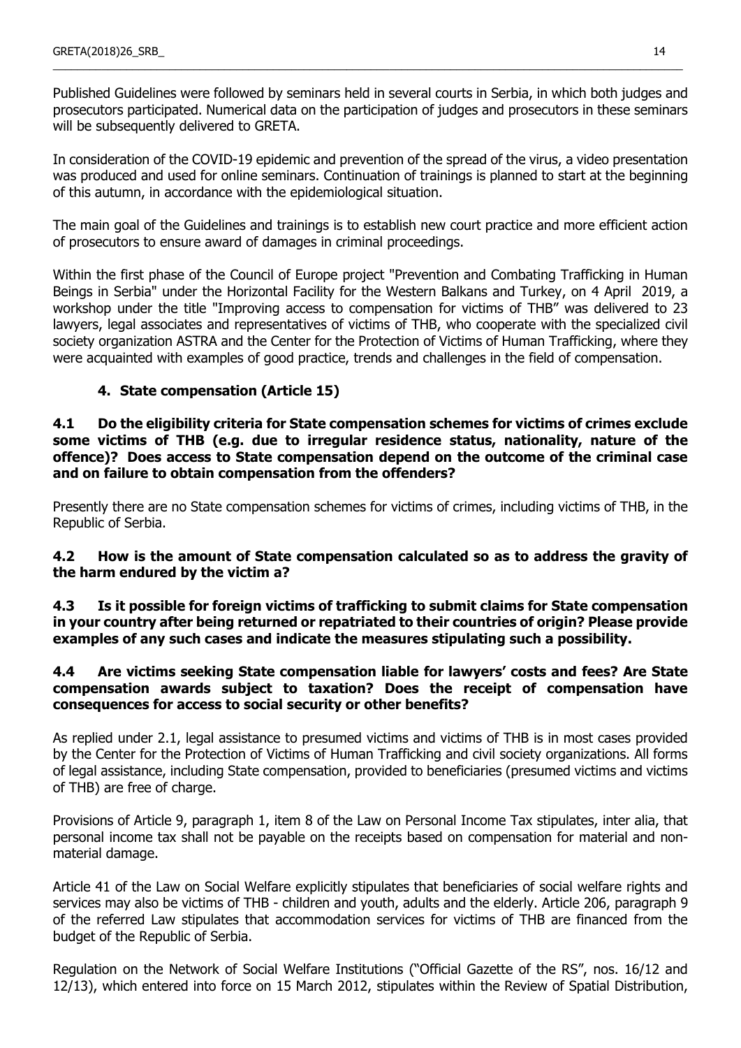Published Guidelines were followed by seminars held in several courts in Serbia, in which both judges and prosecutors participated. Numerical data on the participation of judges and prosecutors in these seminars will be subsequently delivered to GRETA.

In consideration of the COVID-19 epidemic and prevention of the spread of the virus, a video presentation was produced and used for online seminars. Continuation of trainings is planned to start at the beginning of this autumn, in accordance with the epidemiological situation.

The main goal of the Guidelines and trainings is to establish new court practice and more efficient action of prosecutors to ensure award of damages in criminal proceedings.

Within the first phase of the Council of Europe project "Prevention and Combating Trafficking in Human Beings in Serbia" under the Horizontal Facility for the Western Balkans and Turkey, on 4 April 2019, a workshop under the title "Improving access to compensation for victims of THB" was delivered to 23 lawyers, legal associates and representatives of victims of THB, who cooperate with the specialized civil society organization ASTRA and the Center for the Protection of Victims of Human Trafficking, where they were acquainted with examples of good practice, trends and challenges in the field of compensation.

## 4. State compensation (Article 15)

### 4.1 Do the eligibility criteria for State compensation schemes for victims of crimes exclude some victims of THB (e.g. due to irregular residence status, nationality, nature of the offence)? Does access to State compensation depend on the outcome of the criminal case and on failure to obtain compensation from the offenders?

Presently there are no State compensation schemes for victims of crimes, including victims of THB, in the Republic of Serbia.

### 4.2 How is the amount of State compensation calculated so as to address the gravity of the harm endured by the victim a?

### 4.3 Is it possible for foreign victims of trafficking to submit claims for State compensation in your country after being returned or repatriated to their countries of origin? Please provide examples of any such cases and indicate the measures stipulating such a possibility.

### 4.4 Are victims seeking State compensation liable for lawyers' costs and fees? Are State compensation awards subject to taxation? Does the receipt of compensation have consequences for access to social security or other benefits?

As replied under 2.1, legal assistance to presumed victims and victims of THB is in most cases provided by the Center for the Protection of Victims of Human Trafficking and civil society organizations. All forms of legal assistance, including State compensation, provided to beneficiaries (presumed victims and victims of THB) are free of charge.

Provisions of Article 9, paragraph 1, item 8 of the Law on Personal Income Tax stipulates, inter alia, that personal income tax shall not be payable on the receipts based on compensation for material and non-material damage.

Article 41 of the Law on Social Welfare explicitly stipulates that beneficiaries of social welfare rights and services may also be victims of THB - children and youth, adults and the elderly. Article 206, paragraph 9 of the referred Law stipulates that accommodation services for victims of THB are financed from the budget of the Republic of Serbia.

Regulation on the Network of Social Welfare Institutions ("Official Gazette of the RS", nos. 16/12 and 12/13), which entered into force on 15 March 2012, stipulates within the Review of Spatial Distribution,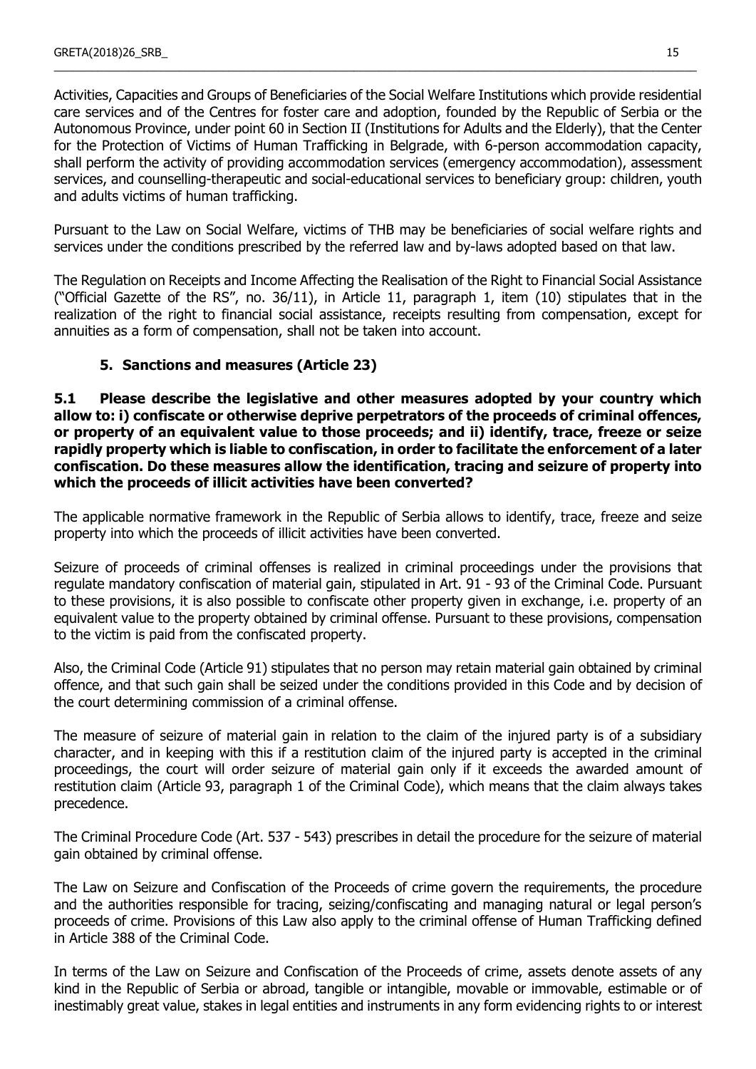Activities, Capacities and Groups of Beneficiaries of the Social Welfare Institutions which provide residential care services and of the Centres for foster care and adoption, founded by the Republic of Serbia or the Autonomous Province, under point 60 in Section II (Institutions for Adults and the Elderly), that the Center for the Protection of Victims of Human Trafficking in Belgrade, with 6-person accommodation capacity, shall perform the activity of providing accommodation services (emergency accommodation), assessment services, and counselling-therapeutic and social-educational services to beneficiary group: children, youth and adults victims of human trafficking.

Pursuant to the Law on Social Welfare, victims of THB may be beneficiaries of social welfare rights and services under the conditions prescribed by the referred law and by-laws adopted based on that law.

The Regulation on Receipts and Income Affecting the Realisation of the Right to Financial Social Assistance ("Official Gazette of the RS", no. 36/11), in Article 11, paragraph 1, item (10) stipulates that in the realization of the right to financial social assistance, receipts resulting from compensation, except for annuities as a form of compensation, shall not be taken into account.

## 5. Sanctions and measures (Article 23)

**5.1 Please describe the legislative and other measures adopted by your country which allow to: i) confiscate or otherwise deprive perpetrators of the proceeds of criminal offences, or property of an equivalent value to those proceeds; and ii) identify, trace, freeze or seize rapidly property which is liable to confiscation, in order to facilitate the enforcement of a later confiscation. Do these measures allow the identification, tracing and seizure of property into which the proceeds of illicit activities have been converted?**

The applicable normative framework in the Republic of Serbia allows to identify, trace, freeze and seize property into which the proceeds of illicit activities have been converted.

Seizure of proceeds of criminal offenses is realized in criminal proceedings under the provisions that regulate mandatory confiscation of material gain, stipulated in Art. 91 - 93 of the Criminal Code. Pursuant to these provisions, it is also possible to confiscate other property given in exchange, i.e. property of an equivalent value to the property obtained by criminal offense. Pursuant to these provisions, compensation to the victim is paid from the confiscated property.

Also, the Criminal Code (Article 91) stipulates that no person may retain material gain obtained by criminal offence, and that such gain shall be seized under the conditions provided in this Code and by decision of the court determining commission of a criminal offense.

The measure of seizure of material gain in relation to the claim of the injured party is of a subsidiary character, and in keeping with this if a restitution claim of the injured party is accepted in the criminal proceedings, the court will order seizure of material gain only if it exceeds the awarded amount of restitution claim (Article 93, paragraph 1 of the Criminal Code), which means that the claim always takes precedence.

The Criminal Procedure Code (Art. 537 - 543) prescribes in detail the procedure for the seizure of material gain obtained by criminal offense.

The Law on Seizure and Confiscation of the Proceeds of crime govern the requirements, the procedure and the authorities responsible for tracing, seizing/confiscating and managing natural or legal person's proceeds of crime. Provisions of this Law also apply to the criminal offense of Human Trafficking defined in Article 388 of the Criminal Code.

In terms of the Law on Seizure and Confiscation of the Proceeds of crime, assets denote assets of any kind in the Republic of Serbia or abroad, tangible or intangible, movable or immovable, estimable or of inestimably great value, stakes in legal entities and instruments in any form evidencing rights to or interest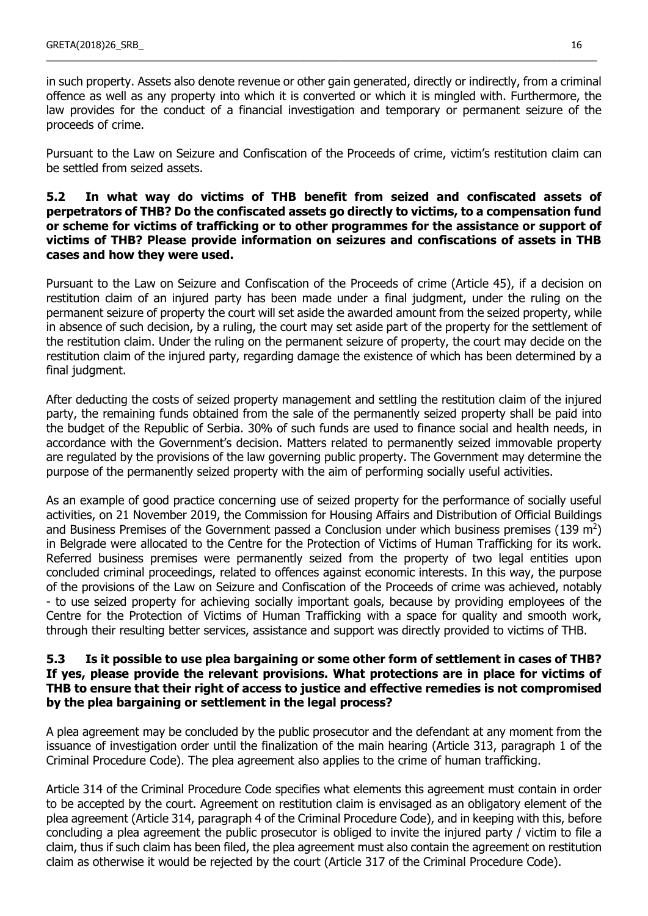in such property. Assets also denote revenue or other gain generated, directly or indirectly, from a criminal offence as well as any property into which it is converted or which it is mingled with. Furthermore, the law provides for the conduct of a financial investigation and temporary or permanent seizure of the proceeds of crime.

Pursuant to the Law on Seizure and Confiscation of the Proceeds of crime, victim's restitution claim can be settled from seized assets.

### 5.2 In what way do victims of THB benefit from seized and confiscated assets of perpetrators of THB? Do the confiscated assets go directly to victims, to a compensation fund or scheme for victims of trafficking or to other programmes for the assistance or support of victims of THB? Please provide information on seizures and confiscations of assets in THB cases and how they were used.

Pursuant to the Law on Seizure and Confiscation of the Proceeds of crime (Article 45), if a decision on restitution claim of an injured party has been made under a final judgment, under the ruling on the permanent seizure of property the court will set aside the awarded amount from the seized property, while in absence of such decision, by a ruling, the court may set aside part of the property for the settlement of the restitution claim. Under the ruling on the permanent seizure of property, the court may decide on the restitution claim of the injured party, regarding damage the existence of which has been determined by a final judgment.

After deducting the costs of seized property management and settling the restitution claim of the injured party, the remaining funds obtained from the sale of the permanently seized property shall be paid into the budget of the Republic of Serbia. 30% of such funds are used to finance social and health needs, in accordance with the Government's decision. Matters related to permanently seized immovable property are regulated by the provisions of the law governing public property. The Government may determine the purpose of the permanently seized property with the aim of performing socially useful activities.

As an example of good practice concerning use of seized property for the performance of socially useful activities, on 21 November 2019, the Commission for Housing Affairs and Distribution of Official Buildings and Business Premises of the Government passed a Conclusion under which business premises (139 m$^2$) in Belgrade were allocated to the Centre for the Protection of Victims of Human Trafficking for its work. Referred business premises were permanently seized from the property of two legal entities upon concluded criminal proceedings, related to offences against economic interests. In this way, the purpose of the provisions of the Law on Seizure and Confiscation of the Proceeds of crime was achieved, notably - to use seized property for achieving socially important goals, because by providing employees of the Centre for the Protection of Victims of Human Trafficking with a space for quality and smooth work, through their resulting better services, assistance and support was directly provided to victims of THB.

### 5.3 Is it possible to use plea bargaining or some other form of settlement in cases of THB? If yes, please provide the relevant provisions. What protections are in place for victims of THB to ensure that their right of access to justice and effective remedies is not compromised by the plea bargaining or settlement in the legal process?

A plea agreement may be concluded by the public prosecutor and the defendant at any moment from the issuance of investigation order until the finalization of the main hearing (Article 313, paragraph 1 of the Criminal Procedure Code). The plea agreement also applies to the crime of human trafficking.

Article 314 of the Criminal Procedure Code specifies what elements this agreement must contain in order to be accepted by the court. Agreement on restitution claim is envisaged as an obligatory element of the plea agreement (Article 314, paragraph 4 of the Criminal Procedure Code), and in keeping with this, before concluding a plea agreement the public prosecutor is obliged to invite the injured party / victim to file a claim, thus if such claim has been filed, the plea agreement must also contain the agreement on restitution claim as otherwise it would be rejected by the court (Article 317 of the Criminal Procedure Code).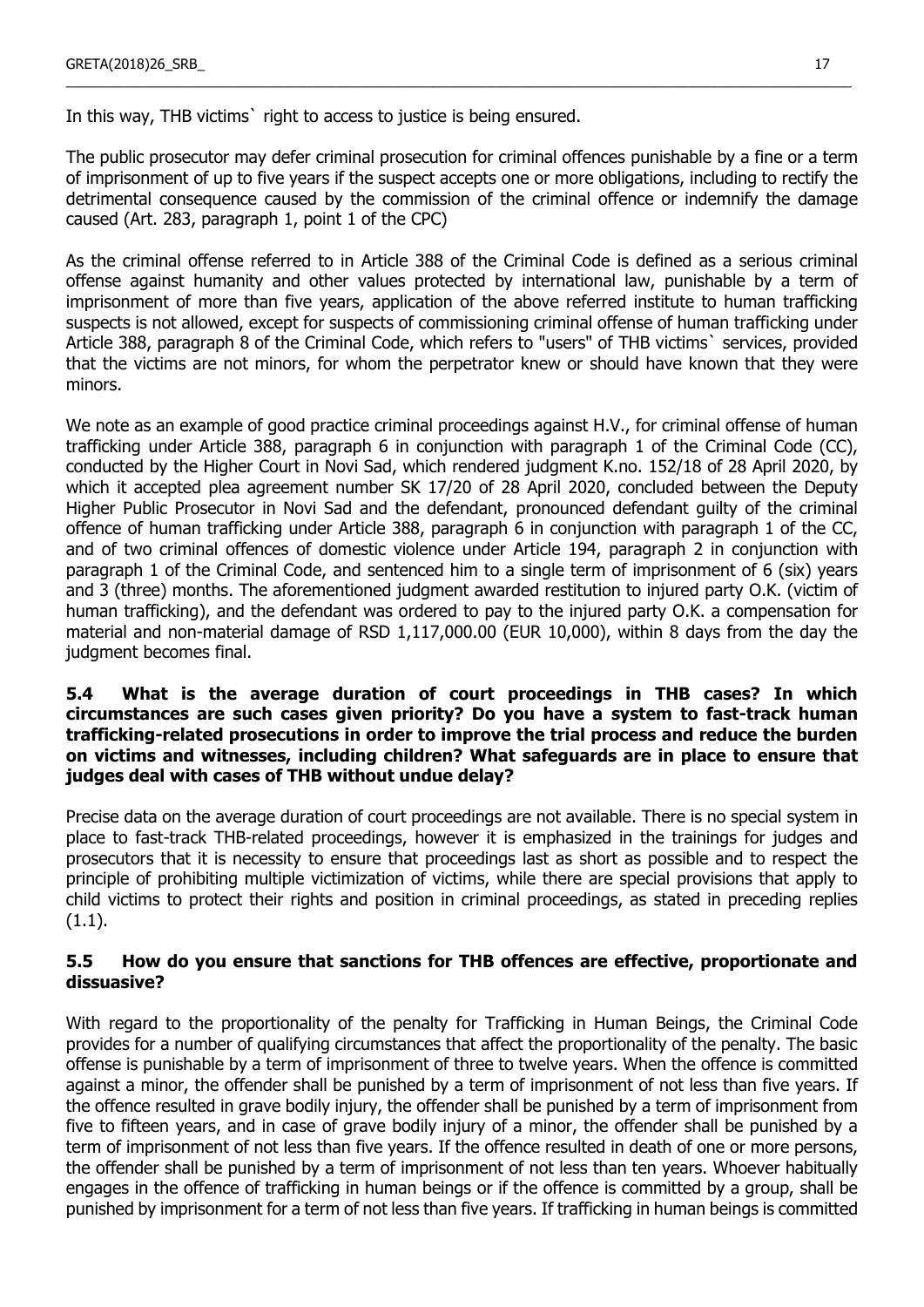In this way, THB victims` right to access to justice is being ensured.

The public prosecutor may defer criminal prosecution for criminal offences punishable by a fine or a term of imprisonment of up to five years if the suspect accepts one or more obligations, including to rectify the detrimental consequence caused by the commission of the criminal offence or indemnify the damage caused (Art. 283, paragraph 1, point 1 of the CPC)

As the criminal offense referred to in Article 388 of the Criminal Code is defined as a serious criminal offense against humanity and other values protected by international law, punishable by a term of imprisonment of more than five years, application of the above referred institute to human trafficking suspects is not allowed, except for suspects of commissioning criminal offense of human trafficking under Article 388, paragraph 8 of the Criminal Code, which refers to "users" of THB victims` services, provided that the victims are not minors, for whom the perpetrator knew or should have known that they were minors.

We note as an example of good practice criminal proceedings against H.V., for criminal offense of human trafficking under Article 388, paragraph 6 in conjunction with paragraph 1 of the Criminal Code (CC), conducted by the Higher Court in Novi Sad, which rendered judgment K.no. 152/18 of 28 April 2020, by which it accepted plea agreement number SK 17/20 of 28 April 2020, concluded between the Deputy Higher Public Prosecutor in Novi Sad and the defendant, pronounced defendant guilty of the criminal offence of human trafficking under Article 388, paragraph 6 in conjunction with paragraph 1 of the CC, and of two criminal offences of domestic violence under Article 194, paragraph 2 in conjunction with paragraph 1 of the Criminal Code, and sentenced him to a single term of imprisonment of 6 (six) years and 3 (three) months. The aforementioned judgment awarded restitution to injured party O.K. (victim of human trafficking), and the defendant was ordered to pay to the injured party O.K. a compensation for material and non-material damage of RSD 1,117,000.00 (EUR 10,000), within 8 days from the day the judgment becomes final.

### 5.4 What is the average duration of court proceedings in THB cases? In which circumstances are such cases given priority? Do you have a system to fast-track human trafficking-related prosecutions in order to improve the trial process and reduce the burden on victims and witnesses, including children? What safeguards are in place to ensure that judges deal with cases of THB without undue delay?

Precise data on the average duration of court proceedings are not available. There is no special system in place to fast-track THB-related proceedings, however it is emphasized in the trainings for judges and prosecutors that it is necessity to ensure that proceedings last as short as possible and to respect the principle of prohibiting multiple victimization of victims, while there are special provisions that apply to child victims to protect their rights and position in criminal proceedings, as stated in preceding replies (1.1).

### 5.5 How do you ensure that sanctions for THB offences are effective, proportionate and dissuasive?

With regard to the proportionality of the penalty for Trafficking in Human Beings, the Criminal Code provides for a number of qualifying circumstances that affect the proportionality of the penalty. The basic offense is punishable by a term of imprisonment of three to twelve years. When the offence is committed against a minor, the offender shall be punished by a term of imprisonment of not less than five years. If the offence resulted in grave bodily injury, the offender shall be punished by a term of imprisonment from five to fifteen years, and in case of grave bodily injury of a minor, the offender shall be punished by a term of imprisonment of not less than five years. If the offence resulted in death of one or more persons, the offender shall be punished by a term of imprisonment of not less than ten years. Whoever habitually engages in the offence of trafficking in human beings or if the offence is committed by a group, shall be punished by imprisonment for a term of not less than five years. If trafficking in human beings is committed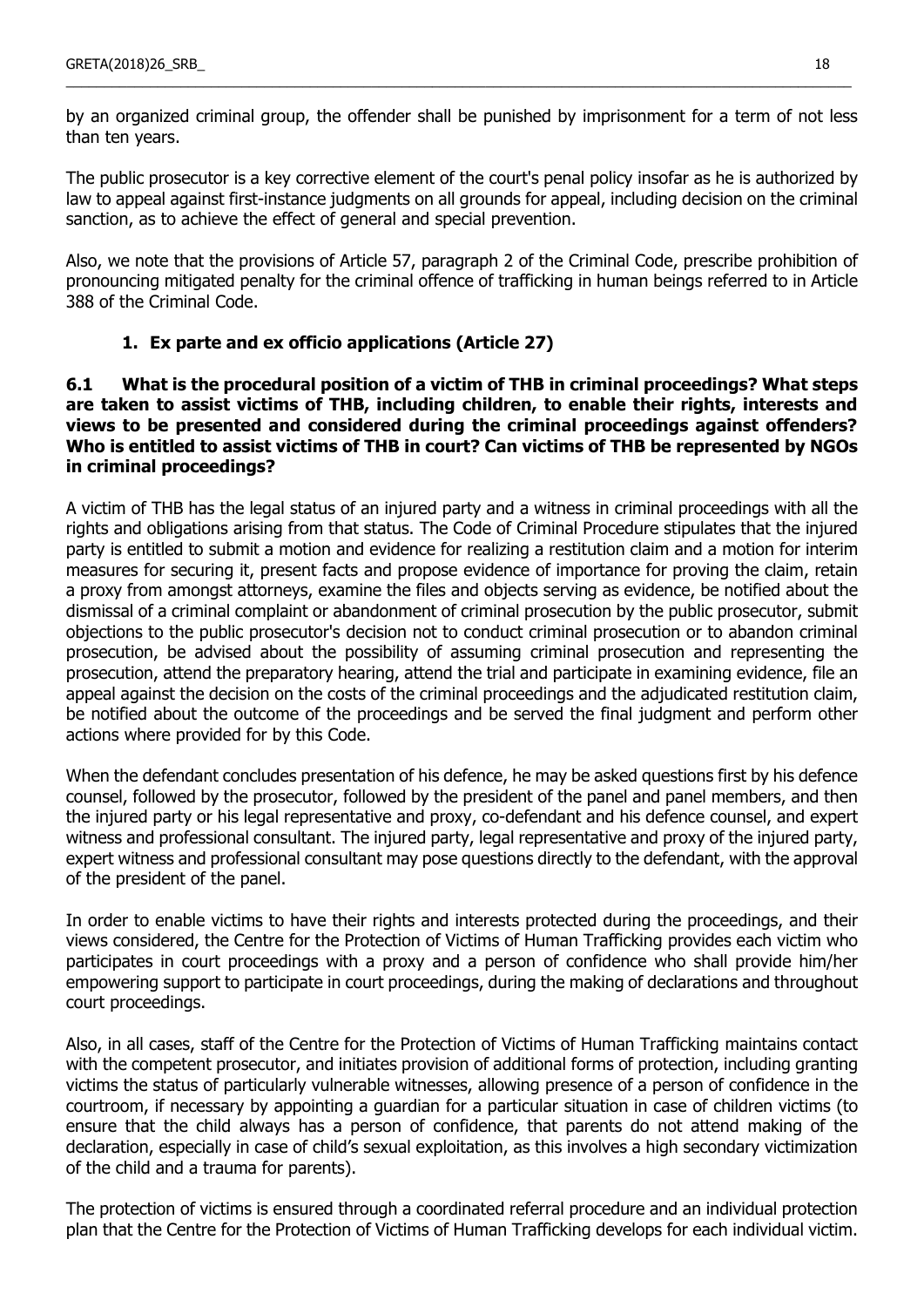by an organized criminal group, the offender shall be punished by imprisonment for a term of not less than ten years.

The public prosecutor is a key corrective element of the court's penal policy insofar as he is authorized by law to appeal against first-instance judgments on all grounds for appeal, including decision on the criminal sanction, as to achieve the effect of general and special prevention.

Also, we note that the provisions of Article 57, paragraph 2 of the Criminal Code, prescribe prohibition of pronouncing mitigated penalty for the criminal offence of trafficking in human beings referred to in Article 388 of the Criminal Code.

## 1. Ex parte and ex officio applications (Article 27)

**6.1 What is the procedural position of a victim of THB in criminal proceedings? What steps are taken to assist victims of THB, including children, to enable their rights, interests and views to be presented and considered during the criminal proceedings against offenders? Who is entitled to assist victims of THB in court? Can victims of THB be represented by NGOs in criminal proceedings?**

A victim of THB has the legal status of an injured party and a witness in criminal proceedings with all the rights and obligations arising from that status. The Code of Criminal Procedure stipulates that the injured party is entitled to submit a motion and evidence for realizing a restitution claim and a motion for interim measures for securing it, present facts and propose evidence of importance for proving the claim, retain a proxy from amongst attorneys, examine the files and objects serving as evidence, be notified about the dismissal of a criminal complaint or abandonment of criminal prosecution by the public prosecutor, submit objections to the public prosecutor's decision not to conduct criminal prosecution or to abandon criminal prosecution, be advised about the possibility of assuming criminal prosecution and representing the prosecution, attend the preparatory hearing, attend the trial and participate in examining evidence, file an appeal against the decision on the costs of the criminal proceedings and the adjudicated restitution claim, be notified about the outcome of the proceedings and be served the final judgment and perform other actions where provided for by this Code.

When the defendant concludes presentation of his defence, he may be asked questions first by his defence counsel, followed by the prosecutor, followed by the president of the panel and panel members, and then the injured party or his legal representative and proxy, co-defendant and his defence counsel, and expert witness and professional consultant. The injured party, legal representative and proxy of the injured party, expert witness and professional consultant may pose questions directly to the defendant, with the approval of the president of the panel.

In order to enable victims to have their rights and interests protected during the proceedings, and their views considered, the Centre for the Protection of Victims of Human Trafficking provides each victim who participates in court proceedings with a proxy and a person of confidence who shall provide him/her empowering support to participate in court proceedings, during the making of declarations and throughout court proceedings.

Also, in all cases, staff of the Centre for the Protection of Victims of Human Trafficking maintains contact with the competent prosecutor, and initiates provision of additional forms of protection, including granting victims the status of particularly vulnerable witnesses, allowing presence of a person of confidence in the courtroom, if necessary by appointing a guardian for a particular situation in case of children victims (to ensure that the child always has a person of confidence, that parents do not attend making of the declaration, especially in case of child's sexual exploitation, as this involves a high secondary victimization of the child and a trauma for parents).

The protection of victims is ensured through a coordinated referral procedure and an individual protection plan that the Centre for the Protection of Victims of Human Trafficking develops for each individual victim.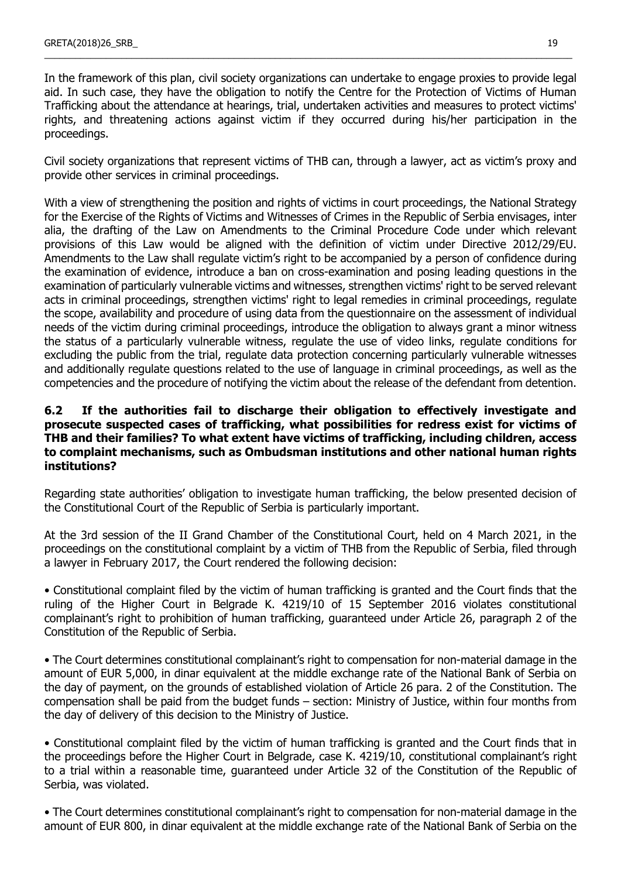In the framework of this plan, civil society organizations can undertake to engage proxies to provide legal aid. In such case, they have the obligation to notify the Centre for the Protection of Victims of Human Trafficking about the attendance at hearings, trial, undertaken activities and measures to protect victims' rights, and threatening actions against victim if they occurred during his/her participation in the proceedings.

Civil society organizations that represent victims of THB can, through a lawyer, act as victim's proxy and provide other services in criminal proceedings.

With a view of strengthening the position and rights of victims in court proceedings, the National Strategy for the Exercise of the Rights of Victims and Witnesses of Crimes in the Republic of Serbia envisages, inter alia, the drafting of the Law on Amendments to the Criminal Procedure Code under which relevant provisions of this Law would be aligned with the definition of victim under Directive 2012/29/EU. Amendments to the Law shall regulate victim's right to be accompanied by a person of confidence during the examination of evidence, introduce a ban on cross-examination and posing leading questions in the examination of particularly vulnerable victims and witnesses, strengthen victims' right to be served relevant acts in criminal proceedings, strengthen victims' right to legal remedies in criminal proceedings, regulate the scope, availability and procedure of using data from the questionnaire on the assessment of individual needs of the victim during criminal proceedings, introduce the obligation to always grant a minor witness the status of a particularly vulnerable witness, regulate the use of video links, regulate conditions for excluding the public from the trial, regulate data protection concerning particularly vulnerable witnesses and additionally regulate questions related to the use of language in criminal proceedings, as well as the competencies and the procedure of notifying the victim about the release of the defendant from detention.

### 6.2 If the authorities fail to discharge their obligation to effectively investigate and prosecute suspected cases of trafficking, what possibilities for redress exist for victims of THB and their families? To what extent have victims of trafficking, including children, access to complaint mechanisms, such as Ombudsman institutions and other national human rights institutions?

Regarding state authorities' obligation to investigate human trafficking, the below presented decision of the Constitutional Court of the Republic of Serbia is particularly important.

At the 3rd session of the II Grand Chamber of the Constitutional Court, held on 4 March 2021, in the proceedings on the constitutional complaint by a victim of THB from the Republic of Serbia, filed through a lawyer in February 2017, the Court rendered the following decision:

- Constitutional complaint filed by the victim of human trafficking is granted and the Court finds that the ruling of the Higher Court in Belgrade K. 4219/10 of 15 September 2016 violates constitutional complainant's right to prohibition of human trafficking, guaranteed under Article 26, paragraph 2 of the Constitution of the Republic of Serbia.
- The Court determines constitutional complainant's right to compensation for non-material damage in the amount of EUR 5,000, in dinar equivalent at the middle exchange rate of the National Bank of Serbia on the day of payment, on the grounds of established violation of Article 26 para. 2 of the Constitution. The compensation shall be paid from the budget funds – section: Ministry of Justice, within four months from the day of delivery of this decision to the Ministry of Justice.
- Constitutional complaint filed by the victim of human trafficking is granted and the Court finds that in the proceedings before the Higher Court in Belgrade, case K. 4219/10, constitutional complainant's right to a trial within a reasonable time, guaranteed under Article 32 of the Constitution of the Republic of Serbia, was violated.
- The Court determines constitutional complainant's right to compensation for non-material damage in the amount of EUR 800, in dinar equivalent at the middle exchange rate of the National Bank of Serbia on the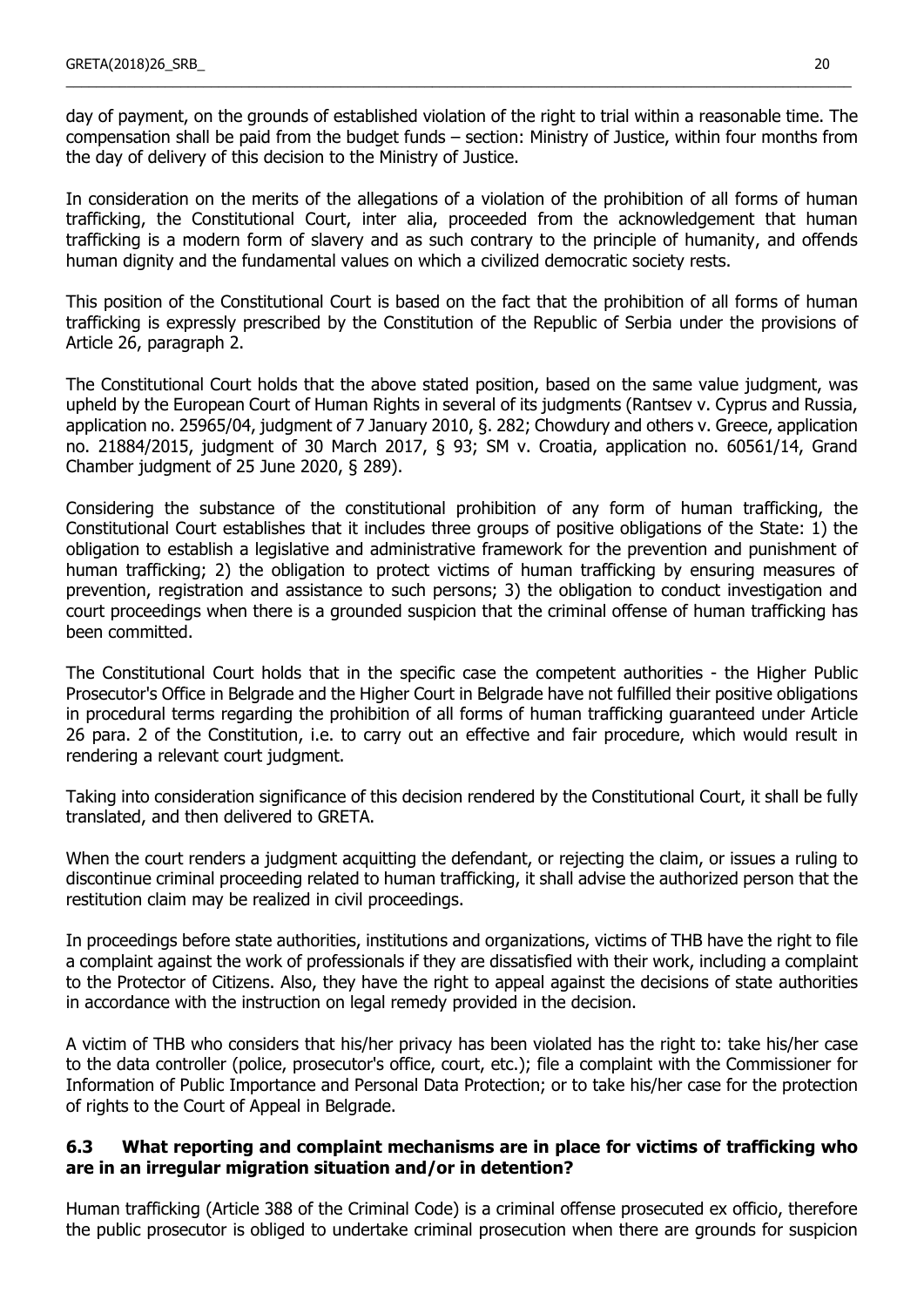day of payment, on the grounds of established violation of the right to trial within a reasonable time. The compensation shall be paid from the budget funds – section: Ministry of Justice, within four months from the day of delivery of this decision to the Ministry of Justice.

In consideration on the merits of the allegations of a violation of the prohibition of all forms of human trafficking, the Constitutional Court, inter alia, proceeded from the acknowledgement that human trafficking is a modern form of slavery and as such contrary to the principle of humanity, and offends human dignity and the fundamental values on which a civilized democratic society rests.

This position of the Constitutional Court is based on the fact that the prohibition of all forms of human trafficking is expressly prescribed by the Constitution of the Republic of Serbia under the provisions of Article 26, paragraph 2.

The Constitutional Court holds that the above stated position, based on the same value judgment, was upheld by the European Court of Human Rights in several of its judgments (Rantsev v. Cyprus and Russia, application no. 25965/04, judgment of 7 January 2010, §. 282; Chowdury and others v. Greece, application no. 21884/2015, judgment of 30 March 2017, § 93; SM v. Croatia, application no. 60561/14, Grand Chamber judgment of 25 June 2020, § 289).

Considering the substance of the constitutional prohibition of any form of human trafficking, the Constitutional Court establishes that it includes three groups of positive obligations of the State: 1) the obligation to establish a legislative and administrative framework for the prevention and punishment of human trafficking; 2) the obligation to protect victims of human trafficking by ensuring measures of prevention, registration and assistance to such persons; 3) the obligation to conduct investigation and court proceedings when there is a grounded suspicion that the criminal offense of human trafficking has been committed.

The Constitutional Court holds that in the specific case the competent authorities - the Higher Public Prosecutor's Office in Belgrade and the Higher Court in Belgrade have not fulfilled their positive obligations in procedural terms regarding the prohibition of all forms of human trafficking guaranteed under Article 26 para. 2 of the Constitution, i.e. to carry out an effective and fair procedure, which would result in rendering a relevant court judgment.

Taking into consideration significance of this decision rendered by the Constitutional Court, it shall be fully translated, and then delivered to GRETA.

When the court renders a judgment acquitting the defendant, or rejecting the claim, or issues a ruling to discontinue criminal proceeding related to human trafficking, it shall advise the authorized person that the restitution claim may be realized in civil proceedings.

In proceedings before state authorities, institutions and organizations, victims of THB have the right to file a complaint against the work of professionals if they are dissatisfied with their work, including a complaint to the Protector of Citizens. Also, they have the right to appeal against the decisions of state authorities in accordance with the instruction on legal remedy provided in the decision.

A victim of THB who considers that his/her privacy has been violated has the right to: take his/her case to the data controller (police, prosecutor's office, court, etc.); file a complaint with the Commissioner for Information of Public Importance and Personal Data Protection; or to take his/her case for the protection of rights to the Court of Appeal in Belgrade.

### 6.3 What reporting and complaint mechanisms are in place for victims of trafficking who are in an irregular migration situation and/or in detention?

Human trafficking (Article 388 of the Criminal Code) is a criminal offense prosecuted ex officio, therefore the public prosecutor is obliged to undertake criminal prosecution when there are grounds for suspicion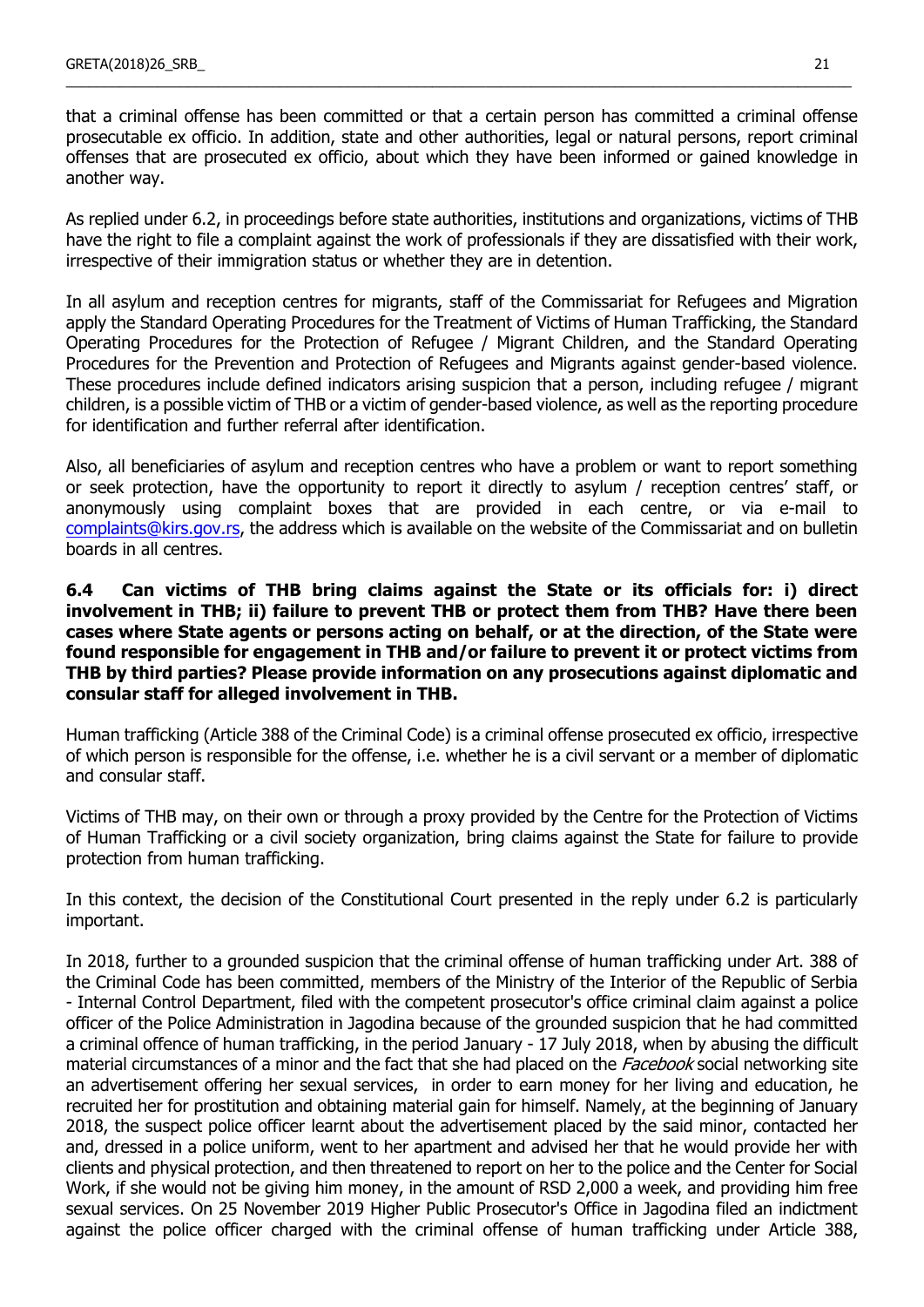that a criminal offense has been committed or that a certain person has committed a criminal offense prosecutable ex officio. In addition, state and other authorities, legal or natural persons, report criminal offenses that are prosecuted ex officio, about which they have been informed or gained knowledge in another way.

As replied under 6.2, in proceedings before state authorities, institutions and organizations, victims of THB have the right to file a complaint against the work of professionals if they are dissatisfied with their work, irrespective of their immigration status or whether they are in detention.

In all asylum and reception centres for migrants, staff of the Commissariat for Refugees and Migration apply the Standard Operating Procedures for the Treatment of Victims of Human Trafficking, the Standard Operating Procedures for the Protection of Refugee / Migrant Children, and the Standard Operating Procedures for the Prevention and Protection of Refugees and Migrants against gender-based violence. These procedures include defined indicators arising suspicion that a person, including refugee / migrant children, is a possible victim of THB or a victim of gender-based violence, as well as the reporting procedure for identification and further referral after identification.

Also, all beneficiaries of asylum and reception centres who have a problem or want to report something or seek protection, have the opportunity to report it directly to asylum / reception centres' staff, or anonymously using complaint boxes that are provided in each centre, or via e-mail to complaints@kirs.gov.rs, the address which is available on the website of the Commissariat and on bulletin boards in all centres.

**6.4 Can victims of THB bring claims against the State or its officials for: i) direct involvement in THB; ii) failure to prevent THB or protect them from THB? Have there been cases where State agents or persons acting on behalf, or at the direction, of the State were found responsible for engagement in THB and/or failure to prevent it or protect victims from THB by third parties? Please provide information on any prosecutions against diplomatic and consular staff for alleged involvement in THB.**

Human trafficking (Article 388 of the Criminal Code) is a criminal offense prosecuted ex officio, irrespective of which person is responsible for the offense, i.e. whether he is a civil servant or a member of diplomatic and consular staff.

Victims of THB may, on their own or through a proxy provided by the Centre for the Protection of Victims of Human Trafficking or a civil society organization, bring claims against the State for failure to provide protection from human trafficking.

In this context, the decision of the Constitutional Court presented in the reply under 6.2 is particularly important.

In 2018, further to a grounded suspicion that the criminal offense of human trafficking under Art. 388 of the Criminal Code has been committed, members of the Ministry of the Interior of the Republic of Serbia - Internal Control Department, filed with the competent prosecutor's office criminal claim against a police officer of the Police Administration in Jagodina because of the grounded suspicion that he had committed a criminal offence of human trafficking, in the period January - 17 July 2018, when by abusing the difficult material circumstances of a minor and the fact that she had placed on the *Facebook* social networking site an advertisement offering her sexual services, in order to earn money for her living and education, he recruited her for prostitution and obtaining material gain for himself. Namely, at the beginning of January 2018, the suspect police officer learnt about the advertisement placed by the said minor, contacted her and, dressed in a police uniform, went to her apartment and advised her that he would provide her with clients and physical protection, and then threatened to report on her to the police and the Center for Social Work, if she would not be giving him money, in the amount of RSD 2,000 a week, and providing him free sexual services. On 25 November 2019 Higher Public Prosecutor's Office in Jagodina filed an indictment against the police officer charged with the criminal offense of human trafficking under Article 388,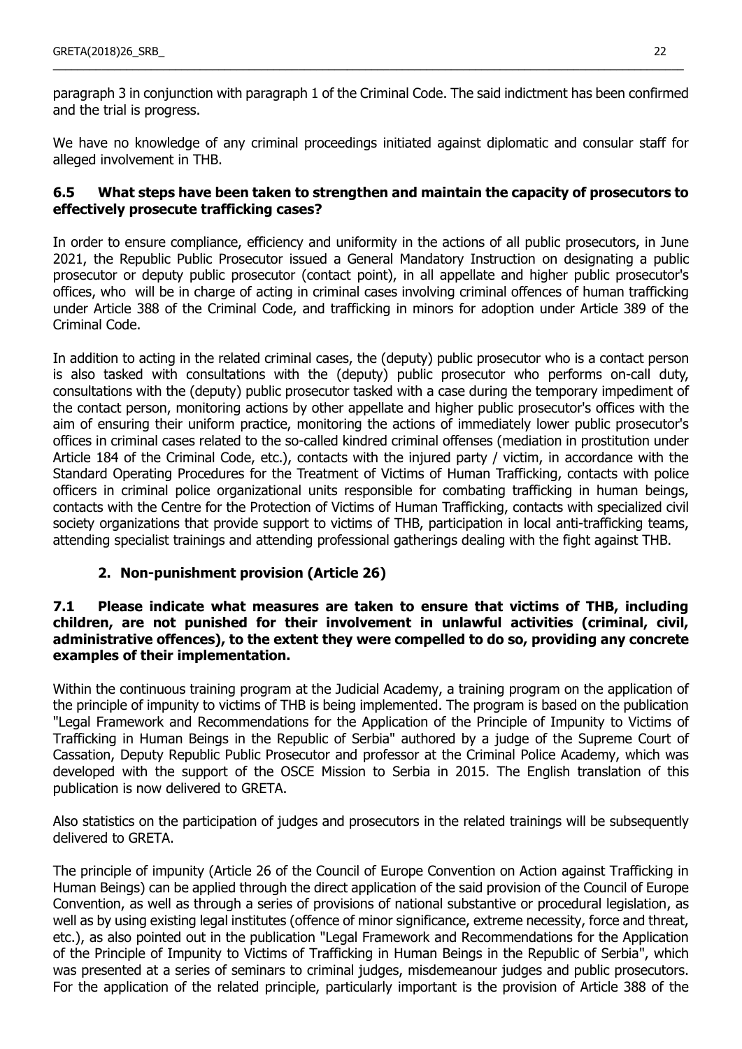paragraph 3 in conjunction with paragraph 1 of the Criminal Code. The said indictment has been confirmed and the trial is progress.

We have no knowledge of any criminal proceedings initiated against diplomatic and consular staff for alleged involvement in THB.

### 6.5 What steps have been taken to strengthen and maintain the capacity of prosecutors to effectively prosecute trafficking cases?

In order to ensure compliance, efficiency and uniformity in the actions of all public prosecutors, in June 2021, the Republic Public Prosecutor issued a General Mandatory Instruction on designating a public prosecutor or deputy public prosecutor (contact point), in all appellate and higher public prosecutor's offices, who will be in charge of acting in criminal cases involving criminal offences of human trafficking under Article 388 of the Criminal Code, and trafficking in minors for adoption under Article 389 of the Criminal Code.

In addition to acting in the related criminal cases, the (deputy) public prosecutor who is a contact person is also tasked with consultations with the (deputy) public prosecutor who performs on-call duty, consultations with the (deputy) public prosecutor tasked with a case during the temporary impediment of the contact person, monitoring actions by other appellate and higher public prosecutor's offices with the aim of ensuring their uniform practice, monitoring the actions of immediately lower public prosecutor's offices in criminal cases related to the so-called kindred criminal offenses (mediation in prostitution under Article 184 of the Criminal Code, etc.), contacts with the injured party / victim, in accordance with the Standard Operating Procedures for the Treatment of Victims of Human Trafficking, contacts with police officers in criminal police organizational units responsible for combating trafficking in human beings, contacts with the Centre for the Protection of Victims of Human Trafficking, contacts with specialized civil society organizations that provide support to victims of THB, participation in local anti-trafficking teams, attending specialist trainings and attending professional gatherings dealing with the fight against THB.

## 2. Non-punishment provision (Article 26)

### 7.1 Please indicate what measures are taken to ensure that victims of THB, including children, are not punished for their involvement in unlawful activities (criminal, civil, administrative offences), to the extent they were compelled to do so, providing any concrete examples of their implementation.

Within the continuous training program at the Judicial Academy, a training program on the application of the principle of impunity to victims of THB is being implemented. The program is based on the publication "Legal Framework and Recommendations for the Application of the Principle of Impunity to Victims of Trafficking in Human Beings in the Republic of Serbia" authored by a judge of the Supreme Court of Cassation, Deputy Republic Public Prosecutor and professor at the Criminal Police Academy, which was developed with the support of the OSCE Mission to Serbia in 2015. The English translation of this publication is now delivered to GRETA.

Also statistics on the participation of judges and prosecutors in the related trainings will be subsequently delivered to GRETA.

The principle of impunity (Article 26 of the Council of Europe Convention on Action against Trafficking in Human Beings) can be applied through the direct application of the said provision of the Council of Europe Convention, as well as through a series of provisions of national substantive or procedural legislation, as well as by using existing legal institutes (offence of minor significance, extreme necessity, force and threat, etc.), as also pointed out in the publication "Legal Framework and Recommendations for the Application of the Principle of Impunity to Victims of Trafficking in Human Beings in the Republic of Serbia", which was presented at a series of seminars to criminal judges, misdemeanour judges and public prosecutors. For the application of the related principle, particularly important is the provision of Article 388 of the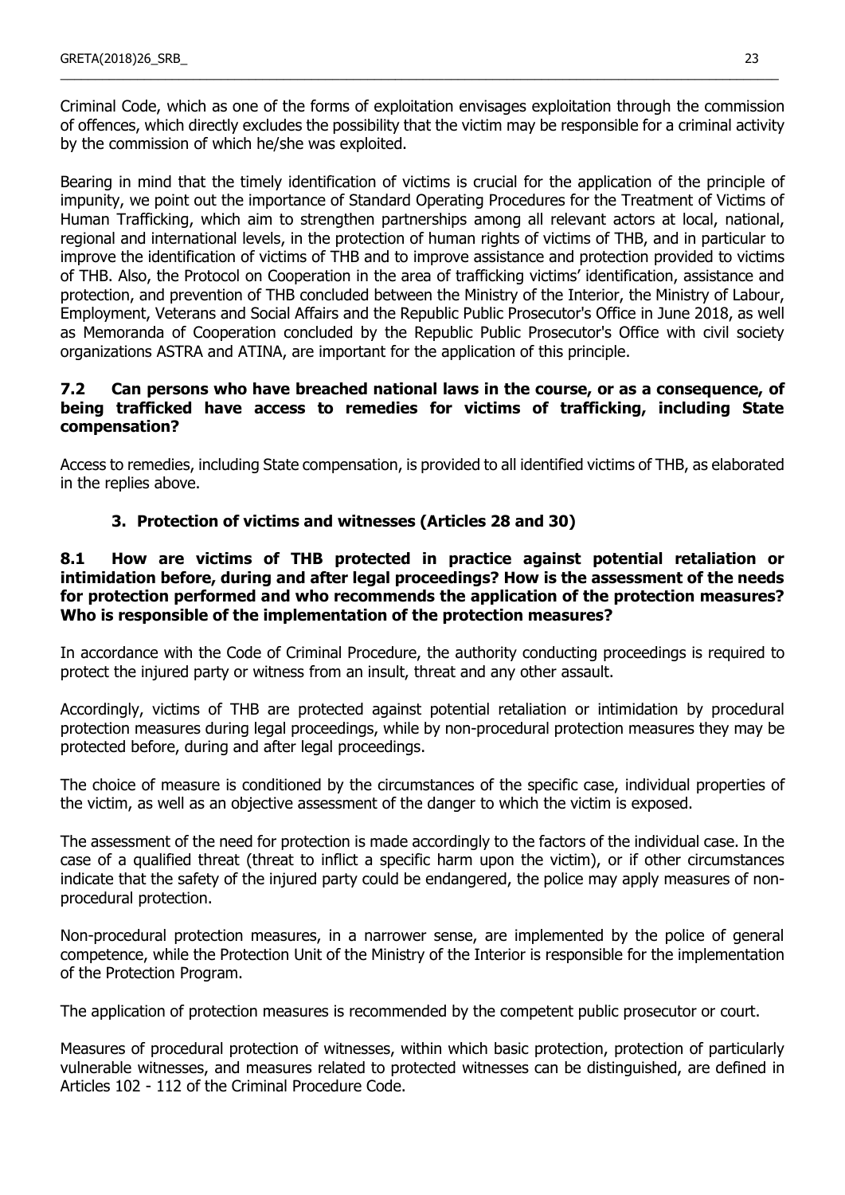Criminal Code, which as one of the forms of exploitation envisages exploitation through the commission of offences, which directly excludes the possibility that the victim may be responsible for a criminal activity by the commission of which he/she was exploited.

Bearing in mind that the timely identification of victims is crucial for the application of the principle of impunity, we point out the importance of Standard Operating Procedures for the Treatment of Victims of Human Trafficking, which aim to strengthen partnerships among all relevant actors at local, national, regional and international levels, in the protection of human rights of victims of THB, and in particular to improve the identification of victims of THB and to improve assistance and protection provided to victims of THB. Also, the Protocol on Cooperation in the area of trafficking victims' identification, assistance and protection, and prevention of THB concluded between the Ministry of the Interior, the Ministry of Labour, Employment, Veterans and Social Affairs and the Republic Public Prosecutor's Office in June 2018, as well as Memoranda of Cooperation concluded by the Republic Public Prosecutor's Office with civil society organizations ASTRA and ATINA, are important for the application of this principle.

#### 7.2 Can persons who have breached national laws in the course, or as a consequence, of being trafficked have access to remedies for victims of trafficking, including State compensation?

Access to remedies, including State compensation, is provided to all identified victims of THB, as elaborated in the replies above.

### 3. Protection of victims and witnesses (Articles 28 and 30)

#### 8.1 How are victims of THB protected in practice against potential retaliation or intimidation before, during and after legal proceedings? How is the assessment of the needs for protection performed and who recommends the application of the protection measures? Who is responsible of the implementation of the protection measures?

In accordance with the Code of Criminal Procedure, the authority conducting proceedings is required to protect the injured party or witness from an insult, threat and any other assault.

Accordingly, victims of THB are protected against potential retaliation or intimidation by procedural protection measures during legal proceedings, while by non-procedural protection measures they may be protected before, during and after legal proceedings.

The choice of measure is conditioned by the circumstances of the specific case, individual properties of the victim, as well as an objective assessment of the danger to which the victim is exposed.

The assessment of the need for protection is made accordingly to the factors of the individual case. In the case of a qualified threat (threat to inflict a specific harm upon the victim), or if other circumstances indicate that the safety of the injured party could be endangered, the police may apply measures of non-procedural protection.

Non-procedural protection measures, in a narrower sense, are implemented by the police of general competence, while the Protection Unit of the Ministry of the Interior is responsible for the implementation of the Protection Program.

The application of protection measures is recommended by the competent public prosecutor or court.

Measures of procedural protection of witnesses, within which basic protection, protection of particularly vulnerable witnesses, and measures related to protected witnesses can be distinguished, are defined in Articles 102 - 112 of the Criminal Procedure Code.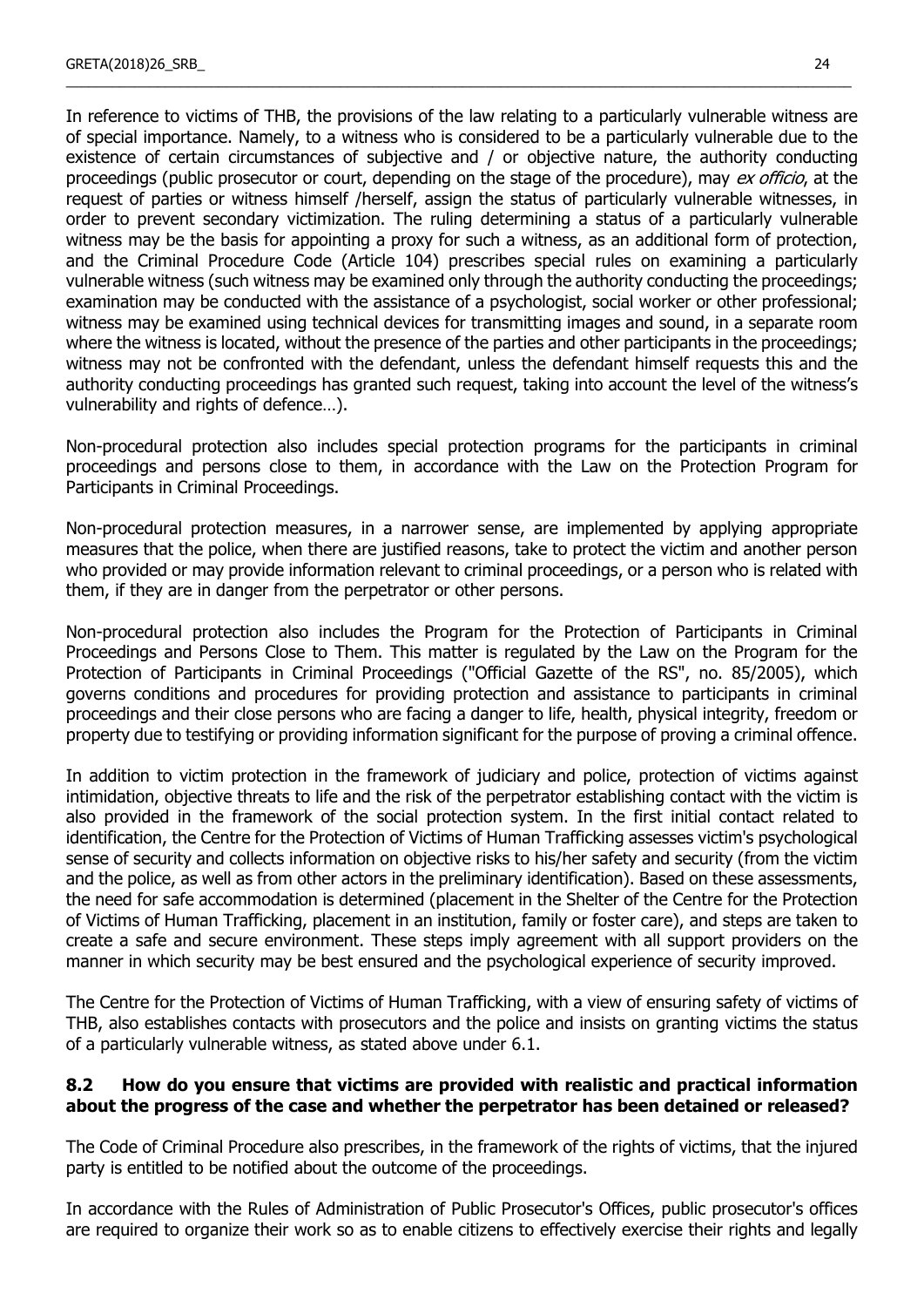In reference to victims of THB, the provisions of the law relating to a particularly vulnerable witness are of special importance. Namely, to a witness who is considered to be a particularly vulnerable due to the existence of certain circumstances of subjective and / or objective nature, the authority conducting proceedings (public prosecutor or court, depending on the stage of the procedure), may *ex officio*, at the request of parties or witness himself /herself, assign the status of particularly vulnerable witnesses, in order to prevent secondary victimization. The ruling determining a status of a particularly vulnerable witness may be the basis for appointing a proxy for such a witness, as an additional form of protection, and the Criminal Procedure Code (Article 104) prescribes special rules on examining a particularly vulnerable witness (such witness may be examined only through the authority conducting the proceedings; examination may be conducted with the assistance of a psychologist, social worker or other professional; witness may be examined using technical devices for transmitting images and sound, in a separate room where the witness is located, without the presence of the parties and other participants in the proceedings; witness may not be confronted with the defendant, unless the defendant himself requests this and the authority conducting proceedings has granted such request, taking into account the level of the witness's vulnerability and rights of defence…).

Non-procedural protection also includes special protection programs for the participants in criminal proceedings and persons close to them, in accordance with the Law on the Protection Program for Participants in Criminal Proceedings.

Non-procedural protection measures, in a narrower sense, are implemented by applying appropriate measures that the police, when there are justified reasons, take to protect the victim and another person who provided or may provide information relevant to criminal proceedings, or a person who is related with them, if they are in danger from the perpetrator or other persons.

Non-procedural protection also includes the Program for the Protection of Participants in Criminal Proceedings and Persons Close to Them. This matter is regulated by the Law on the Program for the Protection of Participants in Criminal Proceedings ("Official Gazette of the RS", no. 85/2005), which governs conditions and procedures for providing protection and assistance to participants in criminal proceedings and their close persons who are facing a danger to life, health, physical integrity, freedom or property due to testifying or providing information significant for the purpose of proving a criminal offence.

In addition to victim protection in the framework of judiciary and police, protection of victims against intimidation, objective threats to life and the risk of the perpetrator establishing contact with the victim is also provided in the framework of the social protection system. In the first initial contact related to identification, the Centre for the Protection of Victims of Human Trafficking assesses victim's psychological sense of security and collects information on objective risks to his/her safety and security (from the victim and the police, as well as from other actors in the preliminary identification). Based on these assessments, the need for safe accommodation is determined (placement in the Shelter of the Centre for the Protection of Victims of Human Trafficking, placement in an institution, family or foster care), and steps are taken to create a safe and secure environment. These steps imply agreement with all support providers on the manner in which security may be best ensured and the psychological experience of security improved.

The Centre for the Protection of Victims of Human Trafficking, with a view of ensuring safety of victims of THB, also establishes contacts with prosecutors and the police and insists on granting victims the status of a particularly vulnerable witness, as stated above under 6.1.

### 8.2 How do you ensure that victims are provided with realistic and practical information about the progress of the case and whether the perpetrator has been detained or released?

The Code of Criminal Procedure also prescribes, in the framework of the rights of victims, that the injured party is entitled to be notified about the outcome of the proceedings.

In accordance with the Rules of Administration of Public Prosecutor's Offices, public prosecutor's offices are required to organize their work so as to enable citizens to effectively exercise their rights and legally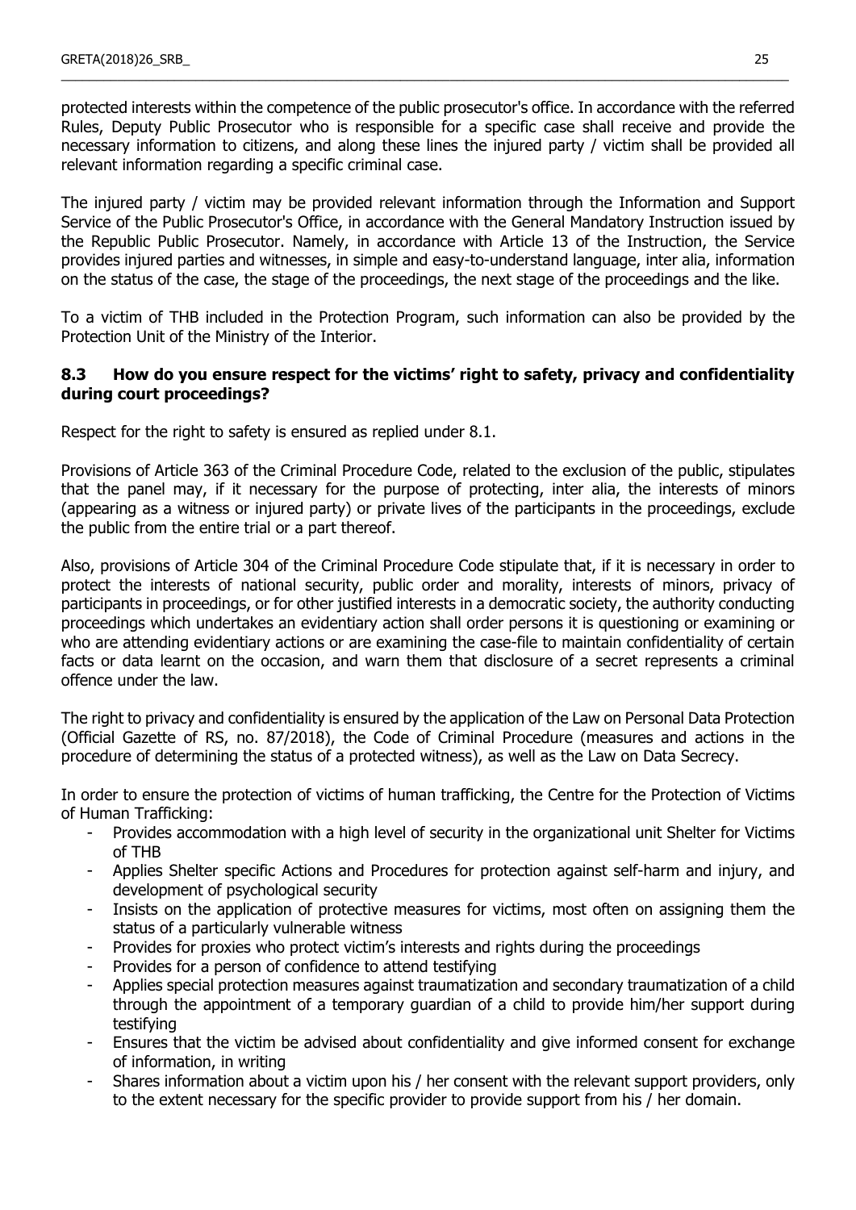protected interests within the competence of the public prosecutor's office. In accordance with the referred Rules, Deputy Public Prosecutor who is responsible for a specific case shall receive and provide the necessary information to citizens, and along these lines the injured party / victim shall be provided all relevant information regarding a specific criminal case.

The injured party / victim may be provided relevant information through the Information and Support Service of the Public Prosecutor's Office, in accordance with the General Mandatory Instruction issued by the Republic Public Prosecutor. Namely, in accordance with Article 13 of the Instruction, the Service provides injured parties and witnesses, in simple and easy-to-understand language, inter alia, information on the status of the case, the stage of the proceedings, the next stage of the proceedings and the like.

To a victim of THB included in the Protection Program, such information can also be provided by the Protection Unit of the Ministry of the Interior.

### 8.3 How do you ensure respect for the victims' right to safety, privacy and confidentiality during court proceedings?

Respect for the right to safety is ensured as replied under 8.1.

Provisions of Article 363 of the Criminal Procedure Code, related to the exclusion of the public, stipulates that the panel may, if it necessary for the purpose of protecting, inter alia, the interests of minors (appearing as a witness or injured party) or private lives of the participants in the proceedings, exclude the public from the entire trial or a part thereof.

Also, provisions of Article 304 of the Criminal Procedure Code stipulate that, if it is necessary in order to protect the interests of national security, public order and morality, interests of minors, privacy of participants in proceedings, or for other justified interests in a democratic society, the authority conducting proceedings which undertakes an evidentiary action shall order persons it is questioning or examining or who are attending evidentiary actions or are examining the case-file to maintain confidentiality of certain facts or data learnt on the occasion, and warn them that disclosure of a secret represents a criminal offence under the law.

The right to privacy and confidentiality is ensured by the application of the Law on Personal Data Protection (Official Gazette of RS, no. 87/2018), the Code of Criminal Procedure (measures and actions in the procedure of determining the status of a protected witness), as well as the Law on Data Secrecy.

In order to ensure the protection of victims of human trafficking, the Centre for the Protection of Victims of Human Trafficking:

- Provides accommodation with a high level of security in the organizational unit Shelter for Victims of THB
- Applies Shelter specific Actions and Procedures for protection against self-harm and injury, and development of psychological security
- Insists on the application of protective measures for victims, most often on assigning them the status of a particularly vulnerable witness
- Provides for proxies who protect victim's interests and rights during the proceedings
- Provides for a person of confidence to attend testifying
- Applies special protection measures against traumatization and secondary traumatization of a child through the appointment of a temporary guardian of a child to provide him/her support during testifying
- Ensures that the victim be advised about confidentiality and give informed consent for exchange of information, in writing
- Shares information about a victim upon his / her consent with the relevant support providers, only to the extent necessary for the specific provider to provide support from his / her domain.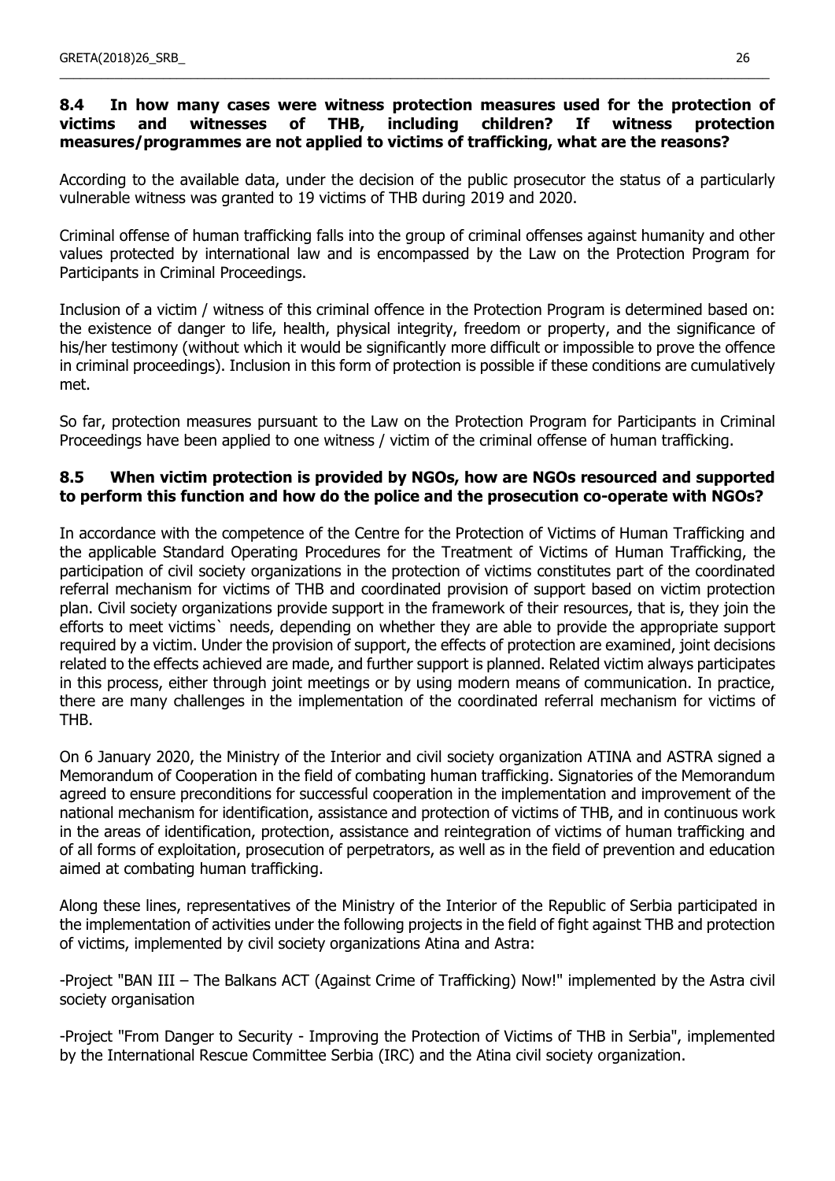### 8.4 In how many cases were witness protection measures used for the protection of victims and witnesses of THB, including children? If witness protection measures/programmes are not applied to victims of trafficking, what are the reasons?

According to the available data, under the decision of the public prosecutor the status of a particularly vulnerable witness was granted to 19 victims of THB during 2019 and 2020.

Criminal offense of human trafficking falls into the group of criminal offenses against humanity and other values protected by international law and is encompassed by the Law on the Protection Program for Participants in Criminal Proceedings.

Inclusion of a victim / witness of this criminal offence in the Protection Program is determined based on: the existence of danger to life, health, physical integrity, freedom or property, and the significance of his/her testimony (without which it would be significantly more difficult or impossible to prove the offence in criminal proceedings). Inclusion in this form of protection is possible if these conditions are cumulatively met.

So far, protection measures pursuant to the Law on the Protection Program for Participants in Criminal Proceedings have been applied to one witness / victim of the criminal offense of human trafficking.

### 8.5 When victim protection is provided by NGOs, how are NGOs resourced and supported to perform this function and how do the police and the prosecution co-operate with NGOs?

In accordance with the competence of the Centre for the Protection of Victims of Human Trafficking and the applicable Standard Operating Procedures for the Treatment of Victims of Human Trafficking, the participation of civil society organizations in the protection of victims constitutes part of the coordinated referral mechanism for victims of THB and coordinated provision of support based on victim protection plan. Civil society organizations provide support in the framework of their resources, that is, they join the efforts to meet victims` needs, depending on whether they are able to provide the appropriate support required by a victim. Under the provision of support, the effects of protection are examined, joint decisions related to the effects achieved are made, and further support is planned. Related victim always participates in this process, either through joint meetings or by using modern means of communication. In practice, there are many challenges in the implementation of the coordinated referral mechanism for victims of THB.

On 6 January 2020, the Ministry of the Interior and civil society organization ATINA and ASTRA signed a Memorandum of Cooperation in the field of combating human trafficking. Signatories of the Memorandum agreed to ensure preconditions for successful cooperation in the implementation and improvement of the national mechanism for identification, assistance and protection of victims of THB, and in continuous work in the areas of identification, protection, assistance and reintegration of victims of human trafficking and of all forms of exploitation, prosecution of perpetrators, as well as in the field of prevention and education aimed at combating human trafficking.

Along these lines, representatives of the Ministry of the Interior of the Republic of Serbia participated in the implementation of activities under the following projects in the field of fight against THB and protection of victims, implemented by civil society organizations Atina and Astra:

-Project "BAN III – The Balkans ACT (Against Crime of Trafficking) Now!" implemented by the Astra civil society organisation

-Project "From Danger to Security - Improving the Protection of Victims of THB in Serbia", implemented by the International Rescue Committee Serbia (IRC) and the Atina civil society organization.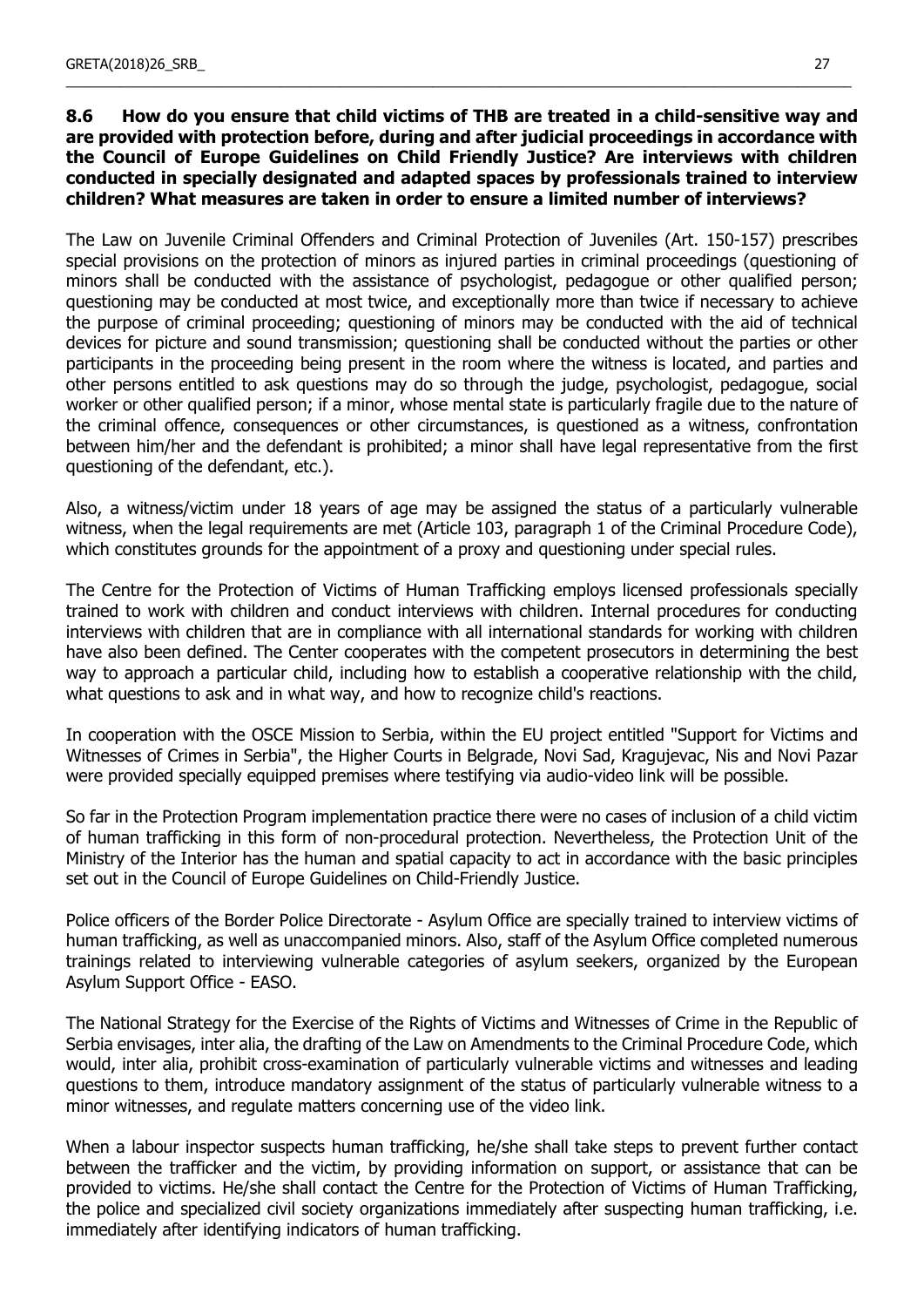**8.6 How do you ensure that child victims of THB are treated in a child-sensitive way and are provided with protection before, during and after judicial proceedings in accordance with the Council of Europe Guidelines on Child Friendly Justice? Are interviews with children conducted in specially designated and adapted spaces by professionals trained to interview children? What measures are taken in order to ensure a limited number of interviews?**

The Law on Juvenile Criminal Offenders and Criminal Protection of Juveniles (Art. 150-157) prescribes special provisions on the protection of minors as injured parties in criminal proceedings (questioning of minors shall be conducted with the assistance of psychologist, pedagogue or other qualified person; questioning may be conducted at most twice, and exceptionally more than twice if necessary to achieve the purpose of criminal proceeding; questioning of minors may be conducted with the aid of technical devices for picture and sound transmission; questioning shall be conducted without the parties or other participants in the proceeding being present in the room where the witness is located, and parties and other persons entitled to ask questions may do so through the judge, psychologist, pedagogue, social worker or other qualified person; if a minor, whose mental state is particularly fragile due to the nature of the criminal offence, consequences or other circumstances, is questioned as a witness, confrontation between him/her and the defendant is prohibited; a minor shall have legal representative from the first questioning of the defendant, etc.).

Also, a witness/victim under 18 years of age may be assigned the status of a particularly vulnerable witness, when the legal requirements are met (Article 103, paragraph 1 of the Criminal Procedure Code), which constitutes grounds for the appointment of a proxy and questioning under special rules.

The Centre for the Protection of Victims of Human Trafficking employs licensed professionals specially trained to work with children and conduct interviews with children. Internal procedures for conducting interviews with children that are in compliance with all international standards for working with children have also been defined. The Center cooperates with the competent prosecutors in determining the best way to approach a particular child, including how to establish a cooperative relationship with the child, what questions to ask and in what way, and how to recognize child's reactions.

In cooperation with the OSCE Mission to Serbia, within the EU project entitled "Support for Victims and Witnesses of Crimes in Serbia", the Higher Courts in Belgrade, Novi Sad, Kragujevac, Nis and Novi Pazar were provided specially equipped premises where testifying via audio-video link will be possible.

So far in the Protection Program implementation practice there were no cases of inclusion of a child victim of human trafficking in this form of non-procedural protection. Nevertheless, the Protection Unit of the Ministry of the Interior has the human and spatial capacity to act in accordance with the basic principles set out in the Council of Europe Guidelines on Child-Friendly Justice.

Police officers of the Border Police Directorate - Asylum Office are specially trained to interview victims of human trafficking, as well as unaccompanied minors. Also, staff of the Asylum Office completed numerous trainings related to interviewing vulnerable categories of asylum seekers, organized by the European Asylum Support Office - EASO.

The National Strategy for the Exercise of the Rights of Victims and Witnesses of Crime in the Republic of Serbia envisages, inter alia, the drafting of the Law on Amendments to the Criminal Procedure Code, which would, inter alia, prohibit cross-examination of particularly vulnerable victims and witnesses and leading questions to them, introduce mandatory assignment of the status of particularly vulnerable witness to a minor witnesses, and regulate matters concerning use of the video link.

When a labour inspector suspects human trafficking, he/she shall take steps to prevent further contact between the trafficker and the victim, by providing information on support, or assistance that can be provided to victims. He/she shall contact the Centre for the Protection of Victims of Human Trafficking, the police and specialized civil society organizations immediately after suspecting human trafficking, i.e. immediately after identifying indicators of human trafficking.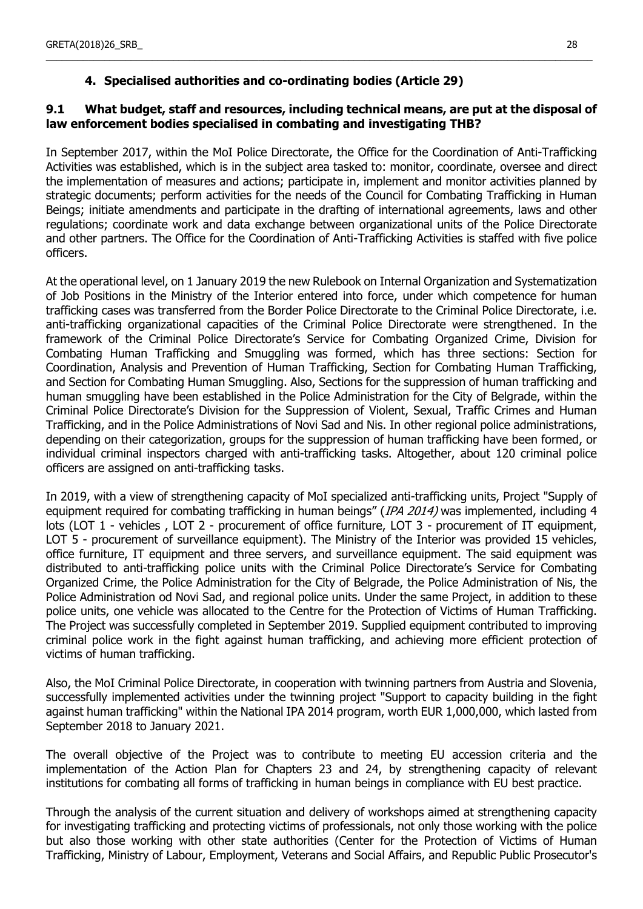## 4. Specialised authorities and co-ordinating bodies (Article 29)

### 9.1 What budget, staff and resources, including technical means, are put at the disposal of law enforcement bodies specialised in combating and investigating THB?

In September 2017, within the MoI Police Directorate, the Office for the Coordination of Anti-Trafficking Activities was established, which is in the subject area tasked to: monitor, coordinate, oversee and direct the implementation of measures and actions; participate in, implement and monitor activities planned by strategic documents; perform activities for the needs of the Council for Combating Trafficking in Human Beings; initiate amendments and participate in the drafting of international agreements, laws and other regulations; coordinate work and data exchange between organizational units of the Police Directorate and other partners. The Office for the Coordination of Anti-Trafficking Activities is staffed with five police officers.

At the operational level, on 1 January 2019 the new Rulebook on Internal Organization and Systematization of Job Positions in the Ministry of the Interior entered into force, under which competence for human trafficking cases was transferred from the Border Police Directorate to the Criminal Police Directorate, i.e. anti-trafficking organizational capacities of the Criminal Police Directorate were strengthened. In the framework of the Criminal Police Directorate's Service for Combating Organized Crime, Division for Combating Human Trafficking and Smuggling was formed, which has three sections: Section for Coordination, Analysis and Prevention of Human Trafficking, Section for Combating Human Trafficking, and Section for Combating Human Smuggling. Also, Sections for the suppression of human trafficking and human smuggling have been established in the Police Administration for the City of Belgrade, within the Criminal Police Directorate's Division for the Suppression of Violent, Sexual, Traffic Crimes and Human Trafficking, and in the Police Administrations of Novi Sad and Nis. In other regional police administrations, depending on their categorization, groups for the suppression of human trafficking have been formed, or individual criminal inspectors charged with anti-trafficking tasks. Altogether, about 120 criminal police officers are assigned on anti-trafficking tasks.

In 2019, with a view of strengthening capacity of MoI specialized anti-trafficking units, Project "Supply of equipment required for combating trafficking in human beings" (*IPA 2014)* was implemented, including 4 lots (LOT 1 - vehicles , LOT 2 - procurement of office furniture, LOT 3 - procurement of IT equipment, LOT 5 - procurement of surveillance equipment). The Ministry of the Interior was provided 15 vehicles, office furniture, IT equipment and three servers, and surveillance equipment. The said equipment was distributed to anti-trafficking police units with the Criminal Police Directorate's Service for Combating Organized Crime, the Police Administration for the City of Belgrade, the Police Administration of Nis, the Police Administration od Novi Sad, and regional police units. Under the same Project, in addition to these police units, one vehicle was allocated to the Centre for the Protection of Victims of Human Trafficking. The Project was successfully completed in September 2019. Supplied equipment contributed to improving criminal police work in the fight against human trafficking, and achieving more efficient protection of victims of human trafficking.

Also, the MoI Criminal Police Directorate, in cooperation with twinning partners from Austria and Slovenia, successfully implemented activities under the twinning project "Support to capacity building in the fight against human trafficking" within the National IPA 2014 program, worth EUR 1,000,000, which lasted from September 2018 to January 2021.

The overall objective of the Project was to contribute to meeting EU accession criteria and the implementation of the Action Plan for Chapters 23 and 24, by strengthening capacity of relevant institutions for combating all forms of trafficking in human beings in compliance with EU best practice.

Through the analysis of the current situation and delivery of workshops aimed at strengthening capacity for investigating trafficking and protecting victims of professionals, not only those working with the police but also those working with other state authorities (Center for the Protection of Victims of Human Trafficking, Ministry of Labour, Employment, Veterans and Social Affairs, and Republic Public Prosecutor's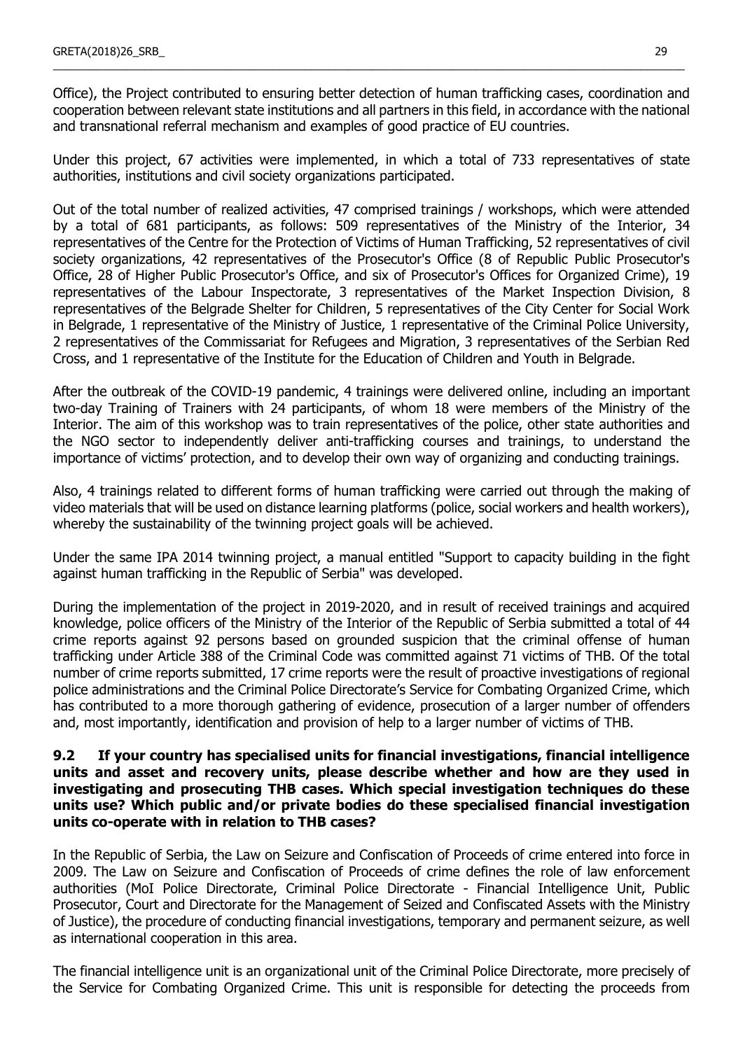Office), the Project contributed to ensuring better detection of human trafficking cases, coordination and cooperation between relevant state institutions and all partners in this field, in accordance with the national and transnational referral mechanism and examples of good practice of EU countries.

Under this project, 67 activities were implemented, in which a total of 733 representatives of state authorities, institutions and civil society organizations participated.

Out of the total number of realized activities, 47 comprised trainings / workshops, which were attended by a total of 681 participants, as follows: 509 representatives of the Ministry of the Interior, 34 representatives of the Centre for the Protection of Victims of Human Trafficking, 52 representatives of civil society organizations, 42 representatives of the Prosecutor's Office (8 of Republic Public Prosecutor's Office, 28 of Higher Public Prosecutor's Office, and six of Prosecutor's Offices for Organized Crime), 19 representatives of the Labour Inspectorate, 3 representatives of the Market Inspection Division, 8 representatives of the Belgrade Shelter for Children, 5 representatives of the City Center for Social Work in Belgrade, 1 representative of the Ministry of Justice, 1 representative of the Criminal Police University, 2 representatives of the Commissariat for Refugees and Migration, 3 representatives of the Serbian Red Cross, and 1 representative of the Institute for the Education of Children and Youth in Belgrade.

After the outbreak of the COVID-19 pandemic, 4 trainings were delivered online, including an important two-day Training of Trainers with 24 participants, of whom 18 were members of the Ministry of the Interior. The aim of this workshop was to train representatives of the police, other state authorities and the NGO sector to independently deliver anti-trafficking courses and trainings, to understand the importance of victims' protection, and to develop their own way of organizing and conducting trainings.

Also, 4 trainings related to different forms of human trafficking were carried out through the making of video materials that will be used on distance learning platforms (police, social workers and health workers), whereby the sustainability of the twinning project goals will be achieved.

Under the same IPA 2014 twinning project, a manual entitled "Support to capacity building in the fight against human trafficking in the Republic of Serbia" was developed.

During the implementation of the project in 2019-2020, and in result of received trainings and acquired knowledge, police officers of the Ministry of the Interior of the Republic of Serbia submitted a total of 44 crime reports against 92 persons based on grounded suspicion that the criminal offense of human trafficking under Article 388 of the Criminal Code was committed against 71 victims of THB. Of the total number of crime reports submitted, 17 crime reports were the result of proactive investigations of regional police administrations and the Criminal Police Directorate's Service for Combating Organized Crime, which has contributed to a more thorough gathering of evidence, prosecution of a larger number of offenders and, most importantly, identification and provision of help to a larger number of victims of THB.

### 9.2 If your country has specialised units for financial investigations, financial intelligence units and asset and recovery units, please describe whether and how are they used in investigating and prosecuting THB cases. Which special investigation techniques do these units use? Which public and/or private bodies do these specialised financial investigation units co-operate with in relation to THB cases?

In the Republic of Serbia, the Law on Seizure and Confiscation of Proceeds of crime entered into force in 2009. The Law on Seizure and Confiscation of Proceeds of crime defines the role of law enforcement authorities (MoI Police Directorate, Criminal Police Directorate - Financial Intelligence Unit, Public Prosecutor, Court and Directorate for the Management of Seized and Confiscated Assets with the Ministry of Justice), the procedure of conducting financial investigations, temporary and permanent seizure, as well as international cooperation in this area.

The financial intelligence unit is an organizational unit of the Criminal Police Directorate, more precisely of the Service for Combating Organized Crime. This unit is responsible for detecting the proceeds from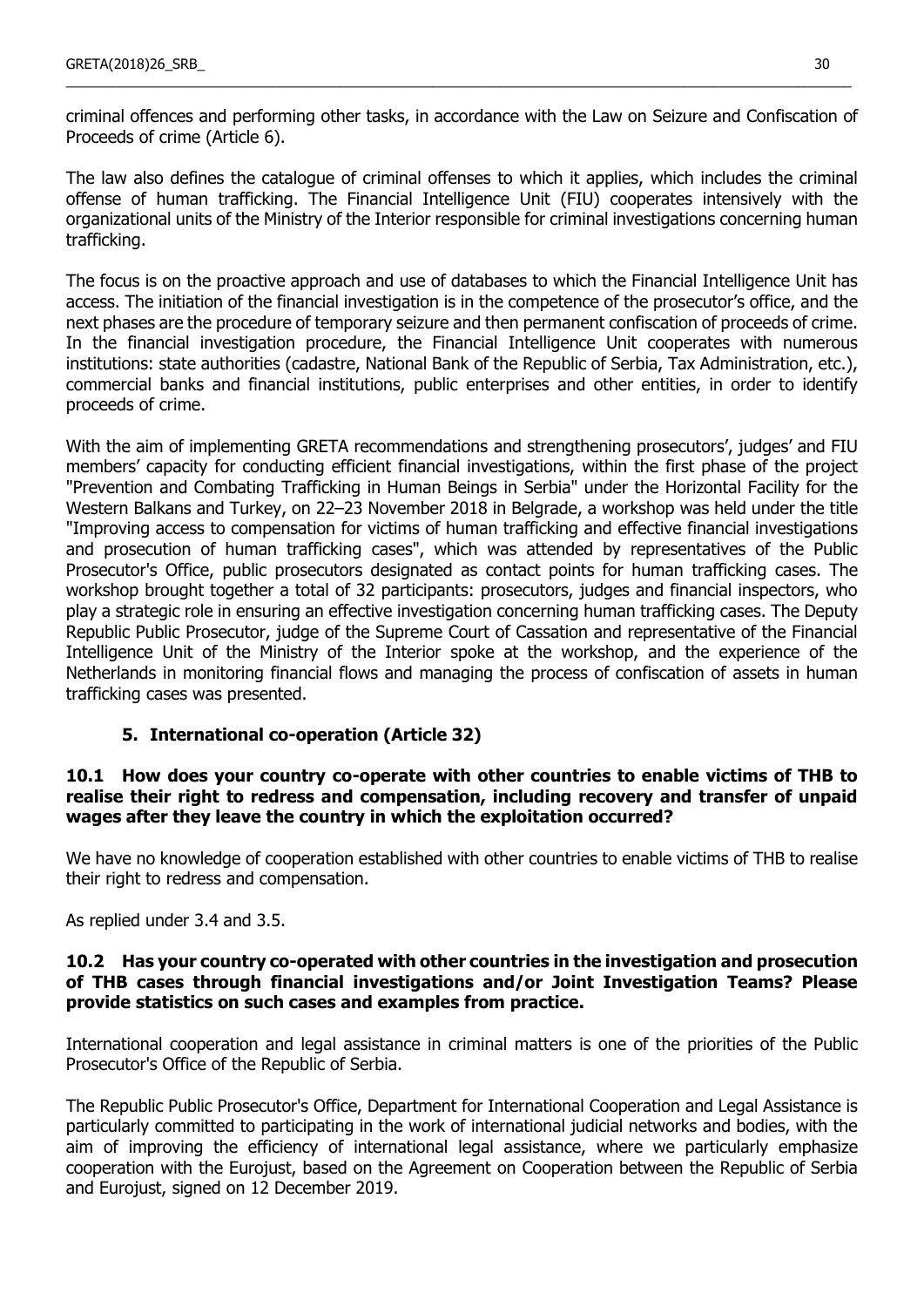criminal offences and performing other tasks, in accordance with the Law on Seizure and Confiscation of Proceeds of crime (Article 6).

The law also defines the catalogue of criminal offenses to which it applies, which includes the criminal offense of human trafficking. The Financial Intelligence Unit (FIU) cooperates intensively with the organizational units of the Ministry of the Interior responsible for criminal investigations concerning human trafficking.

The focus is on the proactive approach and use of databases to which the Financial Intelligence Unit has access. The initiation of the financial investigation is in the competence of the prosecutor's office, and the next phases are the procedure of temporary seizure and then permanent confiscation of proceeds of crime. In the financial investigation procedure, the Financial Intelligence Unit cooperates with numerous institutions: state authorities (cadastre, National Bank of the Republic of Serbia, Tax Administration, etc.), commercial banks and financial institutions, public enterprises and other entities, in order to identify proceeds of crime.

With the aim of implementing GRETA recommendations and strengthening prosecutors', judges' and FIU members' capacity for conducting efficient financial investigations, within the first phase of the project "Prevention and Combating Trafficking in Human Beings in Serbia" under the Horizontal Facility for the Western Balkans and Turkey, on 22–23 November 2018 in Belgrade, a workshop was held under the title "Improving access to compensation for victims of human trafficking and effective financial investigations and prosecution of human trafficking cases", which was attended by representatives of the Public Prosecutor's Office, public prosecutors designated as contact points for human trafficking cases. The workshop brought together a total of 32 participants: prosecutors, judges and financial inspectors, who play a strategic role in ensuring an effective investigation concerning human trafficking cases. The Deputy Republic Public Prosecutor, judge of the Supreme Court of Cassation and representative of the Financial Intelligence Unit of the Ministry of the Interior spoke at the workshop, and the experience of the Netherlands in monitoring financial flows and managing the process of confiscation of assets in human trafficking cases was presented.

## 5. International co-operation (Article 32)

### 10.1 How does your country co-operate with other countries to enable victims of THB to realise their right to redress and compensation, including recovery and transfer of unpaid wages after they leave the country in which the exploitation occurred?

We have no knowledge of cooperation established with other countries to enable victims of THB to realise their right to redress and compensation.

As replied under 3.4 and 3.5.

### 10.2 Has your country co-operated with other countries in the investigation and prosecution of THB cases through financial investigations and/or Joint Investigation Teams? Please provide statistics on such cases and examples from practice.

International cooperation and legal assistance in criminal matters is one of the priorities of the Public Prosecutor's Office of the Republic of Serbia.

The Republic Public Prosecutor's Office, Department for International Cooperation and Legal Assistance is particularly committed to participating in the work of international judicial networks and bodies, with the aim of improving the efficiency of international legal assistance, where we particularly emphasize cooperation with the Eurojust, based on the Agreement on Cooperation between the Republic of Serbia and Eurojust, signed on 12 December 2019.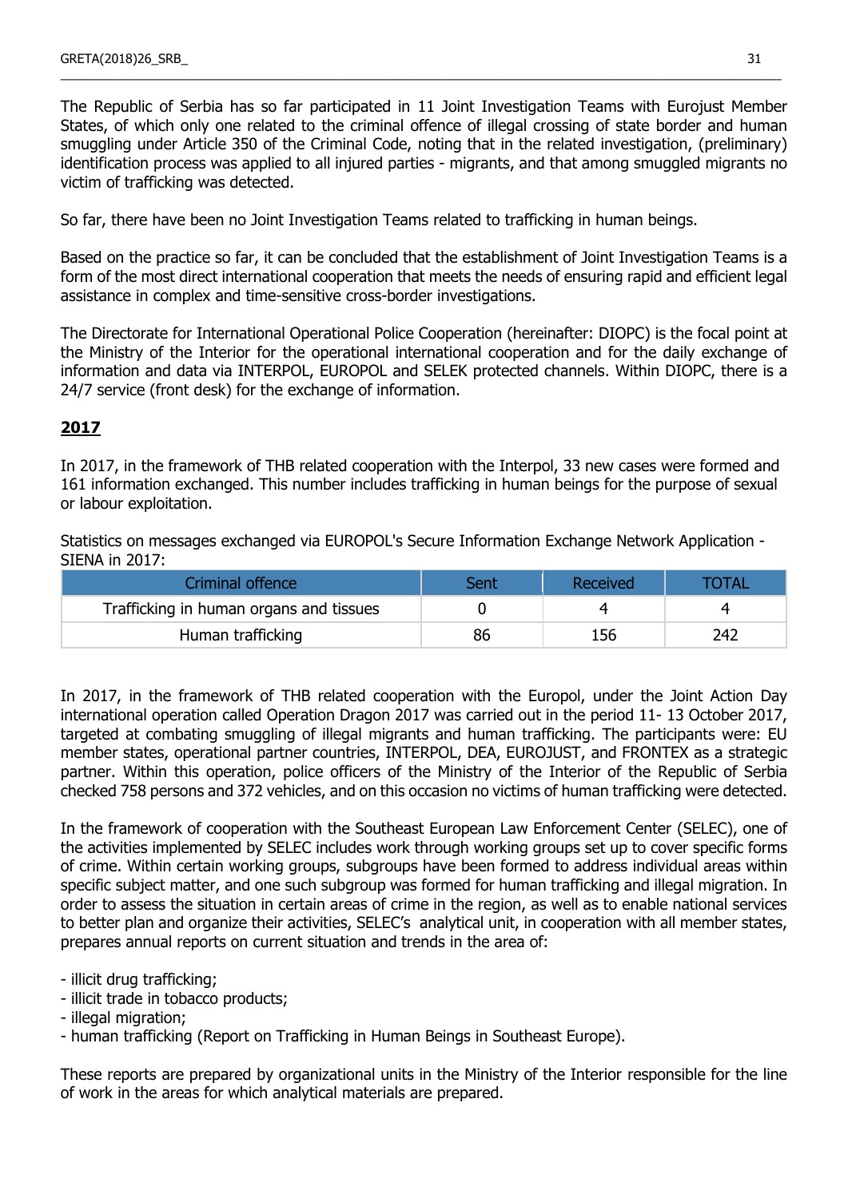The Republic of Serbia has so far participated in 11 Joint Investigation Teams with Eurojust Member States, of which only one related to the criminal offence of illegal crossing of state border and human smuggling under Article 350 of the Criminal Code, noting that in the related investigation, (preliminary) identification process was applied to all injured parties - migrants, and that among smuggled migrants no victim of trafficking was detected.

So far, there have been no Joint Investigation Teams related to trafficking in human beings.

Based on the practice so far, it can be concluded that the establishment of Joint Investigation Teams is a form of the most direct international cooperation that meets the needs of ensuring rapid and efficient legal assistance in complex and time-sensitive cross-border investigations.

The Directorate for International Operational Police Cooperation (hereinafter: DIOPC) is the focal point at the Ministry of the Interior for the operational international cooperation and for the daily exchange of information and data via INTERPOL, EUROPOL and SELEK protected channels. Within DIOPC, there is a 24/7 service (front desk) for the exchange of information.

## 2017

In 2017, in the framework of THB related cooperation with the Interpol, 33 new cases were formed and 161 information exchanged. This number includes trafficking in human beings for the purpose of sexual or labour exploitation.

Statistics on messages exchanged via EUROPOL's Secure Information Exchange Network Application - SIENA in 2017:

| Criminal offence | Sent | Received | TOTAL |
|---|---|---|---|
| Trafficking in human organs and tissues | 0 | 4 | 4 |
| Human trafficking | 86 | 156 | 242 |

In 2017, in the framework of THB related cooperation with the Europol, under the Joint Action Day international operation called Operation Dragon 2017 was carried out in the period 11- 13 October 2017, targeted at combating smuggling of illegal migrants and human trafficking. The participants were: EU member states, operational partner countries, INTERPOL, DEA, EUROJUST, and FRONTEX as a strategic partner. Within this operation, police officers of the Ministry of the Interior of the Republic of Serbia checked 758 persons and 372 vehicles, and on this occasion no victims of human trafficking were detected.

In the framework of cooperation with the Southeast European Law Enforcement Center (SELEC), one of the activities implemented by SELEC includes work through working groups set up to cover specific forms of crime. Within certain working groups, subgroups have been formed to address individual areas within specific subject matter, and one such subgroup was formed for human trafficking and illegal migration. In order to assess the situation in certain areas of crime in the region, as well as to enable national services to better plan and organize their activities, SELEC's analytical unit, in cooperation with all member states, prepares annual reports on current situation and trends in the area of:

- illicit drug trafficking;
- illicit trade in tobacco products;
- illegal migration;
- human trafficking (Report on Trafficking in Human Beings in Southeast Europe).

These reports are prepared by organizational units in the Ministry of the Interior responsible for the line of work in the areas for which analytical materials are prepared.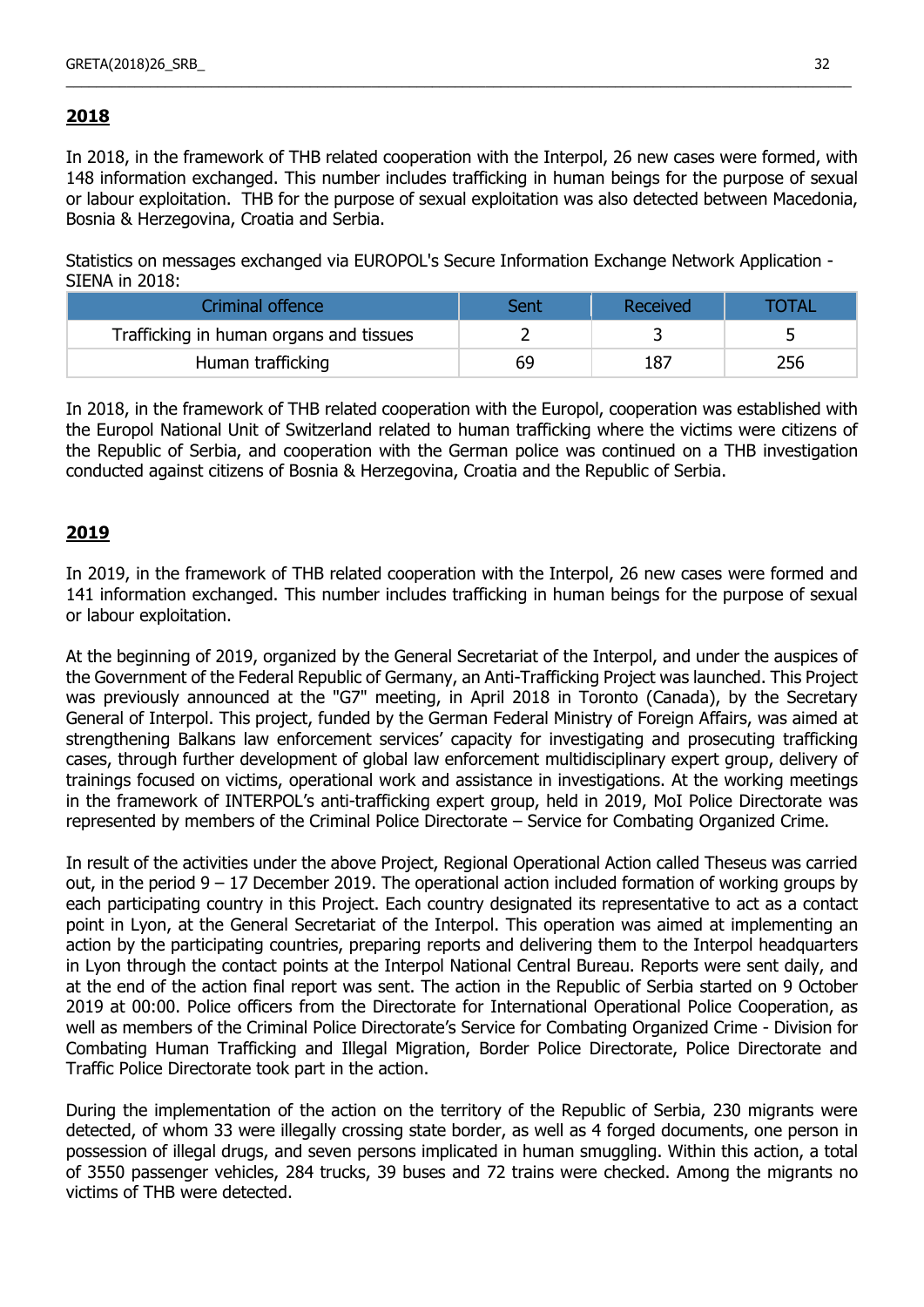**2018**

In 2018, in the framework of THB related cooperation with the Interpol, 26 new cases were formed, with 148 information exchanged. This number includes trafficking in human beings for the purpose of sexual or labour exploitation. THB for the purpose of sexual exploitation was also detected between Macedonia, Bosnia & Herzegovina, Croatia and Serbia.

Statistics on messages exchanged via EUROPOL's Secure Information Exchange Network Application - SIENA in 2018:

| Criminal offence | Sent | Received | TOTAL |
|---|---|---|---|
| Trafficking in human organs and tissues | 2 | 3 | 5 |
| Human trafficking | 69 | 187 | 256 |

In 2018, in the framework of THB related cooperation with the Europol, cooperation was established with the Europol National Unit of Switzerland related to human trafficking where the victims were citizens of the Republic of Serbia, and cooperation with the German police was continued on a THB investigation conducted against citizens of Bosnia & Herzegovina, Croatia and the Republic of Serbia.

**2019**

In 2019, in the framework of THB related cooperation with the Interpol, 26 new cases were formed and 141 information exchanged. This number includes trafficking in human beings for the purpose of sexual or labour exploitation.

At the beginning of 2019, organized by the General Secretariat of the Interpol, and under the auspices of the Government of the Federal Republic of Germany, an Anti-Trafficking Project was launched. This Project was previously announced at the "G7" meeting, in April 2018 in Toronto (Canada), by the Secretary General of Interpol. This project, funded by the German Federal Ministry of Foreign Affairs, was aimed at strengthening Balkans law enforcement services' capacity for investigating and prosecuting trafficking cases, through further development of global law enforcement multidisciplinary expert group, delivery of trainings focused on victims, operational work and assistance in investigations. At the working meetings in the framework of INTERPOL's anti-trafficking expert group, held in 2019, MoI Police Directorate was represented by members of the Criminal Police Directorate – Service for Combating Organized Crime.

In result of the activities under the above Project, Regional Operational Action called Theseus was carried out, in the period 9 – 17 December 2019. The operational action included formation of working groups by each participating country in this Project. Each country designated its representative to act as a contact point in Lyon, at the General Secretariat of the Interpol. This operation was aimed at implementing an action by the participating countries, preparing reports and delivering them to the Interpol headquarters in Lyon through the contact points at the Interpol National Central Bureau. Reports were sent daily, and at the end of the action final report was sent. The action in the Republic of Serbia started on 9 October 2019 at 00:00. Police officers from the Directorate for International Operational Police Cooperation, as well as members of the Criminal Police Directorate's Service for Combating Organized Crime - Division for Combating Human Trafficking and Illegal Migration, Border Police Directorate, Police Directorate and Traffic Police Directorate took part in the action.

During the implementation of the action on the territory of the Republic of Serbia, 230 migrants were detected, of whom 33 were illegally crossing state border, as well as 4 forged documents, one person in possession of illegal drugs, and seven persons implicated in human smuggling. Within this action, a total of 3550 passenger vehicles, 284 trucks, 39 buses and 72 trains were checked. Among the migrants no victims of THB were detected.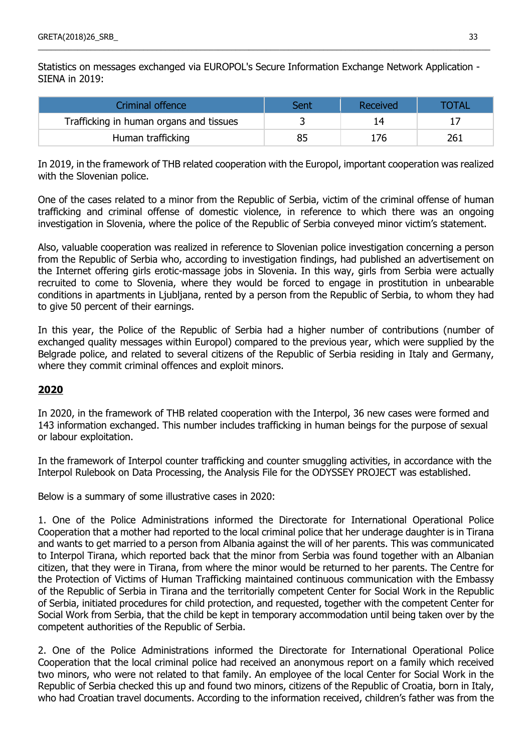Statistics on messages exchanged via EUROPOL's Secure Information Exchange Network Application - SIENA in 2019:

| Criminal offence | Sent | Received | TOTAL |
|---|---|---|---|
| Trafficking in human organs and tissues | 3 | 14 | 17 |
| Human trafficking | 85 | 176 | 261 |

In 2019, in the framework of THB related cooperation with the Europol, important cooperation was realized with the Slovenian police.

One of the cases related to a minor from the Republic of Serbia, victim of the criminal offense of human trafficking and criminal offense of domestic violence, in reference to which there was an ongoing investigation in Slovenia, where the police of the Republic of Serbia conveyed minor victim's statement.

Also, valuable cooperation was realized in reference to Slovenian police investigation concerning a person from the Republic of Serbia who, according to investigation findings, had published an advertisement on the Internet offering girls erotic-massage jobs in Slovenia. In this way, girls from Serbia were actually recruited to come to Slovenia, where they would be forced to engage in prostitution in unbearable conditions in apartments in Ljubljana, rented by a person from the Republic of Serbia, to whom they had to give 50 percent of their earnings.

In this year, the Police of the Republic of Serbia had a higher number of contributions (number of exchanged quality messages within Europol) compared to the previous year, which were supplied by the Belgrade police, and related to several citizens of the Republic of Serbia residing in Italy and Germany, where they commit criminal offences and exploit minors.

**2020**

In 2020, in the framework of THB related cooperation with the Interpol, 36 new cases were formed and 143 information exchanged. This number includes trafficking in human beings for the purpose of sexual or labour exploitation.

In the framework of Interpol counter trafficking and counter smuggling activities, in accordance with the Interpol Rulebook on Data Processing, the Analysis File for the ODYSSEY PROJECT was established.

Below is a summary of some illustrative cases in 2020:

1. One of the Police Administrations informed the Directorate for International Operational Police Cooperation that a mother had reported to the local criminal police that her underage daughter is in Tirana and wants to get married to a person from Albania against the will of her parents. This was communicated to Interpol Tirana, which reported back that the minor from Serbia was found together with an Albanian citizen, that they were in Tirana, from where the minor would be returned to her parents. The Centre for the Protection of Victims of Human Trafficking maintained continuous communication with the Embassy of the Republic of Serbia in Tirana and the territorially competent Center for Social Work in the Republic of Serbia, initiated procedures for child protection, and requested, together with the competent Center for Social Work from Serbia, that the child be kept in temporary accommodation until being taken over by the competent authorities of the Republic of Serbia.

2. One of the Police Administrations informed the Directorate for International Operational Police Cooperation that the local criminal police had received an anonymous report on a family which received two minors, who were not related to that family. An employee of the local Center for Social Work in the Republic of Serbia checked this up and found two minors, citizens of the Republic of Croatia, born in Italy, who had Croatian travel documents. According to the information received, children's father was from the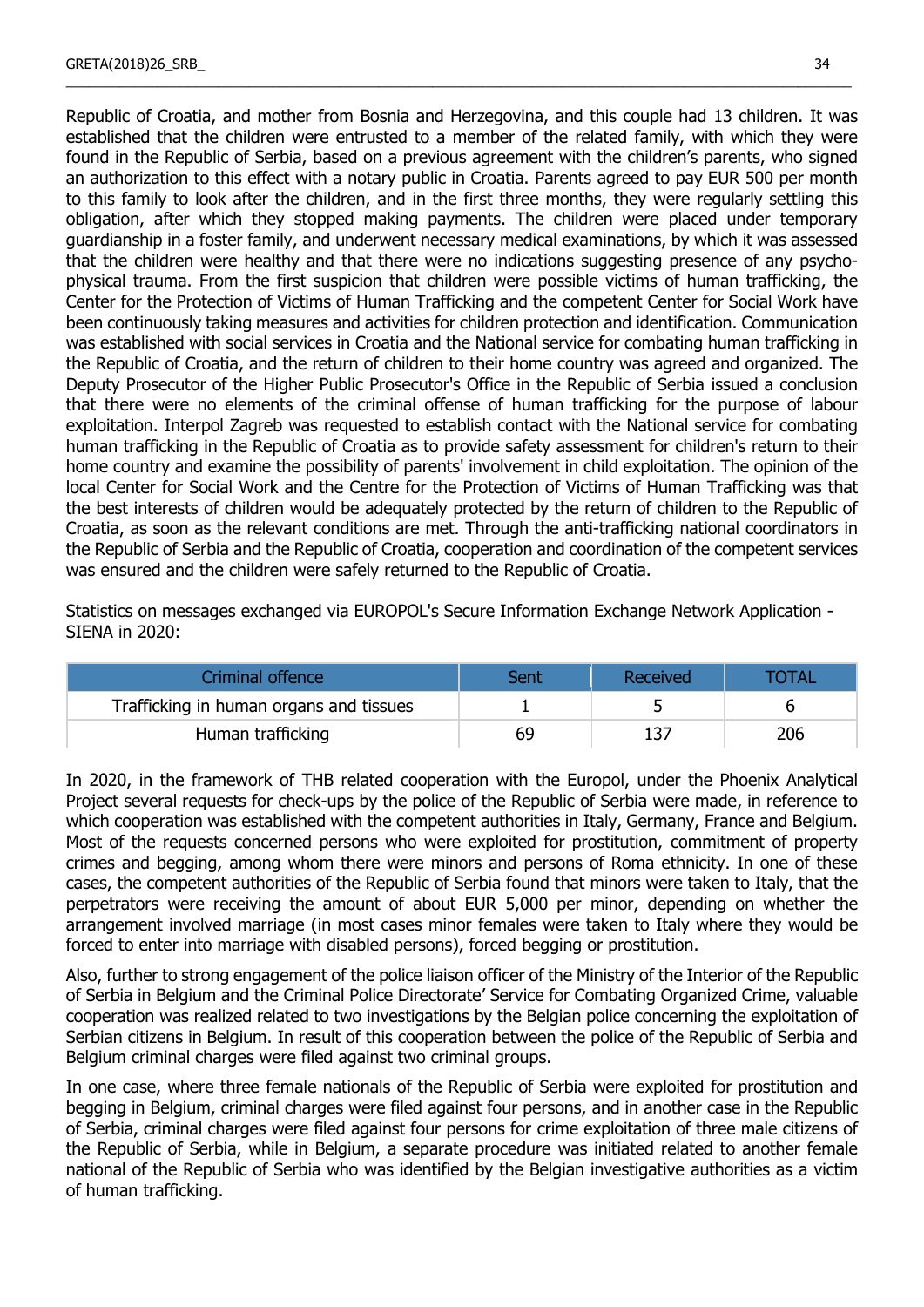Republic of Croatia, and mother from Bosnia and Herzegovina, and this couple had 13 children. It was established that the children were entrusted to a member of the related family, with which they were found in the Republic of Serbia, based on a previous agreement with the children's parents, who signed an authorization to this effect with a notary public in Croatia. Parents agreed to pay EUR 500 per month to this family to look after the children, and in the first three months, they were regularly settling this obligation, after which they stopped making payments. The children were placed under temporary guardianship in a foster family, and underwent necessary medical examinations, by which it was assessed that the children were healthy and that there were no indications suggesting presence of any psycho-physical trauma. From the first suspicion that children were possible victims of human trafficking, the Center for the Protection of Victims of Human Trafficking and the competent Center for Social Work have been continuously taking measures and activities for children protection and identification. Communication was established with social services in Croatia and the National service for combating human trafficking in the Republic of Croatia, and the return of children to their home country was agreed and organized. The Deputy Prosecutor of the Higher Public Prosecutor's Office in the Republic of Serbia issued a conclusion that there were no elements of the criminal offense of human trafficking for the purpose of labour exploitation. Interpol Zagreb was requested to establish contact with the National service for combating human trafficking in the Republic of Croatia as to provide safety assessment for children's return to their home country and examine the possibility of parents' involvement in child exploitation. The opinion of the local Center for Social Work and the Centre for the Protection of Victims of Human Trafficking was that the best interests of children would be adequately protected by the return of children to the Republic of Croatia, as soon as the relevant conditions are met. Through the anti-trafficking national coordinators in the Republic of Serbia and the Republic of Croatia, cooperation and coordination of the competent services was ensured and the children were safely returned to the Republic of Croatia.

Statistics on messages exchanged via EUROPOL's Secure Information Exchange Network Application - SIENA in 2020:

| Criminal offence | Sent | Received | TOTAL |
|---|---|---|---|
| Trafficking in human organs and tissues | 1 | 5 | 6 |
| Human trafficking | 69 | 137 | 206 |

In 2020, in the framework of THB related cooperation with the Europol, under the Phoenix Analytical Project several requests for check-ups by the police of the Republic of Serbia were made, in reference to which cooperation was established with the competent authorities in Italy, Germany, France and Belgium. Most of the requests concerned persons who were exploited for prostitution, commitment of property crimes and begging, among whom there were minors and persons of Roma ethnicity. In one of these cases, the competent authorities of the Republic of Serbia found that minors were taken to Italy, that the perpetrators were receiving the amount of about EUR 5,000 per minor, depending on whether the arrangement involved marriage (in most cases minor females were taken to Italy where they would be forced to enter into marriage with disabled persons), forced begging or prostitution.

Also, further to strong engagement of the police liaison officer of the Ministry of the Interior of the Republic of Serbia in Belgium and the Criminal Police Directorate' Service for Combating Organized Crime, valuable cooperation was realized related to two investigations by the Belgian police concerning the exploitation of Serbian citizens in Belgium. In result of this cooperation between the police of the Republic of Serbia and Belgium criminal charges were filed against two criminal groups.

In one case, where three female nationals of the Republic of Serbia were exploited for prostitution and begging in Belgium, criminal charges were filed against four persons, and in another case in the Republic of Serbia, criminal charges were filed against four persons for crime exploitation of three male citizens of the Republic of Serbia, while in Belgium, a separate procedure was initiated related to another female national of the Republic of Serbia who was identified by the Belgian investigative authorities as a victim of human trafficking.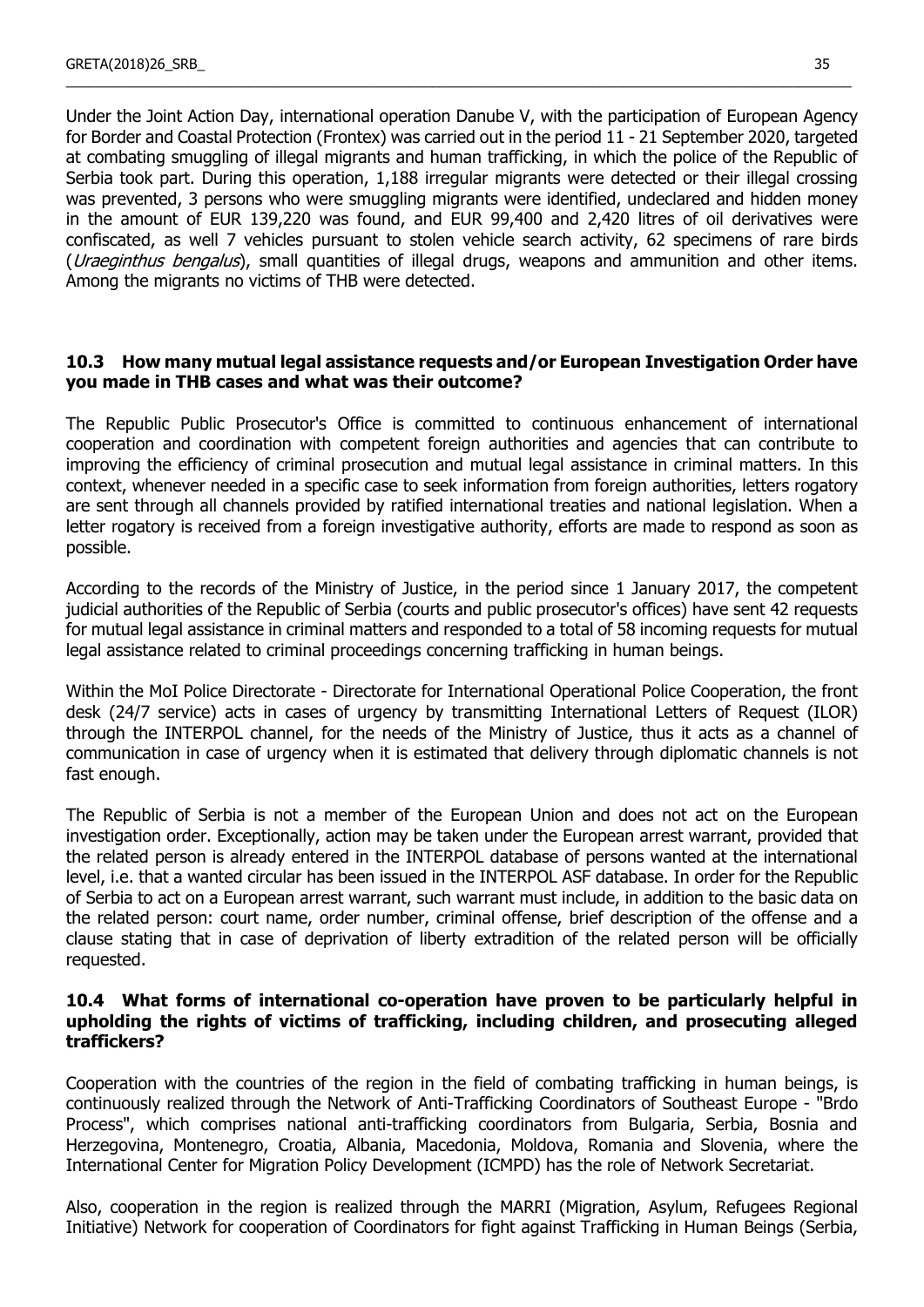Under the Joint Action Day, international operation Danube V, with the participation of European Agency for Border and Coastal Protection (Frontex) was carried out in the period 11 - 21 September 2020, targeted at combating smuggling of illegal migrants and human trafficking, in which the police of the Republic of Serbia took part. During this operation, 1,188 irregular migrants were detected or their illegal crossing was prevented, 3 persons who were smuggling migrants were identified, undeclared and hidden money in the amount of EUR 139,220 was found, and EUR 99,400 and 2,420 litres of oil derivatives were confiscated, as well 7 vehicles pursuant to stolen vehicle search activity, 62 specimens of rare birds (*Uraeginthus bengalus*), small quantities of illegal drugs, weapons and ammunition and other items. Among the migrants no victims of THB were detected.

### 10.3 How many mutual legal assistance requests and/or European Investigation Order have you made in THB cases and what was their outcome?

The Republic Public Prosecutor's Office is committed to continuous enhancement of international cooperation and coordination with competent foreign authorities and agencies that can contribute to improving the efficiency of criminal prosecution and mutual legal assistance in criminal matters. In this context, whenever needed in a specific case to seek information from foreign authorities, letters rogatory are sent through all channels provided by ratified international treaties and national legislation. When a letter rogatory is received from a foreign investigative authority, efforts are made to respond as soon as possible.

According to the records of the Ministry of Justice, in the period since 1 January 2017, the competent judicial authorities of the Republic of Serbia (courts and public prosecutor's offices) have sent 42 requests for mutual legal assistance in criminal matters and responded to a total of 58 incoming requests for mutual legal assistance related to criminal proceedings concerning trafficking in human beings.

Within the MoI Police Directorate - Directorate for International Operational Police Cooperation, the front desk (24/7 service) acts in cases of urgency by transmitting International Letters of Request (ILOR) through the INTERPOL channel, for the needs of the Ministry of Justice, thus it acts as a channel of communication in case of urgency when it is estimated that delivery through diplomatic channels is not fast enough.

The Republic of Serbia is not a member of the European Union and does not act on the European investigation order. Exceptionally, action may be taken under the European arrest warrant, provided that the related person is already entered in the INTERPOL database of persons wanted at the international level, i.e. that a wanted circular has been issued in the INTERPOL ASF database. In order for the Republic of Serbia to act on a European arrest warrant, such warrant must include, in addition to the basic data on the related person: court name, order number, criminal offense, brief description of the offense and a clause stating that in case of deprivation of liberty extradition of the related person will be officially requested.

### 10.4 What forms of international co-operation have proven to be particularly helpful in upholding the rights of victims of trafficking, including children, and prosecuting alleged traffickers?

Cooperation with the countries of the region in the field of combating trafficking in human beings, is continuously realized through the Network of Anti-Trafficking Coordinators of Southeast Europe - "Brdo Process", which comprises national anti-trafficking coordinators from Bulgaria, Serbia, Bosnia and Herzegovina, Montenegro, Croatia, Albania, Macedonia, Moldova, Romania and Slovenia, where the International Center for Migration Policy Development (ICMPD) has the role of Network Secretariat.

Also, cooperation in the region is realized through the MARRI (Migration, Asylum, Refugees Regional Initiative) Network for cooperation of Coordinators for fight against Trafficking in Human Beings (Serbia,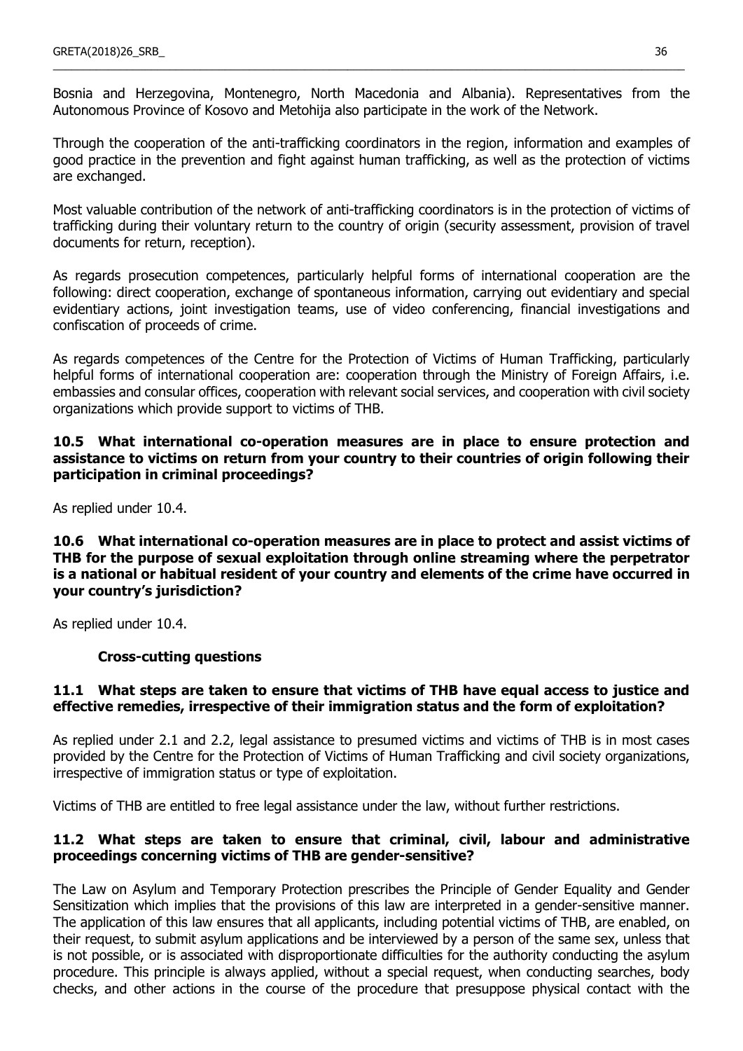Bosnia and Herzegovina, Montenegro, North Macedonia and Albania). Representatives from the Autonomous Province of Kosovo and Metohija also participate in the work of the Network.

Through the cooperation of the anti-trafficking coordinators in the region, information and examples of good practice in the prevention and fight against human trafficking, as well as the protection of victims are exchanged.

Most valuable contribution of the network of anti-trafficking coordinators is in the protection of victims of trafficking during their voluntary return to the country of origin (security assessment, provision of travel documents for return, reception).

As regards prosecution competences, particularly helpful forms of international cooperation are the following: direct cooperation, exchange of spontaneous information, carrying out evidentiary and special evidentiary actions, joint investigation teams, use of video conferencing, financial investigations and confiscation of proceeds of crime.

As regards competences of the Centre for the Protection of Victims of Human Trafficking, particularly helpful forms of international cooperation are: cooperation through the Ministry of Foreign Affairs, i.e. embassies and consular offices, cooperation with relevant social services, and cooperation with civil society organizations which provide support to victims of THB.

**10.5 What international co-operation measures are in place to ensure protection and assistance to victims on return from your country to their countries of origin following their participation in criminal proceedings?**

As replied under 10.4.

**10.6 What international co-operation measures are in place to protect and assist victims of THB for the purpose of sexual exploitation through online streaming where the perpetrator is a national or habitual resident of your country and elements of the crime have occurred in your country's jurisdiction?**

As replied under 10.4.

### Cross-cutting questions

**11.1 What steps are taken to ensure that victims of THB have equal access to justice and effective remedies, irrespective of their immigration status and the form of exploitation?**

As replied under 2.1 and 2.2, legal assistance to presumed victims and victims of THB is in most cases provided by the Centre for the Protection of Victims of Human Trafficking and civil society organizations, irrespective of immigration status or type of exploitation.

Victims of THB are entitled to free legal assistance under the law, without further restrictions.

**11.2 What steps are taken to ensure that criminal, civil, labour and administrative proceedings concerning victims of THB are gender-sensitive?**

The Law on Asylum and Temporary Protection prescribes the Principle of Gender Equality and Gender Sensitization which implies that the provisions of this law are interpreted in a gender-sensitive manner. The application of this law ensures that all applicants, including potential victims of THB, are enabled, on their request, to submit asylum applications and be interviewed by a person of the same sex, unless that is not possible, or is associated with disproportionate difficulties for the authority conducting the asylum procedure. This principle is always applied, without a special request, when conducting searches, body checks, and other actions in the course of the procedure that presuppose physical contact with the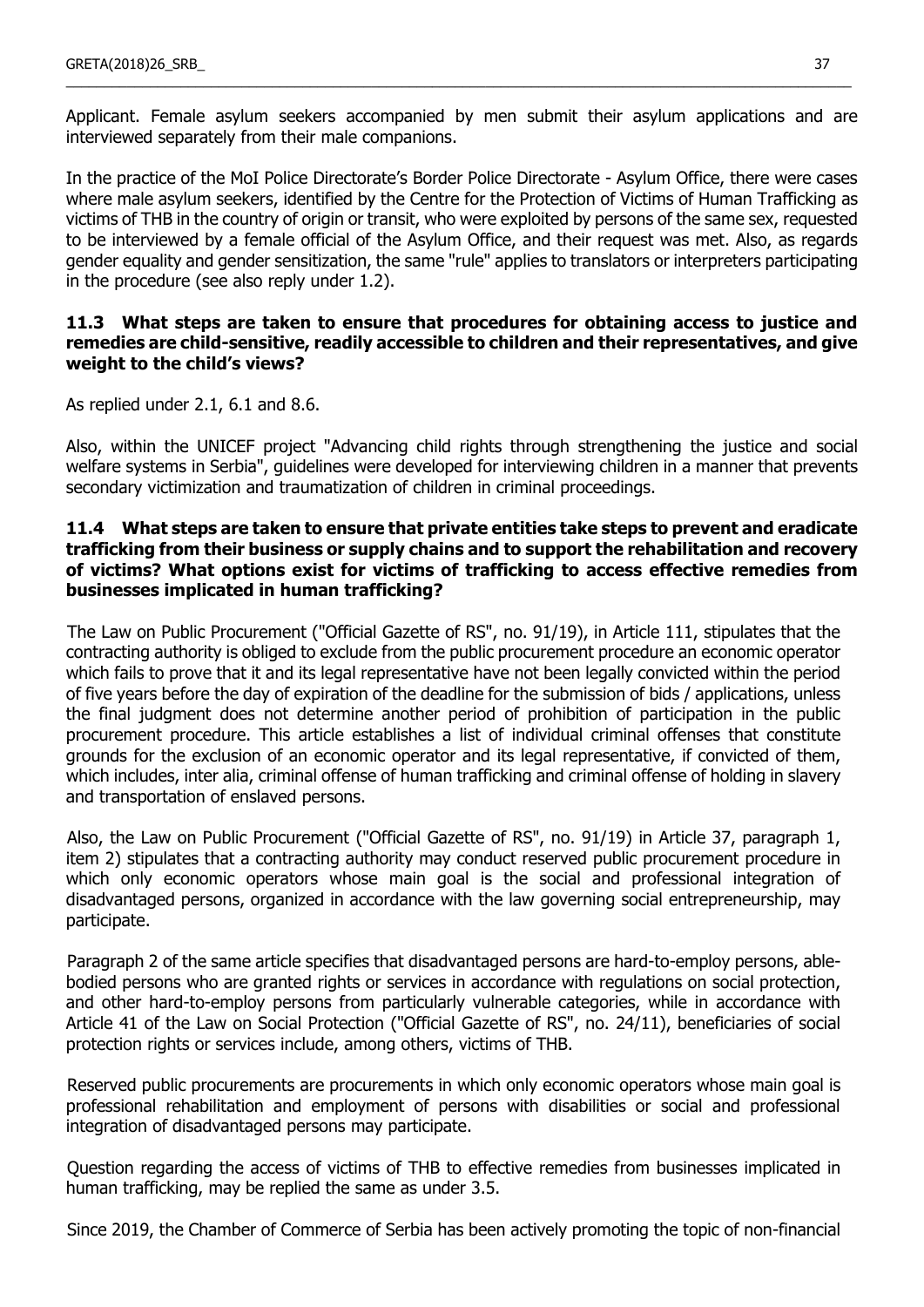Applicant. Female asylum seekers accompanied by men submit their asylum applications and are interviewed separately from their male companions.

In the practice of the MoI Police Directorate's Border Police Directorate - Asylum Office, there were cases where male asylum seekers, identified by the Centre for the Protection of Victims of Human Trafficking as victims of THB in the country of origin or transit, who were exploited by persons of the same sex, requested to be interviewed by a female official of the Asylum Office, and their request was met. Also, as regards gender equality and gender sensitization, the same "rule" applies to translators or interpreters participating in the procedure (see also reply under 1.2).

### 11.3 What steps are taken to ensure that procedures for obtaining access to justice and remedies are child-sensitive, readily accessible to children and their representatives, and give weight to the child's views?

As replied under 2.1, 6.1 and 8.6.

Also, within the UNICEF project "Advancing child rights through strengthening the justice and social welfare systems in Serbia", guidelines were developed for interviewing children in a manner that prevents secondary victimization and traumatization of children in criminal proceedings.

### 11.4 What steps are taken to ensure that private entities take steps to prevent and eradicate trafficking from their business or supply chains and to support the rehabilitation and recovery of victims? What options exist for victims of trafficking to access effective remedies from businesses implicated in human trafficking?

The Law on Public Procurement ("Official Gazette of RS", no. 91/19), in Article 111, stipulates that the contracting authority is obliged to exclude from the public procurement procedure an economic operator which fails to prove that it and its legal representative have not been legally convicted within the period of five years before the day of expiration of the deadline for the submission of bids / applications, unless the final judgment does not determine another period of prohibition of participation in the public procurement procedure. This article establishes a list of individual criminal offenses that constitute grounds for the exclusion of an economic operator and its legal representative, if convicted of them, which includes, inter alia, criminal offense of human trafficking and criminal offense of holding in slavery and transportation of enslaved persons.

Also, the Law on Public Procurement ("Official Gazette of RS", no. 91/19) in Article 37, paragraph 1, item 2) stipulates that a contracting authority may conduct reserved public procurement procedure in which only economic operators whose main goal is the social and professional integration of disadvantaged persons, organized in accordance with the law governing social entrepreneurship, may participate.

Paragraph 2 of the same article specifies that disadvantaged persons are hard-to-employ persons, able-bodied persons who are granted rights or services in accordance with regulations on social protection, and other hard-to-employ persons from particularly vulnerable categories, while in accordance with Article 41 of the Law on Social Protection ("Official Gazette of RS", no. 24/11), beneficiaries of social protection rights or services include, among others, victims of THB.

Reserved public procurements are procurements in which only economic operators whose main goal is professional rehabilitation and employment of persons with disabilities or social and professional integration of disadvantaged persons may participate.

Question regarding the access of victims of THB to effective remedies from businesses implicated in human trafficking, may be replied the same as under 3.5.

Since 2019, the Chamber of Commerce of Serbia has been actively promoting the topic of non-financial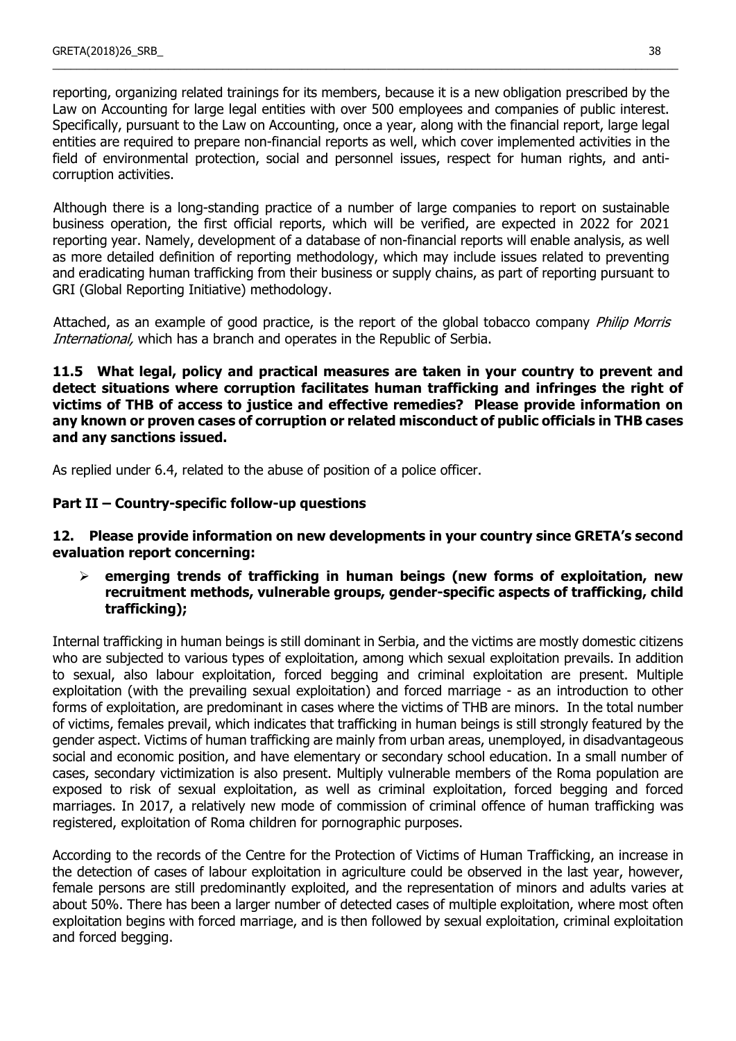reporting, organizing related trainings for its members, because it is a new obligation prescribed by the Law on Accounting for large legal entities with over 500 employees and companies of public interest. Specifically, pursuant to the Law on Accounting, once a year, along with the financial report, large legal entities are required to prepare non-financial reports as well, which cover implemented activities in the field of environmental protection, social and personnel issues, respect for human rights, and anti-corruption activities.

Although there is a long-standing practice of a number of large companies to report on sustainable business operation, the first official reports, which will be verified, are expected in 2022 for 2021 reporting year. Namely, development of a database of non-financial reports will enable analysis, as well as more detailed definition of reporting methodology, which may include issues related to preventing and eradicating human trafficking from their business or supply chains, as part of reporting pursuant to GRI (Global Reporting Initiative) methodology.

Attached, as an example of good practice, is the report of the global tobacco company *Philip Morris International,* which has a branch and operates in the Republic of Serbia.

**11.5 What legal, policy and practical measures are taken in your country to prevent and detect situations where corruption facilitates human trafficking and infringes the right of victims of THB of access to justice and effective remedies? Please provide information on any known or proven cases of corruption or related misconduct of public officials in THB cases and any sanctions issued.**

As replied under 6.4, related to the abuse of position of a police officer.

## Part II – Country-specific follow-up questions

**12. Please provide information on new developments in your country since GRETA's second evaluation report concerning:**

- **emerging trends of trafficking in human beings (new forms of exploitation, new recruitment methods, vulnerable groups, gender-specific aspects of trafficking, child trafficking);**

Internal trafficking in human beings is still dominant in Serbia, and the victims are mostly domestic citizens who are subjected to various types of exploitation, among which sexual exploitation prevails. In addition to sexual, also labour exploitation, forced begging and criminal exploitation are present. Multiple exploitation (with the prevailing sexual exploitation) and forced marriage - as an introduction to other forms of exploitation, are predominant in cases where the victims of THB are minors. In the total number of victims, females prevail, which indicates that trafficking in human beings is still strongly featured by the gender aspect. Victims of human trafficking are mainly from urban areas, unemployed, in disadvantageous social and economic position, and have elementary or secondary school education. In a small number of cases, secondary victimization is also present. Multiply vulnerable members of the Roma population are exposed to risk of sexual exploitation, as well as criminal exploitation, forced begging and forced marriages. In 2017, a relatively new mode of commission of criminal offence of human trafficking was registered, exploitation of Roma children for pornographic purposes.

According to the records of the Centre for the Protection of Victims of Human Trafficking, an increase in the detection of cases of labour exploitation in agriculture could be observed in the last year, however, female persons are still predominantly exploited, and the representation of minors and adults varies at about 50%. There has been a larger number of detected cases of multiple exploitation, where most often exploitation begins with forced marriage, and is then followed by sexual exploitation, criminal exploitation and forced begging.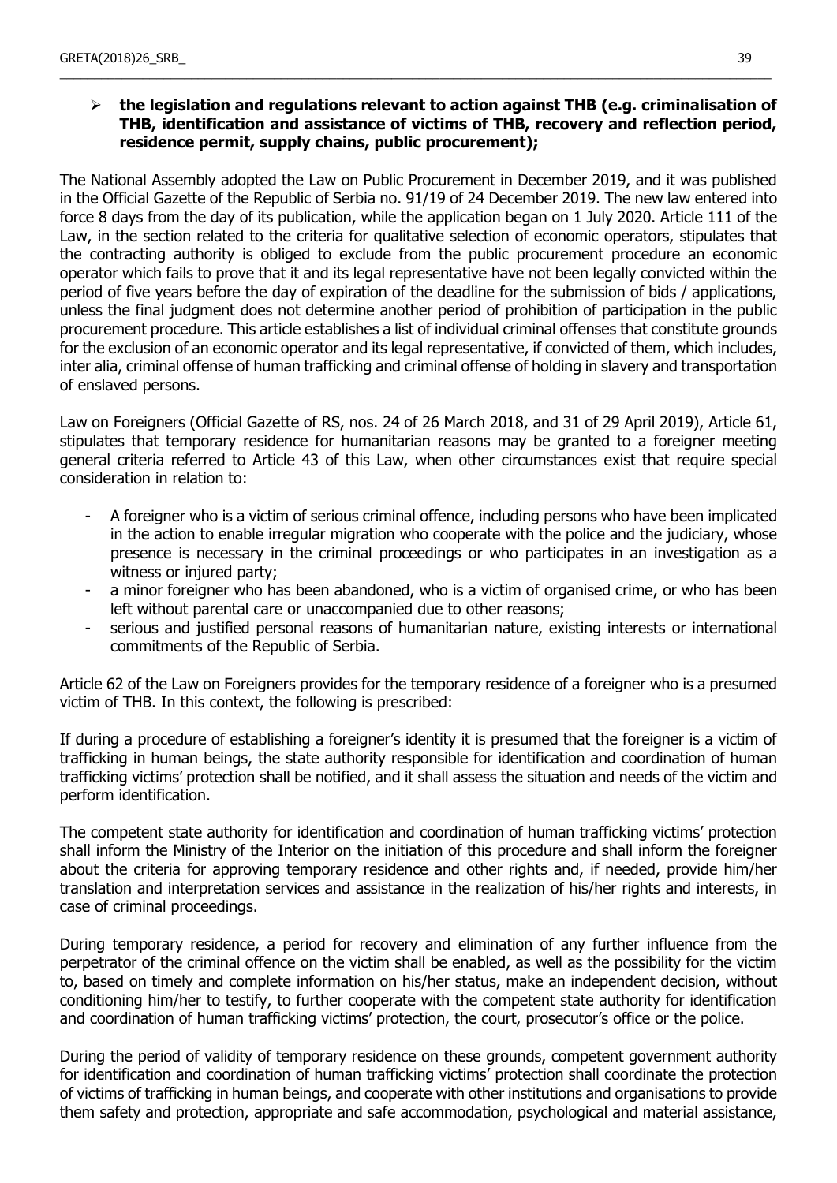- **the legislation and regulations relevant to action against THB (e.g. criminalisation of THB, identification and assistance of victims of THB, recovery and reflection period, residence permit, supply chains, public procurement);**

The National Assembly adopted the Law on Public Procurement in December 2019, and it was published in the Official Gazette of the Republic of Serbia no. 91/19 of 24 December 2019. The new law entered into force 8 days from the day of its publication, while the application began on 1 July 2020. Article 111 of the Law, in the section related to the criteria for qualitative selection of economic operators, stipulates that the contracting authority is obliged to exclude from the public procurement procedure an economic operator which fails to prove that it and its legal representative have not been legally convicted within the period of five years before the day of expiration of the deadline for the submission of bids / applications, unless the final judgment does not determine another period of prohibition of participation in the public procurement procedure. This article establishes a list of individual criminal offenses that constitute grounds for the exclusion of an economic operator and its legal representative, if convicted of them, which includes, inter alia, criminal offense of human trafficking and criminal offense of holding in slavery and transportation of enslaved persons.

Law on Foreigners (Official Gazette of RS, nos. 24 of 26 March 2018, and 31 of 29 April 2019), Article 61, stipulates that temporary residence for humanitarian reasons may be granted to a foreigner meeting general criteria referred to Article 43 of this Law, when other circumstances exist that require special consideration in relation to:

- A foreigner who is a victim of serious criminal offence, including persons who have been implicated in the action to enable irregular migration who cooperate with the police and the judiciary, whose presence is necessary in the criminal proceedings or who participates in an investigation as a witness or injured party;
- a minor foreigner who has been abandoned, who is a victim of organised crime, or who has been left without parental care or unaccompanied due to other reasons;
- serious and justified personal reasons of humanitarian nature, existing interests or international commitments of the Republic of Serbia.

Article 62 of the Law on Foreigners provides for the temporary residence of a foreigner who is a presumed victim of THB. In this context, the following is prescribed:

If during a procedure of establishing a foreigner's identity it is presumed that the foreigner is a victim of trafficking in human beings, the state authority responsible for identification and coordination of human trafficking victims' protection shall be notified, and it shall assess the situation and needs of the victim and perform identification.

The competent state authority for identification and coordination of human trafficking victims' protection shall inform the Ministry of the Interior on the initiation of this procedure and shall inform the foreigner about the criteria for approving temporary residence and other rights and, if needed, provide him/her translation and interpretation services and assistance in the realization of his/her rights and interests, in case of criminal proceedings.

During temporary residence, a period for recovery and elimination of any further influence from the perpetrator of the criminal offence on the victim shall be enabled, as well as the possibility for the victim to, based on timely and complete information on his/her status, make an independent decision, without conditioning him/her to testify, to further cooperate with the competent state authority for identification and coordination of human trafficking victims' protection, the court, prosecutor's office or the police.

During the period of validity of temporary residence on these grounds, competent government authority for identification and coordination of human trafficking victims' protection shall coordinate the protection of victims of trafficking in human beings, and cooperate with other institutions and organisations to provide them safety and protection, appropriate and safe accommodation, psychological and material assistance,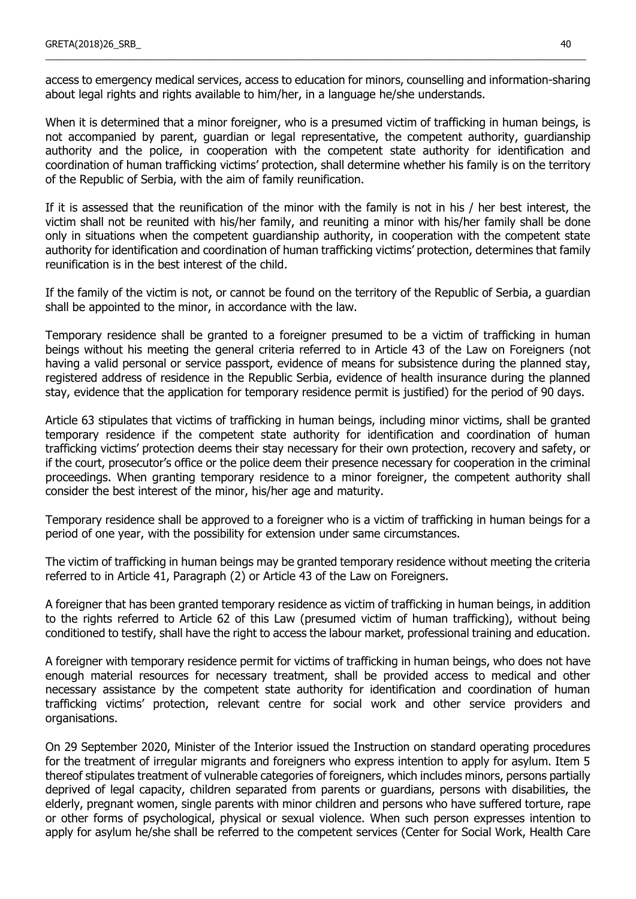access to emergency medical services, access to education for minors, counselling and information-sharing about legal rights and rights available to him/her, in a language he/she understands.

When it is determined that a minor foreigner, who is a presumed victim of trafficking in human beings, is not accompanied by parent, guardian or legal representative, the competent authority, guardianship authority and the police, in cooperation with the competent state authority for identification and coordination of human trafficking victims' protection, shall determine whether his family is on the territory of the Republic of Serbia, with the aim of family reunification.

If it is assessed that the reunification of the minor with the family is not in his / her best interest, the victim shall not be reunited with his/her family, and reuniting a minor with his/her family shall be done only in situations when the competent guardianship authority, in cooperation with the competent state authority for identification and coordination of human trafficking victims' protection, determines that family reunification is in the best interest of the child.

If the family of the victim is not, or cannot be found on the territory of the Republic of Serbia, a guardian shall be appointed to the minor, in accordance with the law.

Temporary residence shall be granted to a foreigner presumed to be a victim of trafficking in human beings without his meeting the general criteria referred to in Article 43 of the Law on Foreigners (not having a valid personal or service passport, evidence of means for subsistence during the planned stay, registered address of residence in the Republic Serbia, evidence of health insurance during the planned stay, evidence that the application for temporary residence permit is justified) for the period of 90 days.

Article 63 stipulates that victims of trafficking in human beings, including minor victims, shall be granted temporary residence if the competent state authority for identification and coordination of human trafficking victims' protection deems their stay necessary for their own protection, recovery and safety, or if the court, prosecutor's office or the police deem their presence necessary for cooperation in the criminal proceedings. When granting temporary residence to a minor foreigner, the competent authority shall consider the best interest of the minor, his/her age and maturity.

Temporary residence shall be approved to a foreigner who is a victim of trafficking in human beings for a period of one year, with the possibility for extension under same circumstances.

The victim of trafficking in human beings may be granted temporary residence without meeting the criteria referred to in Article 41, Paragraph (2) or Article 43 of the Law on Foreigners.

A foreigner that has been granted temporary residence as victim of trafficking in human beings, in addition to the rights referred to Article 62 of this Law (presumed victim of human trafficking), without being conditioned to testify, shall have the right to access the labour market, professional training and education.

A foreigner with temporary residence permit for victims of trafficking in human beings, who does not have enough material resources for necessary treatment, shall be provided access to medical and other necessary assistance by the competent state authority for identification and coordination of human trafficking victims' protection, relevant centre for social work and other service providers and organisations.

On 29 September 2020, Minister of the Interior issued the Instruction on standard operating procedures for the treatment of irregular migrants and foreigners who express intention to apply for asylum. Item 5 thereof stipulates treatment of vulnerable categories of foreigners, which includes minors, persons partially deprived of legal capacity, children separated from parents or guardians, persons with disabilities, the elderly, pregnant women, single parents with minor children and persons who have suffered torture, rape or other forms of psychological, physical or sexual violence. When such person expresses intention to apply for asylum he/she shall be referred to the competent services (Center for Social Work, Health Care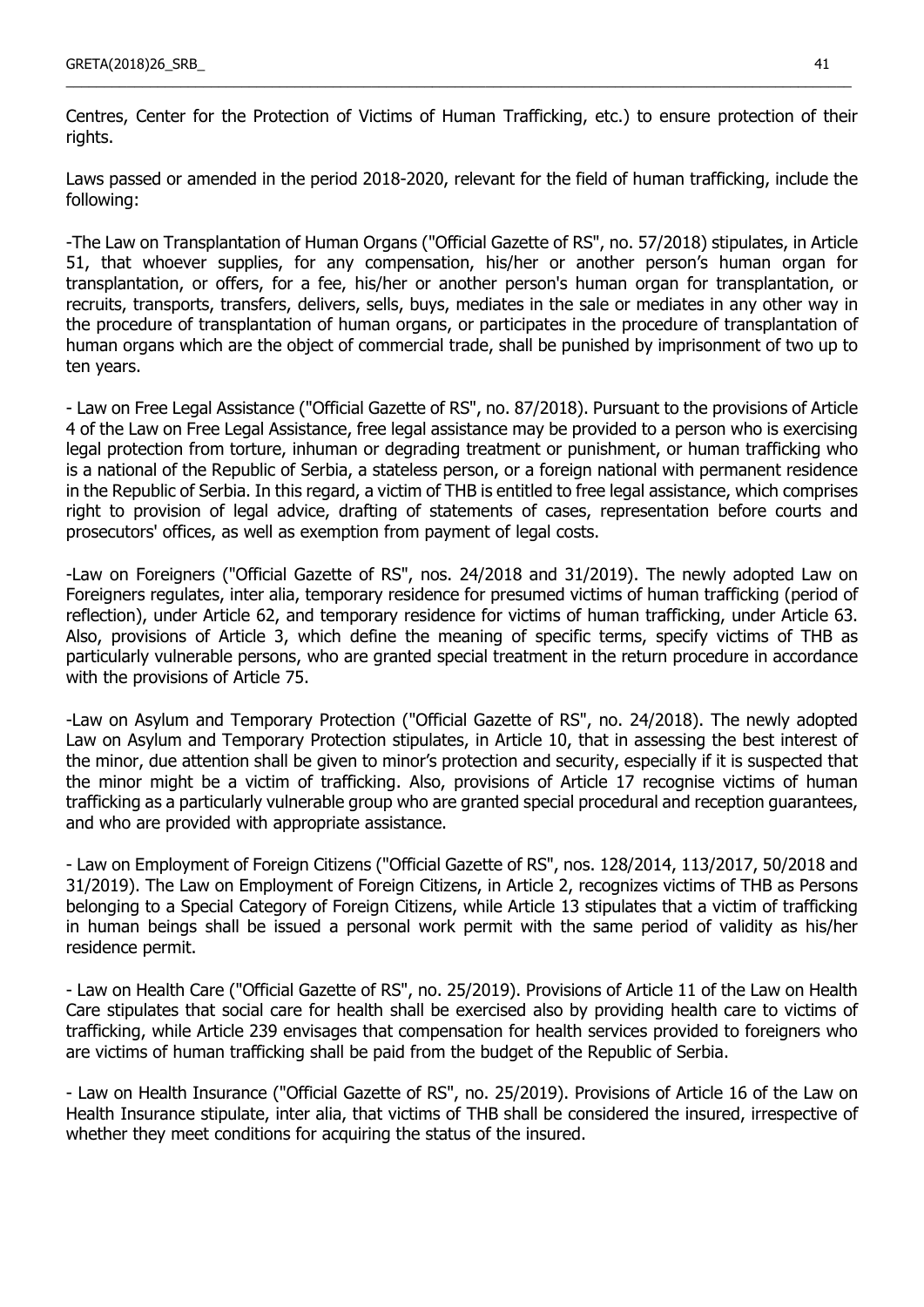Centres, Center for the Protection of Victims of Human Trafficking, etc.) to ensure protection of their rights.

Laws passed or amended in the period 2018-2020, relevant for the field of human trafficking, include the following:

-The Law on Transplantation of Human Organs ("Official Gazette of RS", no. 57/2018) stipulates, in Article 51, that whoever supplies, for any compensation, his/her or another person's human organ for transplantation, or offers, for a fee, his/her or another person's human organ for transplantation, or recruits, transports, transfers, delivers, sells, buys, mediates in the sale or mediates in any other way in the procedure of transplantation of human organs, or participates in the procedure of transplantation of human organs which are the object of commercial trade, shall be punished by imprisonment of two up to ten years.

- Law on Free Legal Assistance ("Official Gazette of RS", no. 87/2018). Pursuant to the provisions of Article 4 of the Law on Free Legal Assistance, free legal assistance may be provided to a person who is exercising legal protection from torture, inhuman or degrading treatment or punishment, or human trafficking who is a national of the Republic of Serbia, a stateless person, or a foreign national with permanent residence in the Republic of Serbia. In this regard, a victim of THB is entitled to free legal assistance, which comprises right to provision of legal advice, drafting of statements of cases, representation before courts and prosecutors' offices, as well as exemption from payment of legal costs.

-Law on Foreigners ("Official Gazette of RS", nos. 24/2018 and 31/2019). The newly adopted Law on Foreigners regulates, inter alia, temporary residence for presumed victims of human trafficking (period of reflection), under Article 62, and temporary residence for victims of human trafficking, under Article 63. Also, provisions of Article 3, which define the meaning of specific terms, specify victims of THB as particularly vulnerable persons, who are granted special treatment in the return procedure in accordance with the provisions of Article 75.

-Law on Asylum and Temporary Protection ("Official Gazette of RS", no. 24/2018). The newly adopted Law on Asylum and Temporary Protection stipulates, in Article 10, that in assessing the best interest of the minor, due attention shall be given to minor's protection and security, especially if it is suspected that the minor might be a victim of trafficking. Also, provisions of Article 17 recognise victims of human trafficking as a particularly vulnerable group who are granted special procedural and reception guarantees, and who are provided with appropriate assistance.

- Law on Employment of Foreign Citizens ("Official Gazette of RS", nos. 128/2014, 113/2017, 50/2018 and 31/2019). The Law on Employment of Foreign Citizens, in Article 2, recognizes victims of THB as Persons belonging to a Special Category of Foreign Citizens, while Article 13 stipulates that a victim of trafficking in human beings shall be issued a personal work permit with the same period of validity as his/her residence permit.

- Law on Health Care ("Official Gazette of RS", no. 25/2019). Provisions of Article 11 of the Law on Health Care stipulates that social care for health shall be exercised also by providing health care to victims of trafficking, while Article 239 envisages that compensation for health services provided to foreigners who are victims of human trafficking shall be paid from the budget of the Republic of Serbia.

- Law on Health Insurance ("Official Gazette of RS", no. 25/2019). Provisions of Article 16 of the Law on Health Insurance stipulate, inter alia, that victims of THB shall be considered the insured, irrespective of whether they meet conditions for acquiring the status of the insured.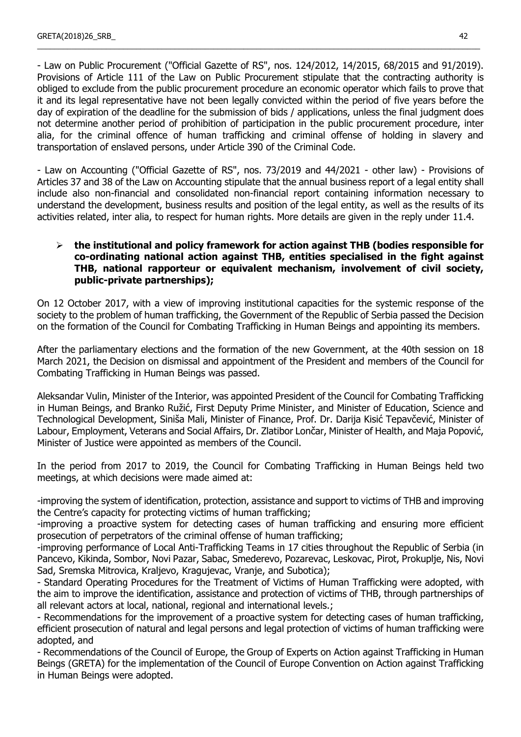- Law on Public Procurement ("Official Gazette of RS", nos. 124/2012, 14/2015, 68/2015 and 91/2019). Provisions of Article 111 of the Law on Public Procurement stipulate that the contracting authority is obliged to exclude from the public procurement procedure an economic operator which fails to prove that it and its legal representative have not been legally convicted within the period of five years before the day of expiration of the deadline for the submission of bids / applications, unless the final judgment does not determine another period of prohibition of participation in the public procurement procedure, inter alia, for the criminal offence of human trafficking and criminal offense of holding in slavery and transportation of enslaved persons, under Article 390 of the Criminal Code.

- Law on Accounting ("Official Gazette of RS", nos. 73/2019 and 44/2021 - other law) - Provisions of Articles 37 and 38 of the Law on Accounting stipulate that the annual business report of a legal entity shall include also non-financial and consolidated non-financial report containing information necessary to understand the development, business results and position of the legal entity, as well as the results of its activities related, inter alia, to respect for human rights. More details are given in the reply under 11.4.

- **the institutional and policy framework for action against THB (bodies responsible for co-ordinating national action against THB, entities specialised in the fight against THB, national rapporteur or equivalent mechanism, involvement of civil society, public-private partnerships);**

On 12 October 2017, with a view of improving institutional capacities for the systemic response of the society to the problem of human trafficking, the Government of the Republic of Serbia passed the Decision on the formation of the Council for Combating Trafficking in Human Beings and appointing its members.

After the parliamentary elections and the formation of the new Government, at the 40th session on 18 March 2021, the Decision on dismissal and appointment of the President and members of the Council for Combating Trafficking in Human Beings was passed.

Aleksandar Vulin, Minister of the Interior, was appointed President of the Council for Combating Trafficking in Human Beings, and Branko Ružić, First Deputy Prime Minister, and Minister of Education, Science and Technological Development, Siniša Mali, Minister of Finance, Prof. Dr. Darija Kisić Tepavčević, Minister of Labour, Employment, Veterans and Social Affairs, Dr. Zlatibor Lončar, Minister of Health, and Maja Popović, Minister of Justice were appointed as members of the Council.

In the period from 2017 to 2019, the Council for Combating Trafficking in Human Beings held two meetings, at which decisions were made aimed at:

-improving the system of identification, protection, assistance and support to victims of THB and improving the Centre's capacity for protecting victims of human trafficking;
-improving a proactive system for detecting cases of human trafficking and ensuring more efficient prosecution of perpetrators of the criminal offense of human trafficking;
-improving performance of Local Anti-Trafficking Teams in 17 cities throughout the Republic of Serbia (in Pancevo, Kikinda, Sombor, Novi Pazar, Sabac, Smederevo, Pozarevac, Leskovac, Pirot, Prokuplje, Nis, Novi Sad, Sremska Mitrovica, Kraljevo, Kragujevac, Vranje, and Subotica);
- Standard Operating Procedures for the Treatment of Victims of Human Trafficking were adopted, with the aim to improve the identification, assistance and protection of victims of THB, through partnerships of all relevant actors at local, national, regional and international levels.;
- Recommendations for the improvement of a proactive system for detecting cases of human trafficking, efficient prosecution of natural and legal persons and legal protection of victims of human trafficking were adopted, and
- Recommendations of the Council of Europe, the Group of Experts on Action against Trafficking in Human Beings (GRETA) for the implementation of the Council of Europe Convention on Action against Trafficking in Human Beings were adopted.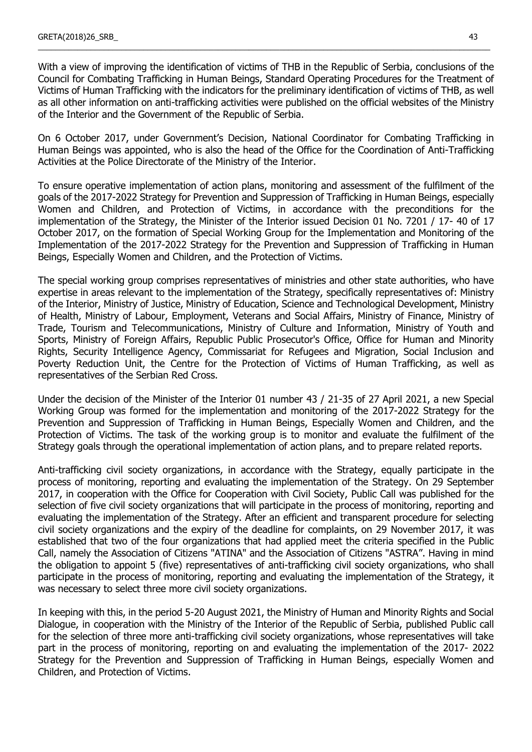With a view of improving the identification of victims of THB in the Republic of Serbia, conclusions of the Council for Combating Trafficking in Human Beings, Standard Operating Procedures for the Treatment of Victims of Human Trafficking with the indicators for the preliminary identification of victims of THB, as well as all other information on anti-trafficking activities were published on the official websites of the Ministry of the Interior and the Government of the Republic of Serbia.

On 6 October 2017, under Government's Decision, National Coordinator for Combating Trafficking in Human Beings was appointed, who is also the head of the Office for the Coordination of Anti-Trafficking Activities at the Police Directorate of the Ministry of the Interior.

To ensure operative implementation of action plans, monitoring and assessment of the fulfilment of the goals of the 2017-2022 Strategy for Prevention and Suppression of Trafficking in Human Beings, especially Women and Children, and Protection of Victims, in accordance with the preconditions for the implementation of the Strategy, the Minister of the Interior issued Decision 01 No. 7201 / 17- 40 of 17 October 2017, on the formation of Special Working Group for the Implementation and Monitoring of the Implementation of the 2017-2022 Strategy for the Prevention and Suppression of Trafficking in Human Beings, Especially Women and Children, and the Protection of Victims.

The special working group comprises representatives of ministries and other state authorities, who have expertise in areas relevant to the implementation of the Strategy, specifically representatives of: Ministry of the Interior, Ministry of Justice, Ministry of Education, Science and Technological Development, Ministry of Health, Ministry of Labour, Employment, Veterans and Social Affairs, Ministry of Finance, Ministry of Trade, Tourism and Telecommunications, Ministry of Culture and Information, Ministry of Youth and Sports, Ministry of Foreign Affairs, Republic Public Prosecutor's Office, Office for Human and Minority Rights, Security Intelligence Agency, Commissariat for Refugees and Migration, Social Inclusion and Poverty Reduction Unit, the Centre for the Protection of Victims of Human Trafficking, as well as representatives of the Serbian Red Cross.

Under the decision of the Minister of the Interior 01 number 43 / 21-35 of 27 April 2021, a new Special Working Group was formed for the implementation and monitoring of the 2017-2022 Strategy for the Prevention and Suppression of Trafficking in Human Beings, Especially Women and Children, and the Protection of Victims. The task of the working group is to monitor and evaluate the fulfilment of the Strategy goals through the operational implementation of action plans, and to prepare related reports.

Anti-trafficking civil society organizations, in accordance with the Strategy, equally participate in the process of monitoring, reporting and evaluating the implementation of the Strategy. On 29 September 2017, in cooperation with the Office for Cooperation with Civil Society, Public Call was published for the selection of five civil society organizations that will participate in the process of monitoring, reporting and evaluating the implementation of the Strategy. After an efficient and transparent procedure for selecting civil society organizations and the expiry of the deadline for complaints, on 29 November 2017, it was established that two of the four organizations that had applied meet the criteria specified in the Public Call, namely the Association of Citizens "ATINA" and the Association of Citizens "ASTRA". Having in mind the obligation to appoint 5 (five) representatives of anti-trafficking civil society organizations, who shall participate in the process of monitoring, reporting and evaluating the implementation of the Strategy, it was necessary to select three more civil society organizations.

In keeping with this, in the period 5-20 August 2021, the Ministry of Human and Minority Rights and Social Dialogue, in cooperation with the Ministry of the Interior of the Republic of Serbia, published Public call for the selection of three more anti-trafficking civil society organizations, whose representatives will take part in the process of monitoring, reporting on and evaluating the implementation of the 2017- 2022 Strategy for the Prevention and Suppression of Trafficking in Human Beings, especially Women and Children, and Protection of Victims.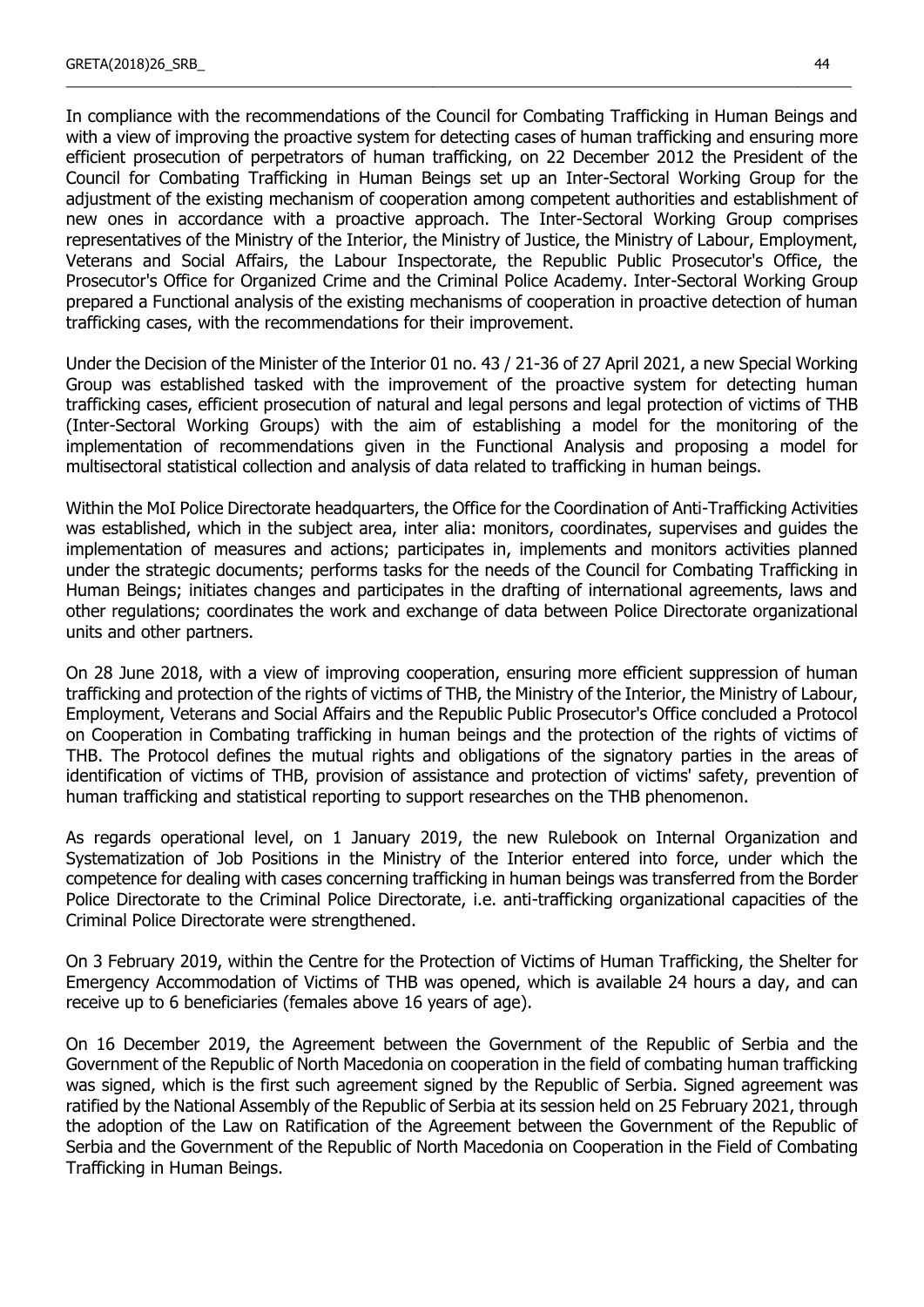In compliance with the recommendations of the Council for Combating Trafficking in Human Beings and with a view of improving the proactive system for detecting cases of human trafficking and ensuring more efficient prosecution of perpetrators of human trafficking, on 22 December 2012 the President of the Council for Combating Trafficking in Human Beings set up an Inter-Sectoral Working Group for the adjustment of the existing mechanism of cooperation among competent authorities and establishment of new ones in accordance with a proactive approach. The Inter-Sectoral Working Group comprises representatives of the Ministry of the Interior, the Ministry of Justice, the Ministry of Labour, Employment, Veterans and Social Affairs, the Labour Inspectorate, the Republic Public Prosecutor's Office, the Prosecutor's Office for Organized Crime and the Criminal Police Academy. Inter-Sectoral Working Group prepared a Functional analysis of the existing mechanisms of cooperation in proactive detection of human trafficking cases, with the recommendations for their improvement.

Under the Decision of the Minister of the Interior 01 no. 43 / 21-36 of 27 April 2021, a new Special Working Group was established tasked with the improvement of the proactive system for detecting human trafficking cases, efficient prosecution of natural and legal persons and legal protection of victims of THB (Inter-Sectoral Working Groups) with the aim of establishing a model for the monitoring of the implementation of recommendations given in the Functional Analysis and proposing a model for multisectoral statistical collection and analysis of data related to trafficking in human beings.

Within the MoI Police Directorate headquarters, the Office for the Coordination of Anti-Trafficking Activities was established, which in the subject area, inter alia: monitors, coordinates, supervises and guides the implementation of measures and actions; participates in, implements and monitors activities planned under the strategic documents; performs tasks for the needs of the Council for Combating Trafficking in Human Beings; initiates changes and participates in the drafting of international agreements, laws and other regulations; coordinates the work and exchange of data between Police Directorate organizational units and other partners.

On 28 June 2018, with a view of improving cooperation, ensuring more efficient suppression of human trafficking and protection of the rights of victims of THB, the Ministry of the Interior, the Ministry of Labour, Employment, Veterans and Social Affairs and the Republic Public Prosecutor's Office concluded a Protocol on Cooperation in Combating trafficking in human beings and the protection of the rights of victims of THB. The Protocol defines the mutual rights and obligations of the signatory parties in the areas of identification of victims of THB, provision of assistance and protection of victims' safety, prevention of human trafficking and statistical reporting to support researches on the THB phenomenon.

As regards operational level, on 1 January 2019, the new Rulebook on Internal Organization and Systematization of Job Positions in the Ministry of the Interior entered into force, under which the competence for dealing with cases concerning trafficking in human beings was transferred from the Border Police Directorate to the Criminal Police Directorate, i.e. anti-trafficking organizational capacities of the Criminal Police Directorate were strengthened.

On 3 February 2019, within the Centre for the Protection of Victims of Human Trafficking, the Shelter for Emergency Accommodation of Victims of THB was opened, which is available 24 hours a day, and can receive up to 6 beneficiaries (females above 16 years of age).

On 16 December 2019, the Agreement between the Government of the Republic of Serbia and the Government of the Republic of North Macedonia on cooperation in the field of combating human trafficking was signed, which is the first such agreement signed by the Republic of Serbia. Signed agreement was ratified by the National Assembly of the Republic of Serbia at its session held on 25 February 2021, through the adoption of the Law on Ratification of the Agreement between the Government of the Republic of Serbia and the Government of the Republic of North Macedonia on Cooperation in the Field of Combating Trafficking in Human Beings.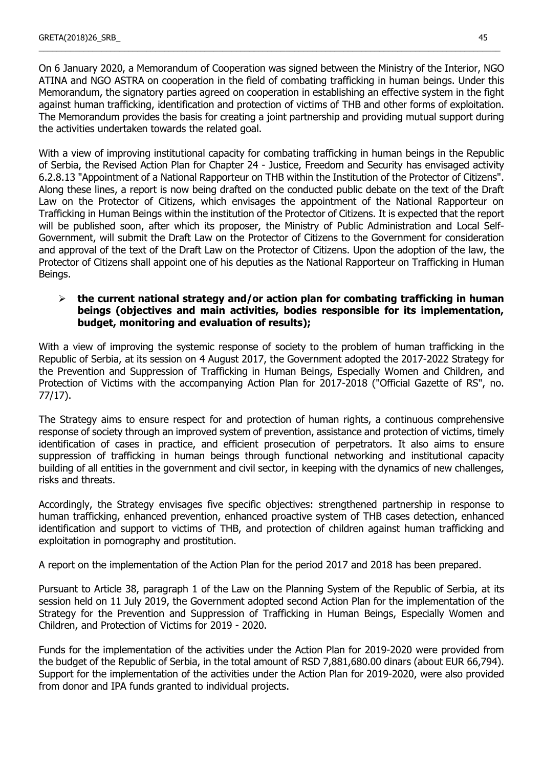On 6 January 2020, a Memorandum of Cooperation was signed between the Ministry of the Interior, NGO ATINA and NGO ASTRA on cooperation in the field of combating trafficking in human beings. Under this Memorandum, the signatory parties agreed on cooperation in establishing an effective system in the fight against human trafficking, identification and protection of victims of THB and other forms of exploitation. The Memorandum provides the basis for creating a joint partnership and providing mutual support during the activities undertaken towards the related goal.

With a view of improving institutional capacity for combating trafficking in human beings in the Republic of Serbia, the Revised Action Plan for Chapter 24 - Justice, Freedom and Security has envisaged activity 6.2.8.13 "Appointment of a National Rapporteur on THB within the Institution of the Protector of Citizens". Along these lines, a report is now being drafted on the conducted public debate on the text of the Draft Law on the Protector of Citizens, which envisages the appointment of the National Rapporteur on Trafficking in Human Beings within the institution of the Protector of Citizens. It is expected that the report will be published soon, after which its proposer, the Ministry of Public Administration and Local Self-Government, will submit the Draft Law on the Protector of Citizens to the Government for consideration and approval of the text of the Draft Law on the Protector of Citizens. Upon the adoption of the law, the Protector of Citizens shall appoint one of his deputies as the National Rapporteur on Trafficking in Human Beings.

- **the current national strategy and/or action plan for combating trafficking in human beings (objectives and main activities, bodies responsible for its implementation, budget, monitoring and evaluation of results);**

With a view of improving the systemic response of society to the problem of human trafficking in the Republic of Serbia, at its session on 4 August 2017, the Government adopted the 2017-2022 Strategy for the Prevention and Suppression of Trafficking in Human Beings, Especially Women and Children, and Protection of Victims with the accompanying Action Plan for 2017-2018 ("Official Gazette of RS", no. 77/17).

The Strategy aims to ensure respect for and protection of human rights, a continuous comprehensive response of society through an improved system of prevention, assistance and protection of victims, timely identification of cases in practice, and efficient prosecution of perpetrators. It also aims to ensure suppression of trafficking in human beings through functional networking and institutional capacity building of all entities in the government and civil sector, in keeping with the dynamics of new challenges, risks and threats.

Accordingly, the Strategy envisages five specific objectives: strengthened partnership in response to human trafficking, enhanced prevention, enhanced proactive system of THB cases detection, enhanced identification and support to victims of THB, and protection of children against human trafficking and exploitation in pornography and prostitution.

A report on the implementation of the Action Plan for the period 2017 and 2018 has been prepared.

Pursuant to Article 38, paragraph 1 of the Law on the Planning System of the Republic of Serbia, at its session held on 11 July 2019, the Government adopted second Action Plan for the implementation of the Strategy for the Prevention and Suppression of Trafficking in Human Beings, Especially Women and Children, and Protection of Victims for 2019 - 2020.

Funds for the implementation of the activities under the Action Plan for 2019-2020 were provided from the budget of the Republic of Serbia, in the total amount of RSD 7,881,680.00 dinars (about EUR 66,794). Support for the implementation of the activities under the Action Plan for 2019-2020, were also provided from donor and IPA funds granted to individual projects.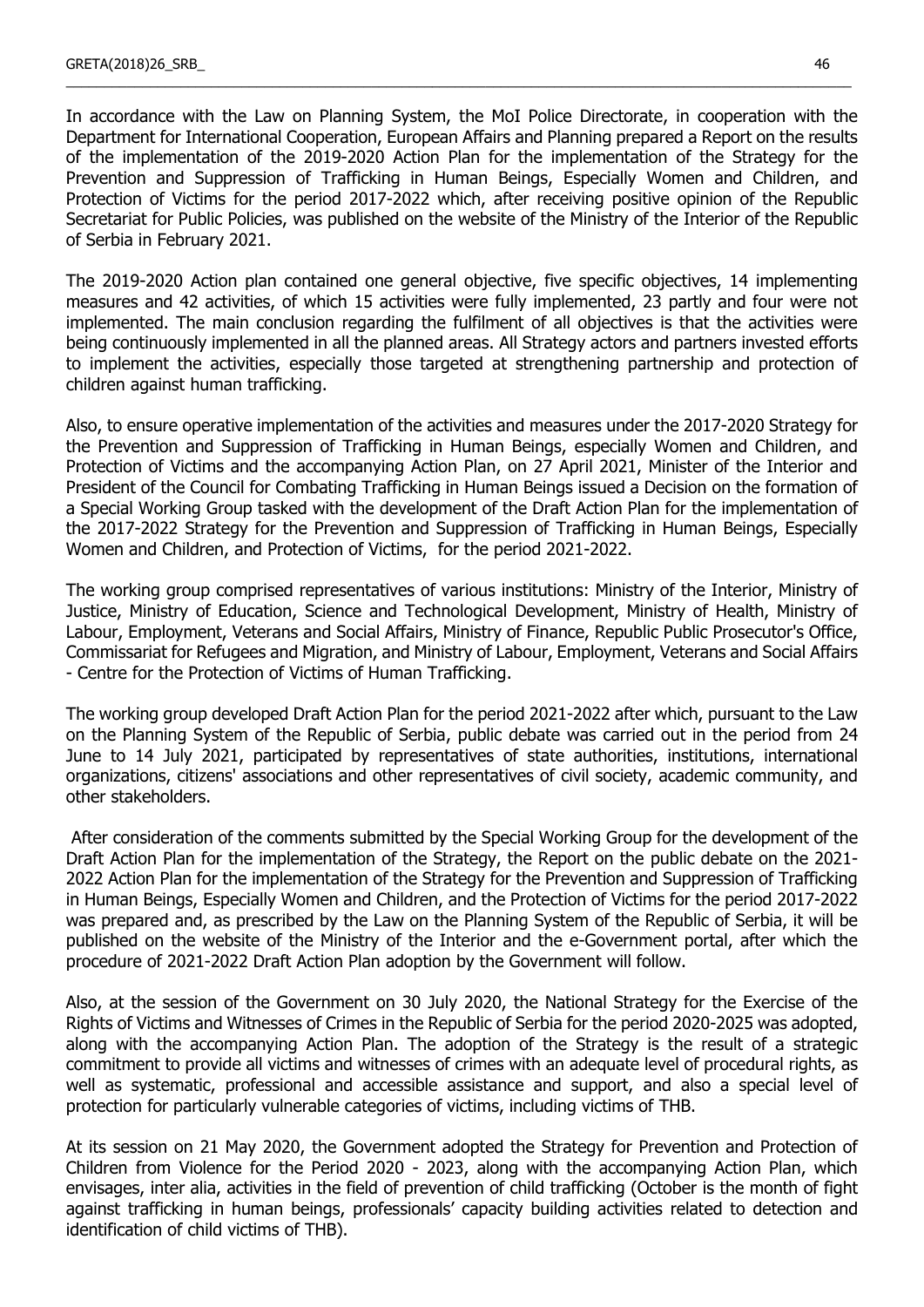In accordance with the Law on Planning System, the MoI Police Directorate, in cooperation with the Department for International Cooperation, European Affairs and Planning prepared a Report on the results of the implementation of the 2019-2020 Action Plan for the implementation of the Strategy for the Prevention and Suppression of Trafficking in Human Beings, Especially Women and Children, and Protection of Victims for the period 2017-2022 which, after receiving positive opinion of the Republic Secretariat for Public Policies, was published on the website of the Ministry of the Interior of the Republic of Serbia in February 2021.

The 2019-2020 Action plan contained one general objective, five specific objectives, 14 implementing measures and 42 activities, of which 15 activities were fully implemented, 23 partly and four were not implemented. The main conclusion regarding the fulfilment of all objectives is that the activities were being continuously implemented in all the planned areas. All Strategy actors and partners invested efforts to implement the activities, especially those targeted at strengthening partnership and protection of children against human trafficking.

Also, to ensure operative implementation of the activities and measures under the 2017-2020 Strategy for the Prevention and Suppression of Trafficking in Human Beings, especially Women and Children, and Protection of Victims and the accompanying Action Plan, on 27 April 2021, Minister of the Interior and President of the Council for Combating Trafficking in Human Beings issued a Decision on the formation of a Special Working Group tasked with the development of the Draft Action Plan for the implementation of the 2017-2022 Strategy for the Prevention and Suppression of Trafficking in Human Beings, Especially Women and Children, and Protection of Victims, for the period 2021-2022.

The working group comprised representatives of various institutions: Ministry of the Interior, Ministry of Justice, Ministry of Education, Science and Technological Development, Ministry of Health, Ministry of Labour, Employment, Veterans and Social Affairs, Ministry of Finance, Republic Public Prosecutor's Office, Commissariat for Refugees and Migration, and Ministry of Labour, Employment, Veterans and Social Affairs - Centre for the Protection of Victims of Human Trafficking.

The working group developed Draft Action Plan for the period 2021-2022 after which, pursuant to the Law on the Planning System of the Republic of Serbia, public debate was carried out in the period from 24 June to 14 July 2021, participated by representatives of state authorities, institutions, international organizations, citizens' associations and other representatives of civil society, academic community, and other stakeholders.

After consideration of the comments submitted by the Special Working Group for the development of the Draft Action Plan for the implementation of the Strategy, the Report on the public debate on the 2021-2022 Action Plan for the implementation of the Strategy for the Prevention and Suppression of Trafficking in Human Beings, Especially Women and Children, and the Protection of Victims for the period 2017-2022 was prepared and, as prescribed by the Law on the Planning System of the Republic of Serbia, it will be published on the website of the Ministry of the Interior and the e-Government portal, after which the procedure of 2021-2022 Draft Action Plan adoption by the Government will follow.

Also, at the session of the Government on 30 July 2020, the National Strategy for the Exercise of the Rights of Victims and Witnesses of Crimes in the Republic of Serbia for the period 2020-2025 was adopted, along with the accompanying Action Plan. The adoption of the Strategy is the result of a strategic commitment to provide all victims and witnesses of crimes with an adequate level of procedural rights, as well as systematic, professional and accessible assistance and support, and also a special level of protection for particularly vulnerable categories of victims, including victims of THB.

At its session on 21 May 2020, the Government adopted the Strategy for Prevention and Protection of Children from Violence for the Period 2020 - 2023, along with the accompanying Action Plan, which envisages, inter alia, activities in the field of prevention of child trafficking (October is the month of fight against trafficking in human beings, professionals' capacity building activities related to detection and identification of child victims of THB).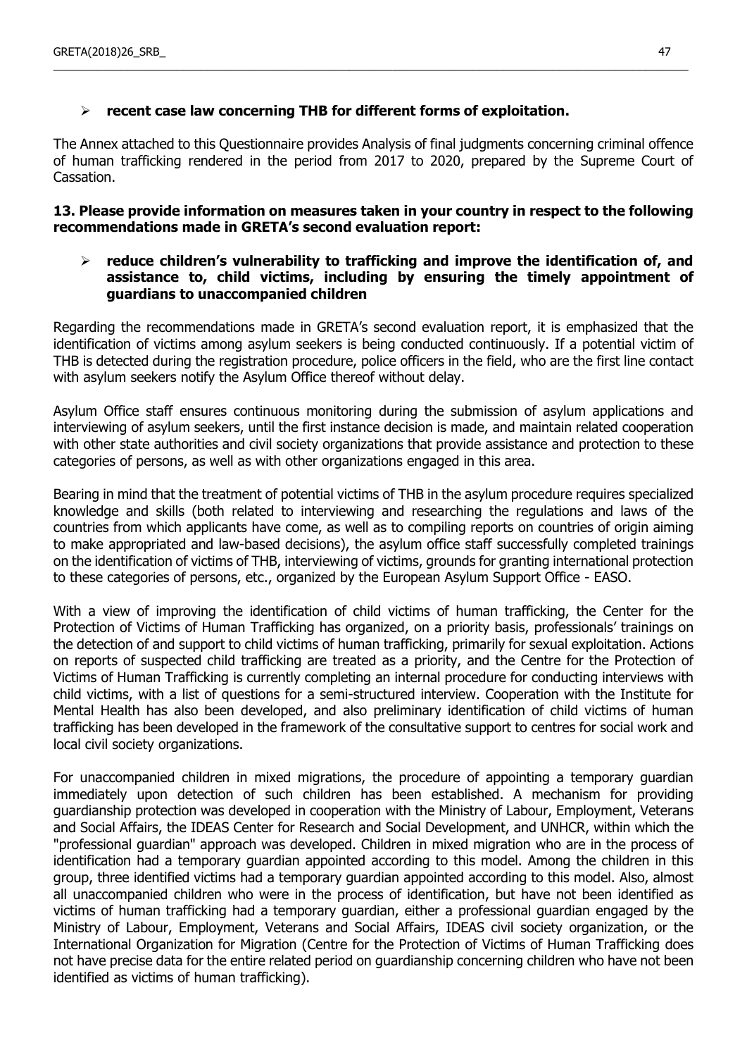- **recent case law concerning THB for different forms of exploitation.**

The Annex attached to this Questionnaire provides Analysis of final judgments concerning criminal offence of human trafficking rendered in the period from 2017 to 2020, prepared by the Supreme Court of Cassation.

**13. Please provide information on measures taken in your country in respect to the following recommendations made in GRETA's second evaluation report:**

- **reduce children's vulnerability to trafficking and improve the identification of, and assistance to, child victims, including by ensuring the timely appointment of guardians to unaccompanied children**

Regarding the recommendations made in GRETA's second evaluation report, it is emphasized that the identification of victims among asylum seekers is being conducted continuously. If a potential victim of THB is detected during the registration procedure, police officers in the field, who are the first line contact with asylum seekers notify the Asylum Office thereof without delay.

Asylum Office staff ensures continuous monitoring during the submission of asylum applications and interviewing of asylum seekers, until the first instance decision is made, and maintain related cooperation with other state authorities and civil society organizations that provide assistance and protection to these categories of persons, as well as with other organizations engaged in this area.

Bearing in mind that the treatment of potential victims of THB in the asylum procedure requires specialized knowledge and skills (both related to interviewing and researching the regulations and laws of the countries from which applicants have come, as well as to compiling reports on countries of origin aiming to make appropriated and law-based decisions), the asylum office staff successfully completed trainings on the identification of victims of THB, interviewing of victims, grounds for granting international protection to these categories of persons, etc., organized by the European Asylum Support Office - EASO.

With a view of improving the identification of child victims of human trafficking, the Center for the Protection of Victims of Human Trafficking has organized, on a priority basis, professionals' trainings on the detection of and support to child victims of human trafficking, primarily for sexual exploitation. Actions on reports of suspected child trafficking are treated as a priority, and the Centre for the Protection of Victims of Human Trafficking is currently completing an internal procedure for conducting interviews with child victims, with a list of questions for a semi-structured interview. Cooperation with the Institute for Mental Health has also been developed, and also preliminary identification of child victims of human trafficking has been developed in the framework of the consultative support to centres for social work and local civil society organizations.

For unaccompanied children in mixed migrations, the procedure of appointing a temporary guardian immediately upon detection of such children has been established. A mechanism for providing guardianship protection was developed in cooperation with the Ministry of Labour, Employment, Veterans and Social Affairs, the IDEAS Center for Research and Social Development, and UNHCR, within which the "professional guardian" approach was developed. Children in mixed migration who are in the process of identification had a temporary guardian appointed according to this model. Among the children in this group, three identified victims had a temporary guardian appointed according to this model. Also, almost all unaccompanied children who were in the process of identification, but have not been identified as victims of human trafficking had a temporary guardian, either a professional guardian engaged by the Ministry of Labour, Employment, Veterans and Social Affairs, IDEAS civil society organization, or the International Organization for Migration (Centre for the Protection of Victims of Human Trafficking does not have precise data for the entire related period on guardianship concerning children who have not been identified as victims of human trafficking).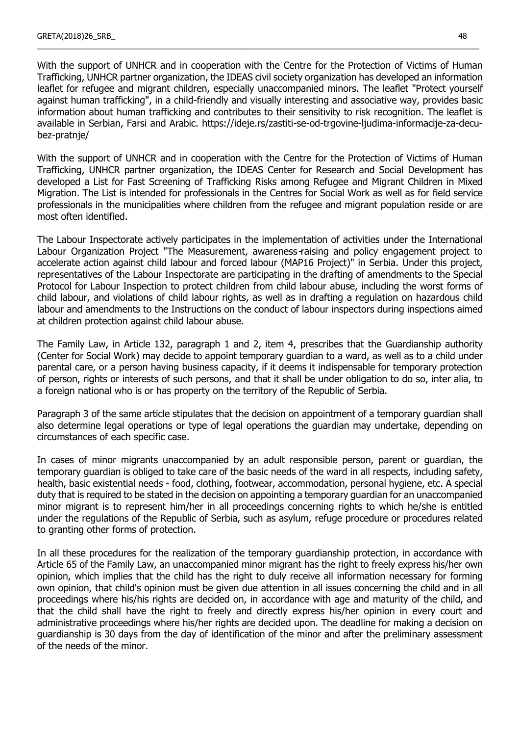With the support of UNHCR and in cooperation with the Centre for the Protection of Victims of Human Trafficking, UNHCR partner organization, the IDEAS civil society organization has developed an information leaflet for refugee and migrant children, especially unaccompanied minors. The leaflet "Protect yourself against human trafficking", in a child-friendly and visually interesting and associative way, provides basic information about human trafficking and contributes to their sensitivity to risk recognition. The leaflet is available in Serbian, Farsi and Arabic. https://ideje.rs/zastiti-se-od-trgovine-ljudima-informacije-za-decu-bez-pratnje/

With the support of UNHCR and in cooperation with the Centre for the Protection of Victims of Human Trafficking, UNHCR partner organization, the IDEAS Center for Research and Social Development has developed a List for Fast Screening of Trafficking Risks among Refugee and Migrant Children in Mixed Migration. The List is intended for professionals in the Centres for Social Work as well as for field service professionals in the municipalities where children from the refugee and migrant population reside or are most often identified.

The Labour Inspectorate actively participates in the implementation of activities under the International Labour Organization Project "The Measurement, awareness-raising and policy engagement project to accelerate action against child labour and forced labour (MAP16 Project)" in Serbia. Under this project, representatives of the Labour Inspectorate are participating in the drafting of amendments to the Special Protocol for Labour Inspection to protect children from child labour abuse, including the worst forms of child labour, and violations of child labour rights, as well as in drafting a regulation on hazardous child labour and amendments to the Instructions on the conduct of labour inspectors during inspections aimed at children protection against child labour abuse.

The Family Law, in Article 132, paragraph 1 and 2, item 4, prescribes that the Guardianship authority (Center for Social Work) may decide to appoint temporary guardian to a ward, as well as to a child under parental care, or a person having business capacity, if it deems it indispensable for temporary protection of person, rights or interests of such persons, and that it shall be under obligation to do so, inter alia, to a foreign national who is or has property on the territory of the Republic of Serbia.

Paragraph 3 of the same article stipulates that the decision on appointment of a temporary guardian shall also determine legal operations or type of legal operations the guardian may undertake, depending on circumstances of each specific case.

In cases of minor migrants unaccompanied by an adult responsible person, parent or guardian, the temporary guardian is obliged to take care of the basic needs of the ward in all respects, including safety, health, basic existential needs - food, clothing, footwear, accommodation, personal hygiene, etc. A special duty that is required to be stated in the decision on appointing a temporary guardian for an unaccompanied minor migrant is to represent him/her in all proceedings concerning rights to which he/she is entitled under the regulations of the Republic of Serbia, such as asylum, refuge procedure or procedures related to granting other forms of protection.

In all these procedures for the realization of the temporary guardianship protection, in accordance with Article 65 of the Family Law, an unaccompanied minor migrant has the right to freely express his/her own opinion, which implies that the child has the right to duly receive all information necessary for forming own opinion, that child's opinion must be given due attention in all issues concerning the child and in all proceedings where his/his rights are decided on, in accordance with age and maturity of the child, and that the child shall have the right to freely and directly express his/her opinion in every court and administrative proceedings where his/her rights are decided upon. The deadline for making a decision on guardianship is 30 days from the day of identification of the minor and after the preliminary assessment of the needs of the minor.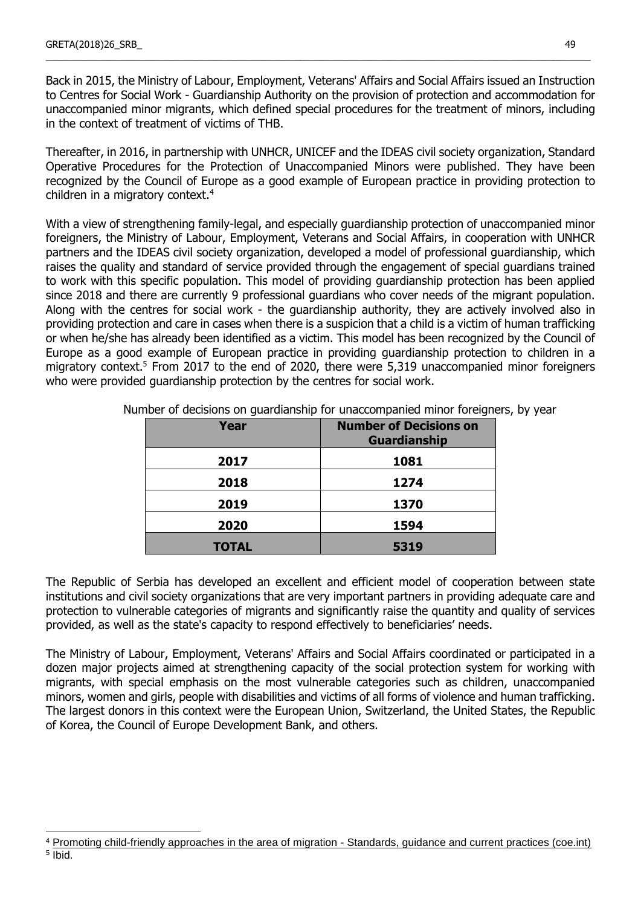Back in 2015, the Ministry of Labour, Employment, Veterans' Affairs and Social Affairs issued an Instruction to Centres for Social Work - Guardianship Authority on the provision of protection and accommodation for unaccompanied minor migrants, which defined special procedures for the treatment of minors, including in the context of treatment of victims of THB.

Thereafter, in 2016, in partnership with UNHCR, UNICEF and the IDEAS civil society organization, Standard Operative Procedures for the Protection of Unaccompanied Minors were published. They have been recognized by the Council of Europe as a good example of European practice in providing protection to children in a migratory context.[4]

With a view of strengthening family-legal, and especially guardianship protection of unaccompanied minor foreigners, the Ministry of Labour, Employment, Veterans and Social Affairs, in cooperation with UNHCR partners and the IDEAS civil society organization, developed a model of professional guardianship, which raises the quality and standard of service provided through the engagement of special guardians trained to work with this specific population. This model of providing guardianship protection has been applied since 2018 and there are currently 9 professional guardians who cover needs of the migrant population. Along with the centres for social work - the guardianship authority, they are actively involved also in providing protection and care in cases when there is a suspicion that a child is a victim of human trafficking or when he/she has already been identified as a victim. This model has been recognized by the Council of Europe as a good example of European practice in providing guardianship protection to children in a migratory context.[5] From 2017 to the end of 2020, there were 5,319 unaccompanied minor foreigners who were provided guardianship protection by the centres for social work.

Number of decisions on guardianship for unaccompanied minor foreigners, by year

| Year | Number of Decisions on Guardianship |
|---|---|
| 2017 | 1081 |
| 2018 | 1274 |
| 2019 | 1370 |
| 2020 | 1594 |
| TOTAL | 5319 |

The Republic of Serbia has developed an excellent and efficient model of cooperation between state institutions and civil society organizations that are very important partners in providing adequate care and protection to vulnerable categories of migrants and significantly raise the quantity and quality of services provided, as well as the state's capacity to respond effectively to beneficiaries' needs.

The Ministry of Labour, Employment, Veterans' Affairs and Social Affairs coordinated or participated in a dozen major projects aimed at strengthening capacity of the social protection system for working with migrants, with special emphasis on the most vulnerable categories such as children, unaccompanied minors, women and girls, people with disabilities and victims of all forms of violence and human trafficking. The largest donors in this context were the European Union, Switzerland, the United States, the Republic of Korea, the Council of Europe Development Bank, and others.

---

[4] Promoting child-friendly approaches in the area of migration - Standards, guidance and current practices (coe.int)

[5] Ibid.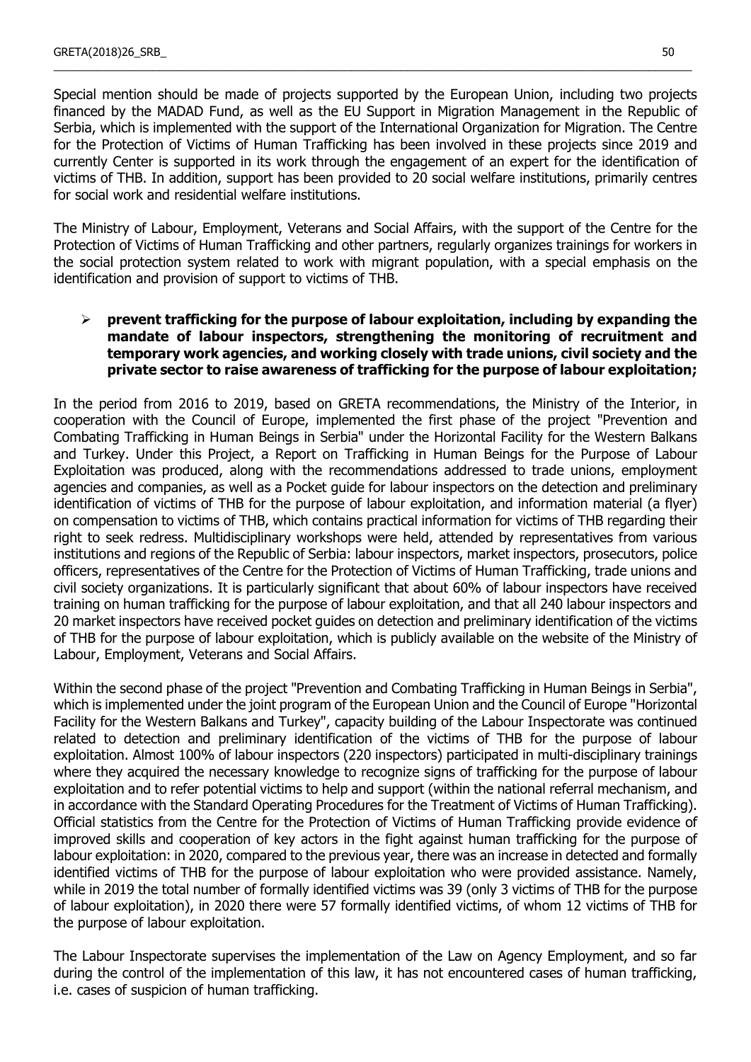Special mention should be made of projects supported by the European Union, including two projects financed by the MADAD Fund, as well as the EU Support in Migration Management in the Republic of Serbia, which is implemented with the support of the International Organization for Migration. The Centre for the Protection of Victims of Human Trafficking has been involved in these projects since 2019 and currently Center is supported in its work through the engagement of an expert for the identification of victims of THB. In addition, support has been provided to 20 social welfare institutions, primarily centres for social work and residential welfare institutions.

The Ministry of Labour, Employment, Veterans and Social Affairs, with the support of the Centre for the Protection of Victims of Human Trafficking and other partners, regularly organizes trainings for workers in the social protection system related to work with migrant population, with a special emphasis on the identification and provision of support to victims of THB.

- **prevent trafficking for the purpose of labour exploitation, including by expanding the mandate of labour inspectors, strengthening the monitoring of recruitment and temporary work agencies, and working closely with trade unions, civil society and the private sector to raise awareness of trafficking for the purpose of labour exploitation;**

In the period from 2016 to 2019, based on GRETA recommendations, the Ministry of the Interior, in cooperation with the Council of Europe, implemented the first phase of the project "Prevention and Combating Trafficking in Human Beings in Serbia" under the Horizontal Facility for the Western Balkans and Turkey. Under this Project, a Report on Trafficking in Human Beings for the Purpose of Labour Exploitation was produced, along with the recommendations addressed to trade unions, employment agencies and companies, as well as a Pocket guide for labour inspectors on the detection and preliminary identification of victims of THB for the purpose of labour exploitation, and information material (a flyer) on compensation to victims of THB, which contains practical information for victims of THB regarding their right to seek redress. Multidisciplinary workshops were held, attended by representatives from various institutions and regions of the Republic of Serbia: labour inspectors, market inspectors, prosecutors, police officers, representatives of the Centre for the Protection of Victims of Human Trafficking, trade unions and civil society organizations. It is particularly significant that about 60% of labour inspectors have received training on human trafficking for the purpose of labour exploitation, and that all 240 labour inspectors and 20 market inspectors have received pocket guides on detection and preliminary identification of the victims of THB for the purpose of labour exploitation, which is publicly available on the website of the Ministry of Labour, Employment, Veterans and Social Affairs.

Within the second phase of the project "Prevention and Combating Trafficking in Human Beings in Serbia", which is implemented under the joint program of the European Union and the Council of Europe "Horizontal Facility for the Western Balkans and Turkey", capacity building of the Labour Inspectorate was continued related to detection and preliminary identification of the victims of THB for the purpose of labour exploitation. Almost 100% of labour inspectors (220 inspectors) participated in multi-disciplinary trainings where they acquired the necessary knowledge to recognize signs of trafficking for the purpose of labour exploitation and to refer potential victims to help and support (within the national referral mechanism, and in accordance with the Standard Operating Procedures for the Treatment of Victims of Human Trafficking). Official statistics from the Centre for the Protection of Victims of Human Trafficking provide evidence of improved skills and cooperation of key actors in the fight against human trafficking for the purpose of labour exploitation: in 2020, compared to the previous year, there was an increase in detected and formally identified victims of THB for the purpose of labour exploitation who were provided assistance. Namely, while in 2019 the total number of formally identified victims was 39 (only 3 victims of THB for the purpose of labour exploitation), in 2020 there were 57 formally identified victims, of whom 12 victims of THB for the purpose of labour exploitation.

The Labour Inspectorate supervises the implementation of the Law on Agency Employment, and so far during the control of the implementation of this law, it has not encountered cases of human trafficking, i.e. cases of suspicion of human trafficking.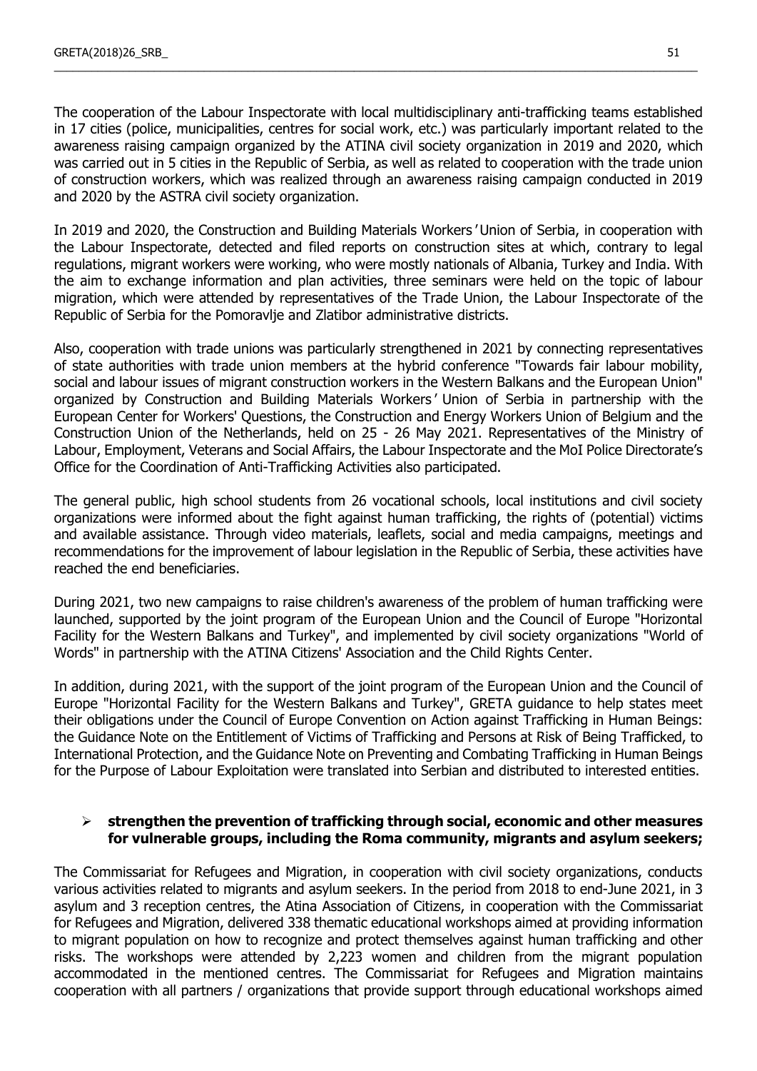The cooperation of the Labour Inspectorate with local multidisciplinary anti-trafficking teams established in 17 cities (police, municipalities, centres for social work, etc.) was particularly important related to the awareness raising campaign organized by the ATINA civil society organization in 2019 and 2020, which was carried out in 5 cities in the Republic of Serbia, as well as related to cooperation with the trade union of construction workers, which was realized through an awareness raising campaign conducted in 2019 and 2020 by the ASTRA civil society organization.

In 2019 and 2020, the Construction and Building Materials Workers' Union of Serbia, in cooperation with the Labour Inspectorate, detected and filed reports on construction sites at which, contrary to legal regulations, migrant workers were working, who were mostly nationals of Albania, Turkey and India. With the aim to exchange information and plan activities, three seminars were held on the topic of labour migration, which were attended by representatives of the Trade Union, the Labour Inspectorate of the Republic of Serbia for the Pomoravlje and Zlatibor administrative districts.

Also, cooperation with trade unions was particularly strengthened in 2021 by connecting representatives of state authorities with trade union members at the hybrid conference "Towards fair labour mobility, social and labour issues of migrant construction workers in the Western Balkans and the European Union" organized by Construction and Building Materials Workers' Union of Serbia in partnership with the European Center for Workers' Questions, the Construction and Energy Workers Union of Belgium and the Construction Union of the Netherlands, held on 25 - 26 May 2021. Representatives of the Ministry of Labour, Employment, Veterans and Social Affairs, the Labour Inspectorate and the MoI Police Directorate's Office for the Coordination of Anti-Trafficking Activities also participated.

The general public, high school students from 26 vocational schools, local institutions and civil society organizations were informed about the fight against human trafficking, the rights of (potential) victims and available assistance. Through video materials, leaflets, social and media campaigns, meetings and recommendations for the improvement of labour legislation in the Republic of Serbia, these activities have reached the end beneficiaries.

During 2021, two new campaigns to raise children's awareness of the problem of human trafficking were launched, supported by the joint program of the European Union and the Council of Europe "Horizontal Facility for the Western Balkans and Turkey", and implemented by civil society organizations "World of Words" in partnership with the ATINA Citizens' Association and the Child Rights Center.

In addition, during 2021, with the support of the joint program of the European Union and the Council of Europe "Horizontal Facility for the Western Balkans and Turkey", GRETA guidance to help states meet their obligations under the Council of Europe Convention on Action against Trafficking in Human Beings: the Guidance Note on the Entitlement of Victims of Trafficking and Persons at Risk of Being Trafficked, to International Protection, and the Guidance Note on Preventing and Combating Trafficking in Human Beings for the Purpose of Labour Exploitation were translated into Serbian and distributed to interested entities.

- **strengthen the prevention of trafficking through social, economic and other measures for vulnerable groups, including the Roma community, migrants and asylum seekers;**

The Commissariat for Refugees and Migration, in cooperation with civil society organizations, conducts various activities related to migrants and asylum seekers. In the period from 2018 to end-June 2021, in 3 asylum and 3 reception centres, the Atina Association of Citizens, in cooperation with the Commissariat for Refugees and Migration, delivered 338 thematic educational workshops aimed at providing information to migrant population on how to recognize and protect themselves against human trafficking and other risks. The workshops were attended by 2,223 women and children from the migrant population accommodated in the mentioned centres. The Commissariat for Refugees and Migration maintains cooperation with all partners / organizations that provide support through educational workshops aimed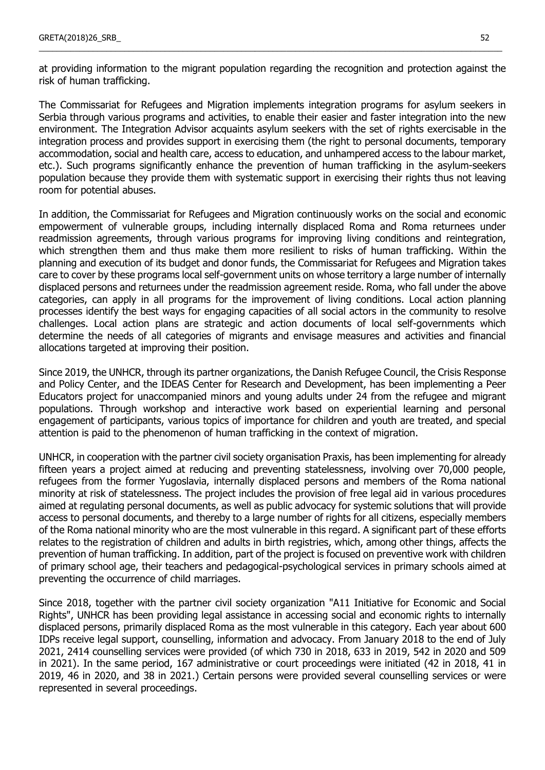at providing information to the migrant population regarding the recognition and protection against the risk of human trafficking.

The Commissariat for Refugees and Migration implements integration programs for asylum seekers in Serbia through various programs and activities, to enable their easier and faster integration into the new environment. The Integration Advisor acquaints asylum seekers with the set of rights exercisable in the integration process and provides support in exercising them (the right to personal documents, temporary accommodation, social and health care, access to education, and unhampered access to the labour market, etc.). Such programs significantly enhance the prevention of human trafficking in the asylum-seekers population because they provide them with systematic support in exercising their rights thus not leaving room for potential abuses.

In addition, the Commissariat for Refugees and Migration continuously works on the social and economic empowerment of vulnerable groups, including internally displaced Roma and Roma returnees under readmission agreements, through various programs for improving living conditions and reintegration, which strengthen them and thus make them more resilient to risks of human trafficking. Within the planning and execution of its budget and donor funds, the Commissariat for Refugees and Migration takes care to cover by these programs local self-government units on whose territory a large number of internally displaced persons and returnees under the readmission agreement reside. Roma, who fall under the above categories, can apply in all programs for the improvement of living conditions. Local action planning processes identify the best ways for engaging capacities of all social actors in the community to resolve challenges. Local action plans are strategic and action documents of local self-governments which determine the needs of all categories of migrants and envisage measures and activities and financial allocations targeted at improving their position.

Since 2019, the UNHCR, through its partner organizations, the Danish Refugee Council, the Crisis Response and Policy Center, and the IDEAS Center for Research and Development, has been implementing a Peer Educators project for unaccompanied minors and young adults under 24 from the refugee and migrant populations. Through workshop and interactive work based on experiential learning and personal engagement of participants, various topics of importance for children and youth are treated, and special attention is paid to the phenomenon of human trafficking in the context of migration.

UNHCR, in cooperation with the partner civil society organisation Praxis, has been implementing for already fifteen years a project aimed at reducing and preventing statelessness, involving over 70,000 people, refugees from the former Yugoslavia, internally displaced persons and members of the Roma national minority at risk of statelessness. The project includes the provision of free legal aid in various procedures aimed at regulating personal documents, as well as public advocacy for systemic solutions that will provide access to personal documents, and thereby to a large number of rights for all citizens, especially members of the Roma national minority who are the most vulnerable in this regard. A significant part of these efforts relates to the registration of children and adults in birth registries, which, among other things, affects the prevention of human trafficking. In addition, part of the project is focused on preventive work with children of primary school age, their teachers and pedagogical-psychological services in primary schools aimed at preventing the occurrence of child marriages.

Since 2018, together with the partner civil society organization "A11 Initiative for Economic and Social Rights", UNHCR has been providing legal assistance in accessing social and economic rights to internally displaced persons, primarily displaced Roma as the most vulnerable in this category. Each year about 600 IDPs receive legal support, counselling, information and advocacy. From January 2018 to the end of July 2021, 2414 counselling services were provided (of which 730 in 2018, 633 in 2019, 542 in 2020 and 509 in 2021). In the same period, 167 administrative or court proceedings were initiated (42 in 2018, 41 in 2019, 46 in 2020, and 38 in 2021.) Certain persons were provided several counselling services or were represented in several proceedings.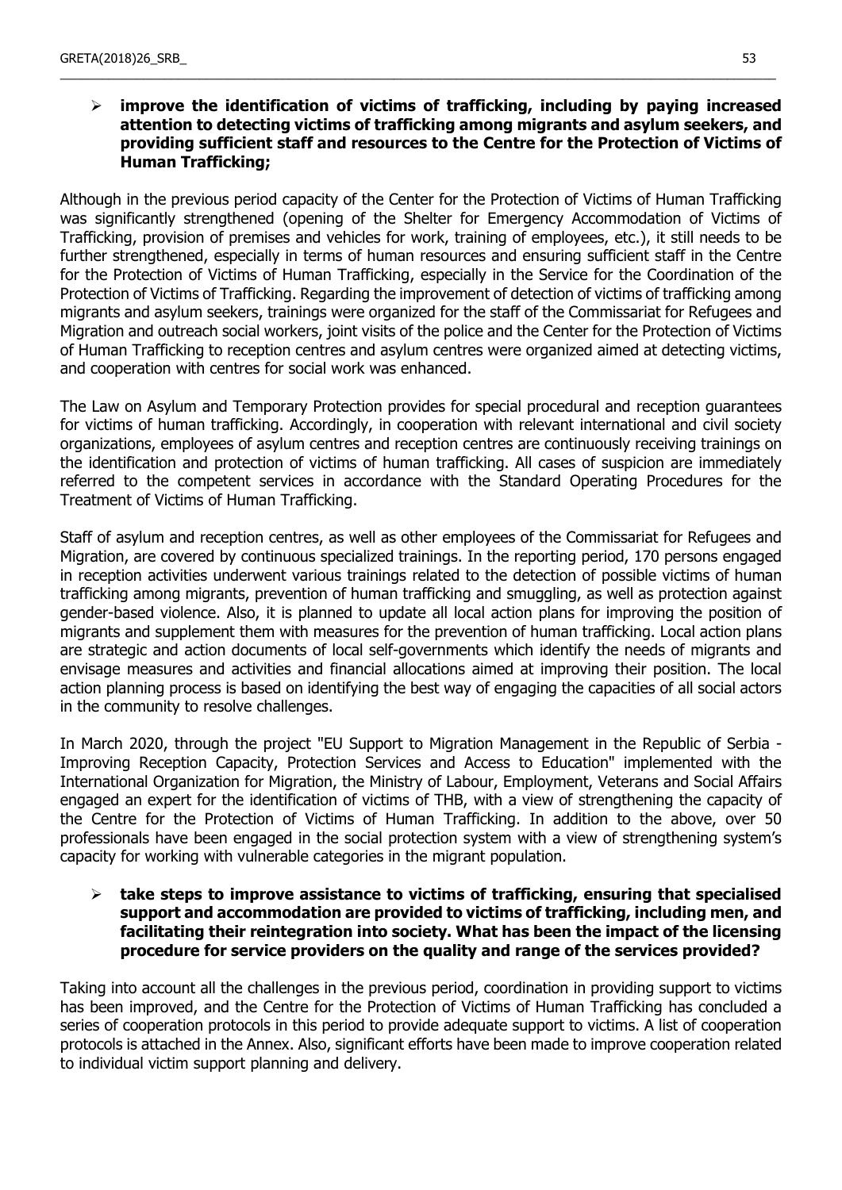- **improve the identification of victims of trafficking, including by paying increased attention to detecting victims of trafficking among migrants and asylum seekers, and providing sufficient staff and resources to the Centre for the Protection of Victims of Human Trafficking;**

Although in the previous period capacity of the Center for the Protection of Victims of Human Trafficking was significantly strengthened (opening of the Shelter for Emergency Accommodation of Victims of Trafficking, provision of premises and vehicles for work, training of employees, etc.), it still needs to be further strengthened, especially in terms of human resources and ensuring sufficient staff in the Centre for the Protection of Victims of Human Trafficking, especially in the Service for the Coordination of the Protection of Victims of Trafficking. Regarding the improvement of detection of victims of trafficking among migrants and asylum seekers, trainings were organized for the staff of the Commissariat for Refugees and Migration and outreach social workers, joint visits of the police and the Center for the Protection of Victims of Human Trafficking to reception centres and asylum centres were organized aimed at detecting victims, and cooperation with centres for social work was enhanced.

The Law on Asylum and Temporary Protection provides for special procedural and reception guarantees for victims of human trafficking. Accordingly, in cooperation with relevant international and civil society organizations, employees of asylum centres and reception centres are continuously receiving trainings on the identification and protection of victims of human trafficking. All cases of suspicion are immediately referred to the competent services in accordance with the Standard Operating Procedures for the Treatment of Victims of Human Trafficking.

Staff of asylum and reception centres, as well as other employees of the Commissariat for Refugees and Migration, are covered by continuous specialized trainings. In the reporting period, 170 persons engaged in reception activities underwent various trainings related to the detection of possible victims of human trafficking among migrants, prevention of human trafficking and smuggling, as well as protection against gender-based violence. Also, it is planned to update all local action plans for improving the position of migrants and supplement them with measures for the prevention of human trafficking. Local action plans are strategic and action documents of local self-governments which identify the needs of migrants and envisage measures and activities and financial allocations aimed at improving their position. The local action planning process is based on identifying the best way of engaging the capacities of all social actors in the community to resolve challenges.

In March 2020, through the project "EU Support to Migration Management in the Republic of Serbia - Improving Reception Capacity, Protection Services and Access to Education" implemented with the International Organization for Migration, the Ministry of Labour, Employment, Veterans and Social Affairs engaged an expert for the identification of victims of THB, with a view of strengthening the capacity of the Centre for the Protection of Victims of Human Trafficking. In addition to the above, over 50 professionals have been engaged in the social protection system with a view of strengthening system's capacity for working with vulnerable categories in the migrant population.

- **take steps to improve assistance to victims of trafficking, ensuring that specialised support and accommodation are provided to victims of trafficking, including men, and facilitating their reintegration into society. What has been the impact of the licensing procedure for service providers on the quality and range of the services provided?**

Taking into account all the challenges in the previous period, coordination in providing support to victims has been improved, and the Centre for the Protection of Victims of Human Trafficking has concluded a series of cooperation protocols in this period to provide adequate support to victims. A list of cooperation protocols is attached in the Annex. Also, significant efforts have been made to improve cooperation related to individual victim support planning and delivery.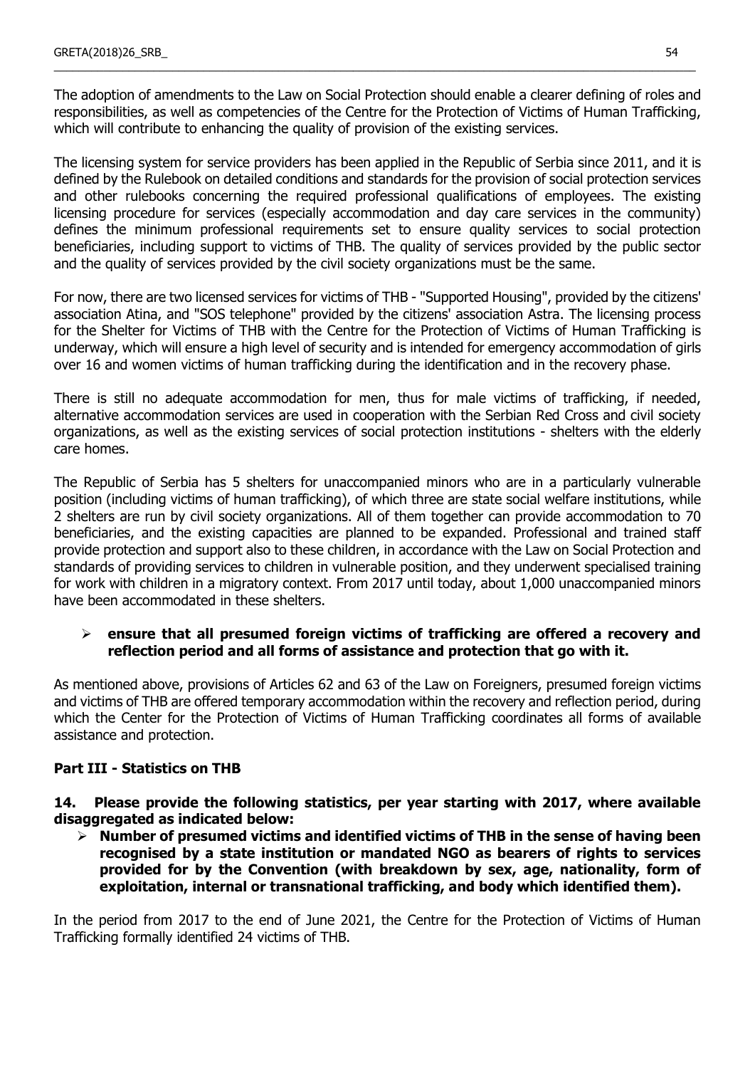The adoption of amendments to the Law on Social Protection should enable a clearer defining of roles and responsibilities, as well as competencies of the Centre for the Protection of Victims of Human Trafficking, which will contribute to enhancing the quality of provision of the existing services.

The licensing system for service providers has been applied in the Republic of Serbia since 2011, and it is defined by the Rulebook on detailed conditions and standards for the provision of social protection services and other rulebooks concerning the required professional qualifications of employees. The existing licensing procedure for services (especially accommodation and day care services in the community) defines the minimum professional requirements set to ensure quality services to social protection beneficiaries, including support to victims of THB. The quality of services provided by the public sector and the quality of services provided by the civil society organizations must be the same.

For now, there are two licensed services for victims of THB - "Supported Housing", provided by the citizens' association Atina, and "SOS telephone" provided by the citizens' association Astra. The licensing process for the Shelter for Victims of THB with the Centre for the Protection of Victims of Human Trafficking is underway, which will ensure a high level of security and is intended for emergency accommodation of girls over 16 and women victims of human trafficking during the identification and in the recovery phase.

There is still no adequate accommodation for men, thus for male victims of trafficking, if needed, alternative accommodation services are used in cooperation with the Serbian Red Cross and civil society organizations, as well as the existing services of social protection institutions - shelters with the elderly care homes.

The Republic of Serbia has 5 shelters for unaccompanied minors who are in a particularly vulnerable position (including victims of human trafficking), of which three are state social welfare institutions, while 2 shelters are run by civil society organizations. All of them together can provide accommodation to 70 beneficiaries, and the existing capacities are planned to be expanded. Professional and trained staff provide protection and support also to these children, in accordance with the Law on Social Protection and standards of providing services to children in vulnerable position, and they underwent specialised training for work with children in a migratory context. From 2017 until today, about 1,000 unaccompanied minors have been accommodated in these shelters.

- **ensure that all presumed foreign victims of trafficking are offered a recovery and reflection period and all forms of assistance and protection that go with it.**

As mentioned above, provisions of Articles 62 and 63 of the Law on Foreigners, presumed foreign victims and victims of THB are offered temporary accommodation within the recovery and reflection period, during which the Center for the Protection of Victims of Human Trafficking coordinates all forms of available assistance and protection.

## Part III - Statistics on THB

**14. Please provide the following statistics, per year starting with 2017, where available disaggregated as indicated below:**

- **Number of presumed victims and identified victims of THB in the sense of having been recognised by a state institution or mandated NGO as bearers of rights to services provided for by the Convention (with breakdown by sex, age, nationality, form of exploitation, internal or transnational trafficking, and body which identified them).**

In the period from 2017 to the end of June 2021, the Centre for the Protection of Victims of Human Trafficking formally identified 24 victims of THB.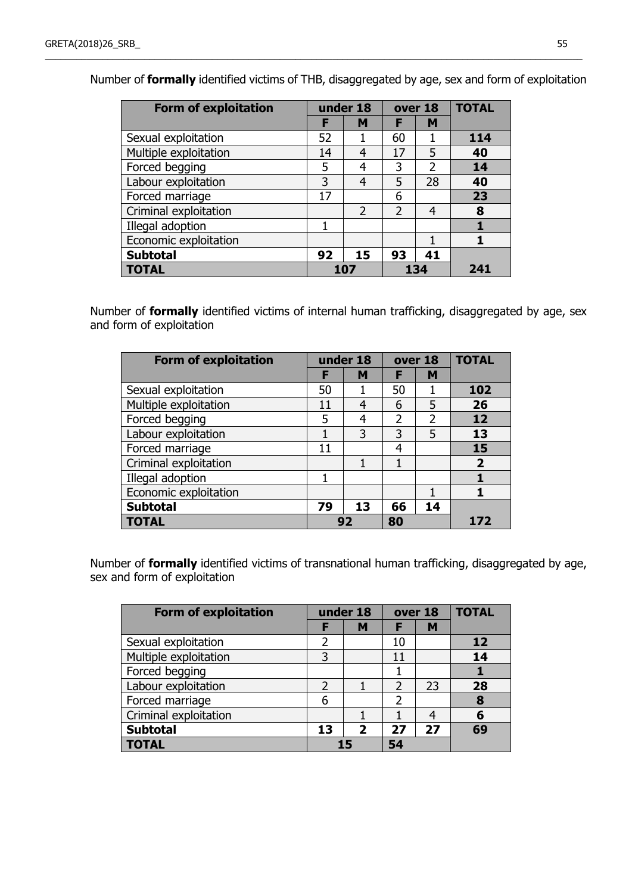Number of **formally** identified victims of THB, disaggregated by age, sex and form of exploitation

| Form of exploitation | under 18 | | over 18 | | TOTAL |
|---|---|---|---|---|---|
| | F | M | F | M | |
| Sexual exploitation | 52 | 1 | 60 | 1 | **114** |
| Multiple exploitation | 14 | 4 | 17 | 5 | **40** |
| Forced begging | 5 | 4 | 3 | 2 | **14** |
| Labour exploitation | 3 | 4 | 5 | 28 | **40** |
| Forced marriage | 17 | | 6 | | **23** |
| Criminal exploitation | | 2 | 2 | 4 | **8** |
| Illegal adoption | 1 | | | | **1** |
| Economic exploitation | | | | 1 | **1** |
| **Subtotal** | **92** | **15** | **93** | **41** | |
| **TOTAL** | **107** | | **134** | | **241** |

Number of **formally** identified victims of internal human trafficking, disaggregated by age, sex and form of exploitation

| Form of exploitation | under 18 | | over 18 | | TOTAL |
|---|---|---|---|---|---|
| | F | M | F | M | |
| Sexual exploitation | 50 | 1 | 50 | 1 | **102** |
| Multiple exploitation | 11 | 4 | 6 | 5 | **26** |
| Forced begging | 5 | 4 | 2 | 2 | **12** |
| Labour exploitation | 1 | 3 | 3 | 5 | **13** |
| Forced marriage | 11 | | 4 | | **15** |
| Criminal exploitation | | 1 | 1 | | **2** |
| Illegal adoption | 1 | | | | **1** |
| Economic exploitation | | | | 1 | **1** |
| **Subtotal** | **79** | **13** | **66** | **14** | |
| **TOTAL** | **92** | | **80** | | **172** |

Number of **formally** identified victims of transnational human trafficking, disaggregated by age, sex and form of exploitation

| Form of exploitation | under 18 | | over 18 | | TOTAL |
|---|---|---|---|---|---|
| | F | M | F | M | |
| Sexual exploitation | 2 | | 10 | | **12** |
| Multiple exploitation | 3 | | 11 | | **14** |
| Forced begging | | | 1 | | **1** |
| Labour exploitation | 2 | 1 | 2 | 23 | **28** |
| Forced marriage | 6 | | 2 | | **8** |
| Criminal exploitation | | 1 | 1 | 4 | **6** |
| **Subtotal** | **13** | **2** | **27** | **27** | **69** |
| **TOTAL** | **15** | | **54** | | |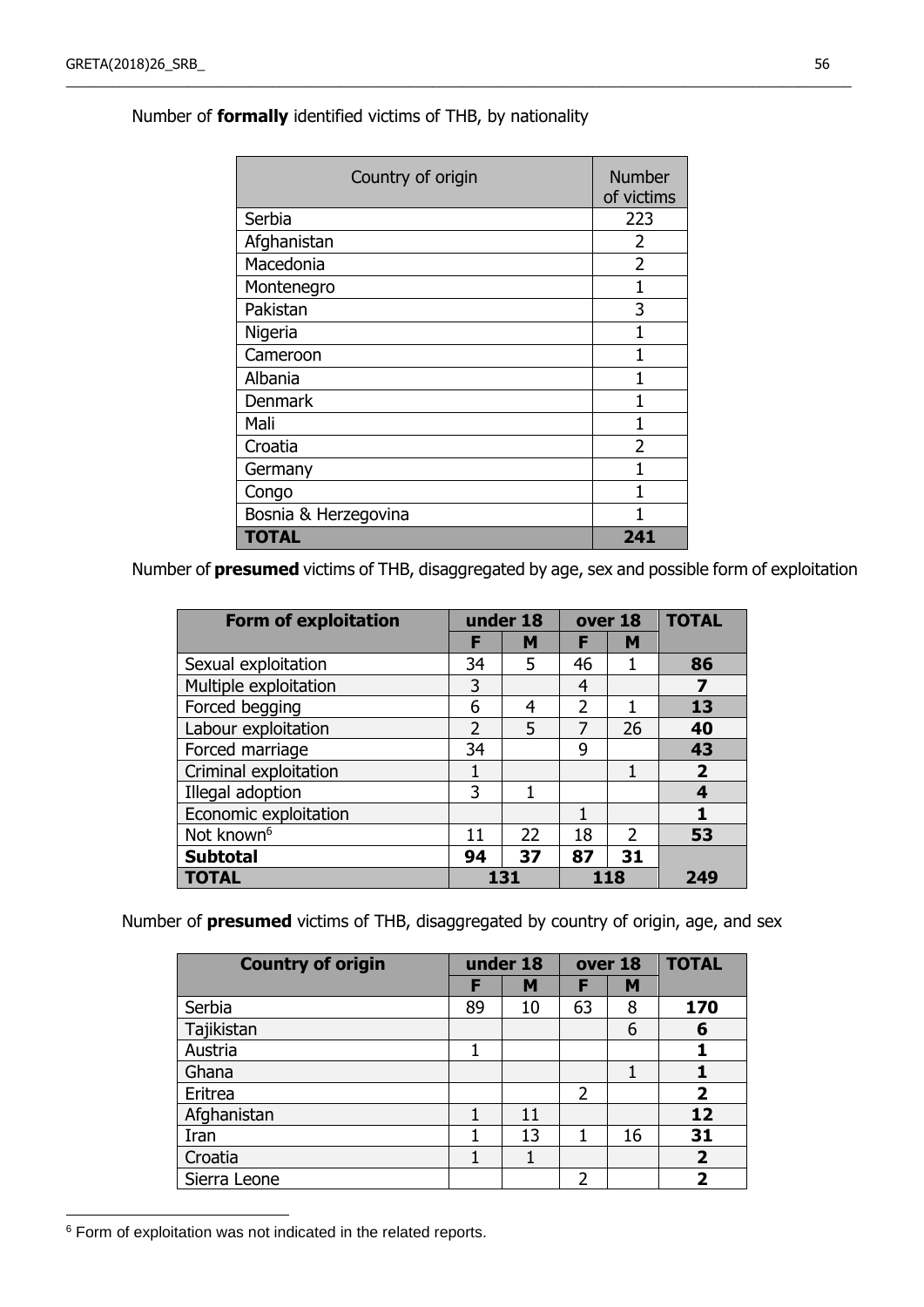Number of **formally** identified victims of THB, by nationality

| Country of origin | Number of victims |
|---|---|
| Serbia | 223 |
| Afghanistan | 2 |
| Macedonia | 2 |
| Montenegro | 1 |
| Pakistan | 3 |
| Nigeria | 1 |
| Cameroon | 1 |
| Albania | 1 |
| Denmark | 1 |
| Mali | 1 |
| Croatia | 2 |
| Germany | 1 |
| Congo | 1 |
| Bosnia & Herzegovina | 1 |
| **TOTAL** | **241** |

Number of **presumed** victims of THB, disaggregated by age, sex and possible form of exploitation

| Form of exploitation | under 18 | | over 18 | | TOTAL |
|---|---|---|---|---|---|
| | F | M | F | M | |
| Sexual exploitation | 34 | 5 | 46 | 1 | **86** |
| Multiple exploitation | 3 | | 4 | | **7** |
| Forced begging | 6 | 4 | 2 | 1 | **13** |
| Labour exploitation | 2 | 5 | 7 | 26 | **40** |
| Forced marriage | 34 | | 9 | | **43** |
| Criminal exploitation | 1 | | | 1 | **2** |
| Illegal adoption | 3 | 1 | | | **4** |
| Economic exploitation | | | 1 | | **1** |
| Not known[6] | 11 | 22 | 18 | 2 | **53** |
| **Subtotal** | **94** | **37** | **87** | **31** | |
| **TOTAL** | **131** | | **118** | | **249** |

Number of **presumed** victims of THB, disaggregated by country of origin, age, and sex

| Country of origin | under 18 | | over 18 | | TOTAL |
|---|---|---|---|---|---|
| | F | M | F | M | |
| Serbia | 89 | 10 | 63 | 8 | **170** |
| Tajikistan | | | | 6 | **6** |
| Austria | 1 | | | | **1** |
| Ghana | | | | 1 | **1** |
| Eritrea | | | 2 | | **2** |
| Afghanistan | 1 | 11 | | | **12** |
| Iran | 1 | 13 | 1 | 16 | **31** |
| Croatia | 1 | 1 | | | **2** |
| Sierra Leone | | | 2 | | **2** |

[6] Form of exploitation was not indicated in the related reports.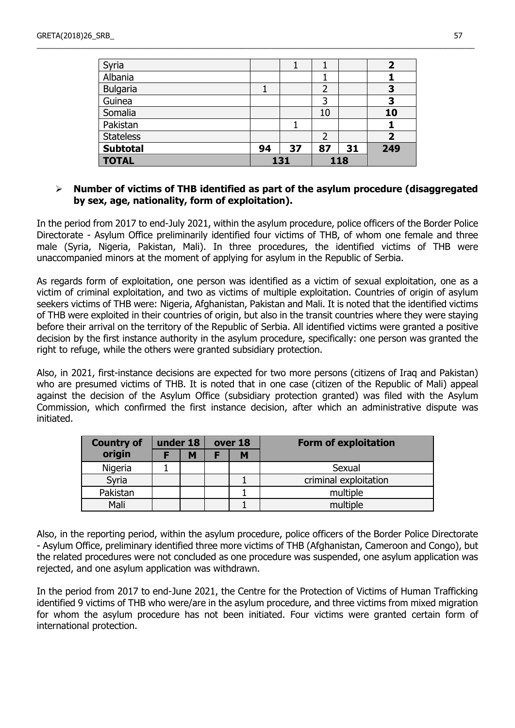| Syria | | 1 | 1 | | **2** |
|---|---|---|---|---|---|
| Albania | | | 1 | | **1** |
| Bulgaria | 1 | | 2 | | **3** |
| Guinea | | | 3 | | **3** |
| Somalia | | | 10 | | **10** |
| Pakistan | | 1 | | | **1** |
| Stateless | | | 2 | | **2** |
| **Subtotal** | **94** | **37** | **87** | **31** | **249** |
| **TOTAL** | **131** | | **118** | | |

- **Number of victims of THB identified as part of the asylum procedure (disaggregated by sex, age, nationality, form of exploitation).**

In the period from 2017 to end-July 2021, within the asylum procedure, police officers of the Border Police Directorate - Asylum Office preliminarily identified four victims of THB, of whom one female and three male (Syria, Nigeria, Pakistan, Mali). In three procedures, the identified victims of THB were unaccompanied minors at the moment of applying for asylum in the Republic of Serbia.

As regards form of exploitation, one person was identified as a victim of sexual exploitation, one as a victim of criminal exploitation, and two as victims of multiple exploitation. Countries of origin of asylum seekers victims of THB were: Nigeria, Afghanistan, Pakistan and Mali. It is noted that the identified victims of THB were exploited in their countries of origin, but also in the transit countries where they were staying before their arrival on the territory of the Republic of Serbia. All identified victims were granted a positive decision by the first instance authority in the asylum procedure, specifically: one person was granted the right to refuge, while the others were granted subsidiary protection.

Also, in 2021, first-instance decisions are expected for two more persons (citizens of Iraq and Pakistan) who are presumed victims of THB. It is noted that in one case (citizen of the Republic of Mali) appeal against the decision of the Asylum Office (subsidiary protection granted) was filed with the Asylum Commission, which confirmed the first instance decision, after which an administrative dispute was initiated.

| **Country of origin** | **under 18** | | **over 18** | | **Form of exploitation** |
|---|---|---|---|---|---|
| | **F** | **M** | **F** | **M** | |
| Nigeria | 1 | | | | Sexual |
| Syria | | | | 1 | criminal exploitation |
| Pakistan | | | | 1 | multiple |
| Mali | | | | 1 | multiple |

Also, in the reporting period, within the asylum procedure, police officers of the Border Police Directorate - Asylum Office, preliminary identified three more victims of THB (Afghanistan, Cameroon and Congo), but the related procedures were not concluded as one procedure was suspended, one asylum application was rejected, and one asylum application was withdrawn.

In the period from 2017 to end-June 2021, the Centre for the Protection of Victims of Human Trafficking identified 9 victims of THB who were/are in the asylum procedure, and three victims from mixed migration for whom the asylum procedure has not been initiated. Four victims were granted certain form of international protection.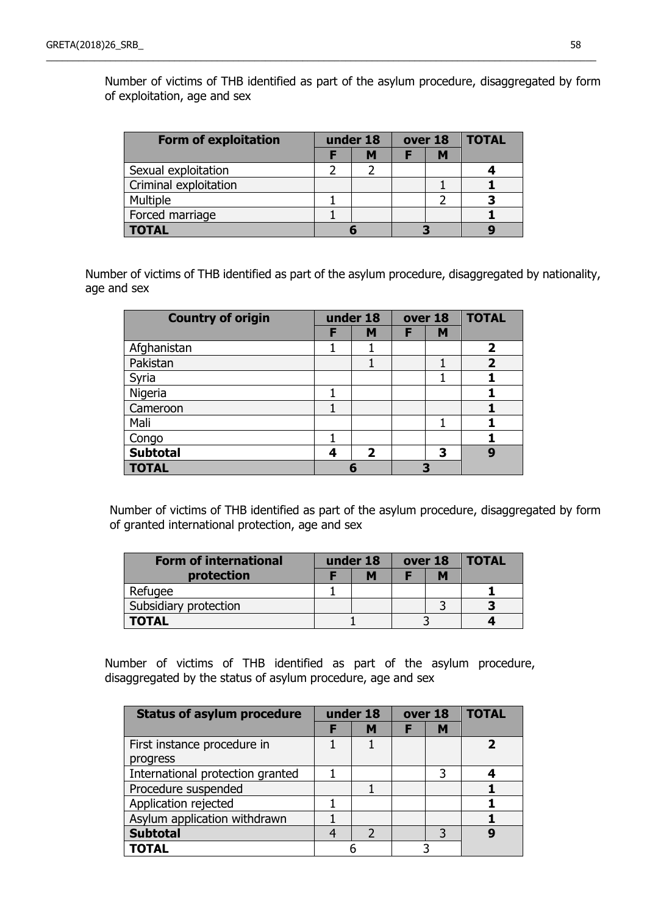Number of victims of THB identified as part of the asylum procedure, disaggregated by form of exploitation, age and sex

| Form of exploitation | under 18 | | over 18 | | TOTAL |
|---|---|---|---|---|---|
| | F | M | F | M | |
| Sexual exploitation | 2 | 2 | | | **4** |
| Criminal exploitation | | | | 1 | **1** |
| Multiple | 1 | | | 2 | **3** |
| Forced marriage | 1 | | | | **1** |
| **TOTAL** | **6** | | **3** | | **9** |

Number of victims of THB identified as part of the asylum procedure, disaggregated by nationality, age and sex

| Country of origin | under 18 | | over 18 | | TOTAL |
|---|---|---|---|---|---|
| | F | M | F | M | |
| Afghanistan | 1 | 1 | | | **2** |
| Pakistan | | 1 | | 1 | **2** |
| Syria | | | | 1 | **1** |
| Nigeria | 1 | | | | **1** |
| Cameroon | 1 | | | | **1** |
| Mali | | | | 1 | **1** |
| Congo | 1 | | | | **1** |
| **Subtotal** | **4** | **2** | | **3** | **9** |
| **TOTAL** | **6** | | **3** | | |

Number of victims of THB identified as part of the asylum procedure, disaggregated by form of granted international protection, age and sex

| Form of international protection | under 18 | | over 18 | | TOTAL |
|---|---|---|---|---|---|
| | F | M | F | M | |
| Refugee | 1 | | | | **1** |
| Subsidiary protection | | | | 3 | **3** |
| **TOTAL** | 1 | | 3 | | **4** |

Number of victims of THB identified as part of the asylum procedure, disaggregated by the status of asylum procedure, age and sex

| Status of asylum procedure | under 18 | | over 18 | | TOTAL |
|---|---|---|---|---|---|
| | F | M | F | M | |
| First instance procedure in progress | 1 | 1 | | | **2** |
| International protection granted | 1 | | | 3 | **4** |
| Procedure suspended | | 1 | | | **1** |
| Application rejected | 1 | | | | **1** |
| Asylum application withdrawn | 1 | | | | **1** |
| **Subtotal** | 4 | 2 | | 3 | **9** |
| **TOTAL** | 6 | | 3 | | |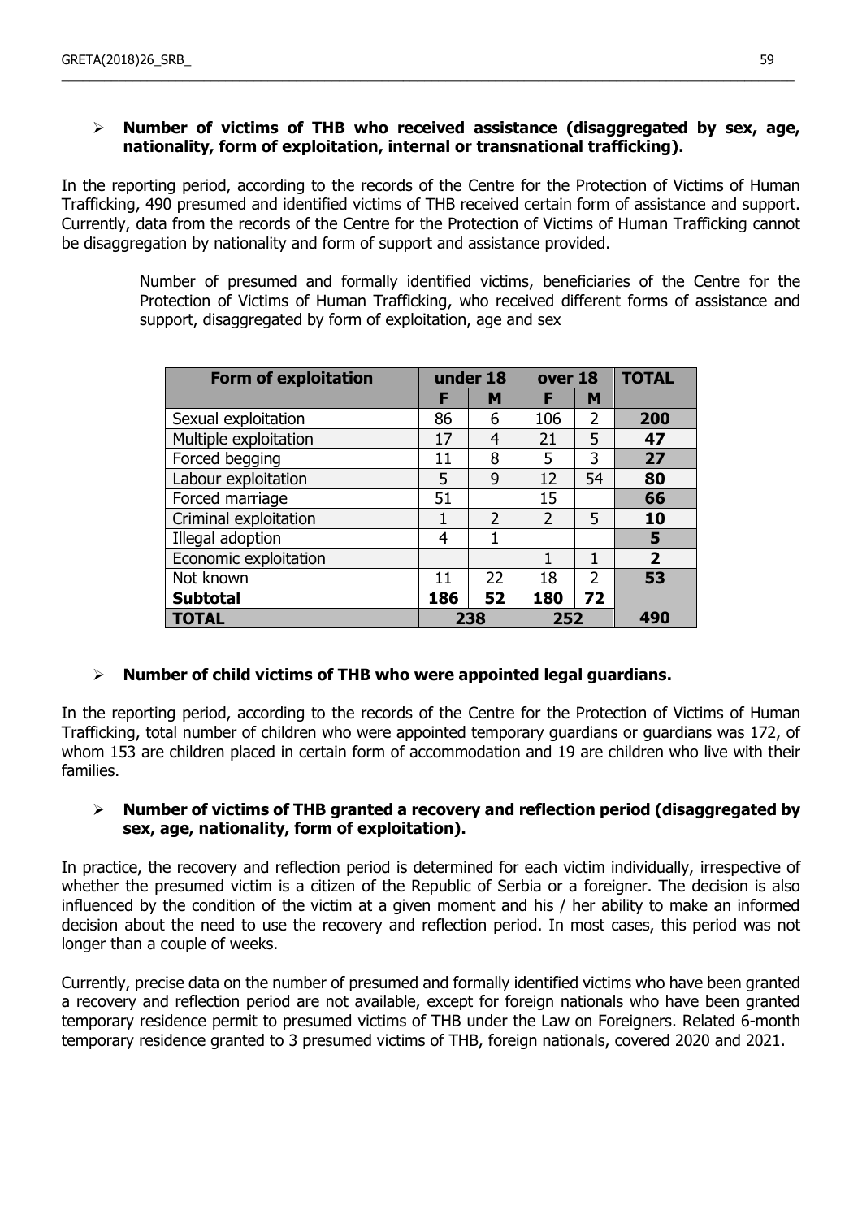- **Number of victims of THB who received assistance (disaggregated by sex, age, nationality, form of exploitation, internal or transnational trafficking).**

In the reporting period, according to the records of the Centre for the Protection of Victims of Human Trafficking, 490 presumed and identified victims of THB received certain form of assistance and support. Currently, data from the records of the Centre for the Protection of Victims of Human Trafficking cannot be disaggregation by nationality and form of support and assistance provided.

Number of presumed and formally identified victims, beneficiaries of the Centre for the Protection of Victims of Human Trafficking, who received different forms of assistance and support, disaggregated by form of exploitation, age and sex

| Form of exploitation | under 18 | | over 18 | | TOTAL |
|---|---|---|---|---|---|
| | F | M | F | M | |
| Sexual exploitation | 86 | 6 | 106 | 2 | **200** |
| Multiple exploitation | 17 | 4 | 21 | 5 | **47** |
| Forced begging | 11 | 8 | 5 | 3 | **27** |
| Labour exploitation | 5 | 9 | 12 | 54 | **80** |
| Forced marriage | 51 | | 15 | | **66** |
| Criminal exploitation | 1 | 2 | 2 | 5 | **10** |
| Illegal adoption | 4 | 1 | | | **5** |
| Economic exploitation | | | 1 | 1 | **2** |
| Not known | 11 | 22 | 18 | 2 | **53** |
| **Subtotal** | **186** | **52** | **180** | **72** | |
| **TOTAL** | **238** | | **252** | | **490** |

- **Number of child victims of THB who were appointed legal guardians.**

In the reporting period, according to the records of the Centre for the Protection of Victims of Human Trafficking, total number of children who were appointed temporary guardians or guardians was 172, of whom 153 are children placed in certain form of accommodation and 19 are children who live with their families.

- **Number of victims of THB granted a recovery and reflection period (disaggregated by sex, age, nationality, form of exploitation).**

In practice, the recovery and reflection period is determined for each victim individually, irrespective of whether the presumed victim is a citizen of the Republic of Serbia or a foreigner. The decision is also influenced by the condition of the victim at a given moment and his / her ability to make an informed decision about the need to use the recovery and reflection period. In most cases, this period was not longer than a couple of weeks.

Currently, precise data on the number of presumed and formally identified victims who have been granted a recovery and reflection period are not available, except for foreign nationals who have been granted temporary residence permit to presumed victims of THB under the Law on Foreigners. Related 6-month temporary residence granted to 3 presumed victims of THB, foreign nationals, covered 2020 and 2021.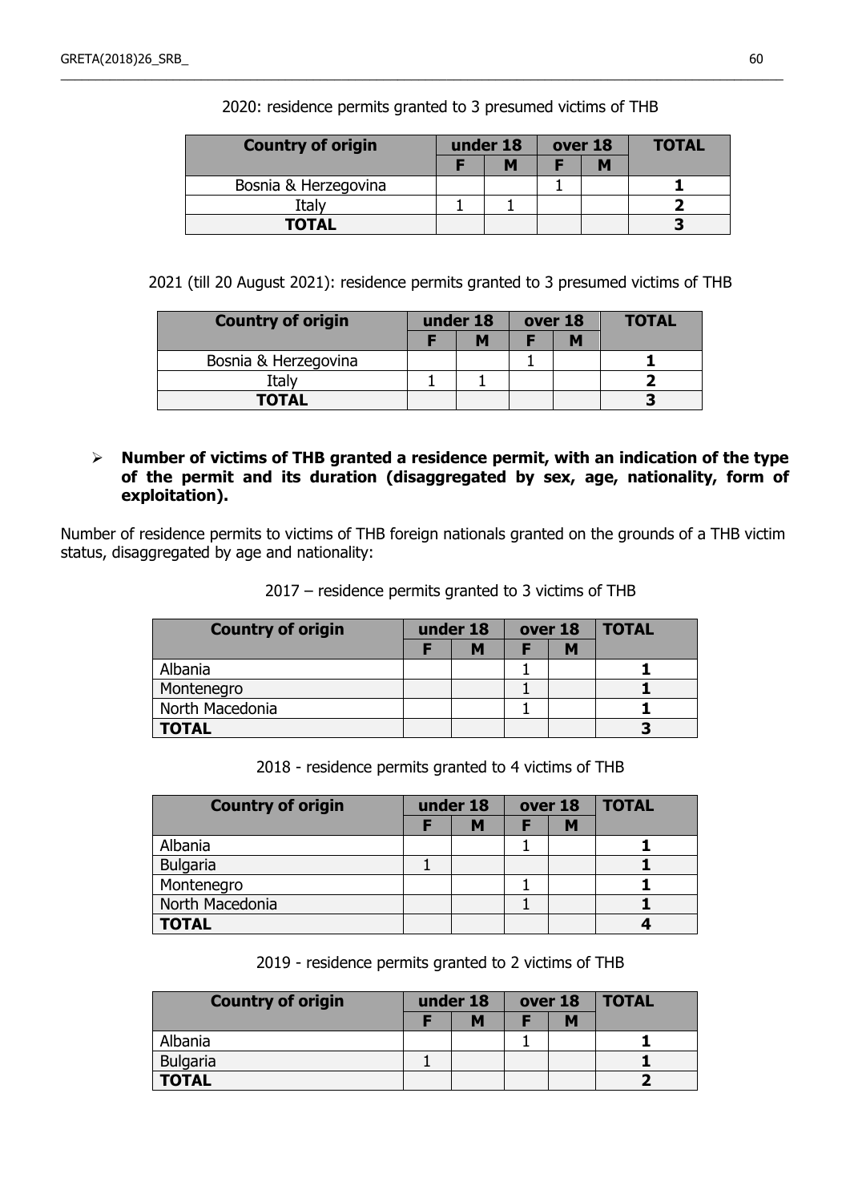2020: residence permits granted to 3 presumed victims of THB

| Country of origin | under 18 | | over 18 | | TOTAL |
|---|---|---|---|---|---|
| | F | M | F | M | |
| Bosnia & Herzegovina | | | 1 | | **1** |
| Italy | 1 | 1 | | | **2** |
| **TOTAL** | | | | | **3** |

2021 (till 20 August 2021): residence permits granted to 3 presumed victims of THB

| Country of origin | under 18 | | over 18 | | TOTAL |
|---|---|---|---|---|---|
| | F | M | F | M | |
| Bosnia & Herzegovina | | | 1 | | **1** |
| Italy | 1 | 1 | | | **2** |
| **TOTAL** | | | | | **3** |

- **Number of victims of THB granted a residence permit, with an indication of the type of the permit and its duration (disaggregated by sex, age, nationality, form of exploitation).**

Number of residence permits to victims of THB foreign nationals granted on the grounds of a THB victim status, disaggregated by age and nationality:

2017 – residence permits granted to 3 victims of THB

| Country of origin | under 18 | | over 18 | | TOTAL |
|---|---|---|---|---|---|
| | F | M | F | M | |
| Albania | | | 1 | | **1** |
| Montenegro | | | 1 | | **1** |
| North Macedonia | | | 1 | | **1** |
| **TOTAL** | | | | | **3** |

2018 - residence permits granted to 4 victims of THB

| Country of origin | under 18 | | over 18 | | TOTAL |
|---|---|---|---|---|---|
| | F | M | F | M | |
| Albania | | | 1 | | **1** |
| Bulgaria | 1 | | | | **1** |
| Montenegro | | | 1 | | **1** |
| North Macedonia | | | 1 | | **1** |
| **TOTAL** | | | | | **4** |

2019 - residence permits granted to 2 victims of THB

| Country of origin | under 18 | | over 18 | | TOTAL |
|---|---|---|---|---|---|
| | F | M | F | M | |
| Albania | | | 1 | | **1** |
| Bulgaria | 1 | | | | **1** |
| **TOTAL** | | | | | **2** |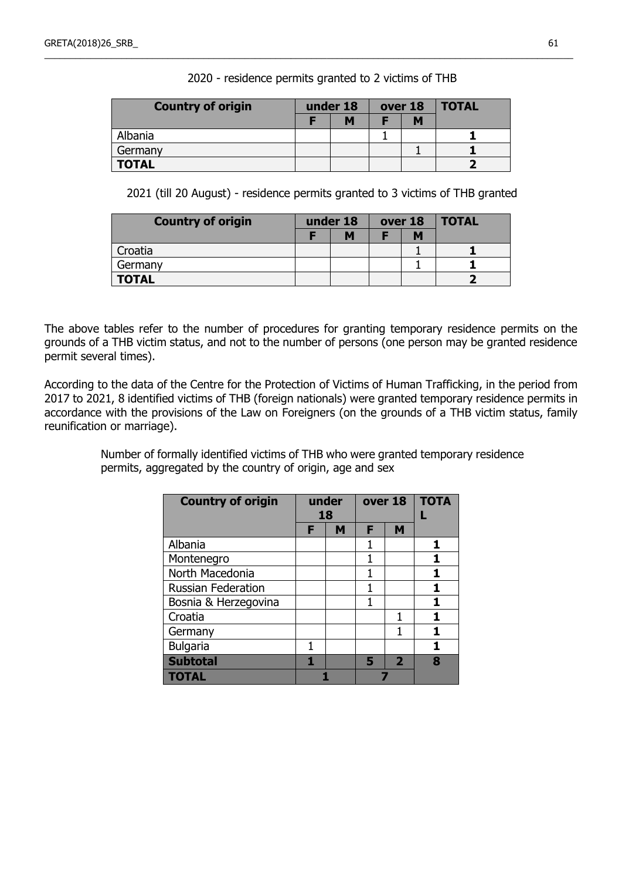2020 - residence permits granted to 2 victims of THB

| Country of origin | under 18 | | over 18 | | TOTAL |
|---|---|---|---|---|---|
| | F | M | F | M | |
| Albania | | | 1 | | **1** |
| Germany | | | | 1 | **1** |
| **TOTAL** | | | | | **2** |

2021 (till 20 August) - residence permits granted to 3 victims of THB granted

| Country of origin | under 18 | | over 18 | | TOTAL |
|---|---|---|---|---|---|
| | F | M | F | M | |
| Croatia | | | | 1 | **1** |
| Germany | | | | 1 | **1** |
| **TOTAL** | | | | | **2** |

The above tables refer to the number of procedures for granting temporary residence permits on the grounds of a THB victim status, and not to the number of persons (one person may be granted residence permit several times).

According to the data of the Centre for the Protection of Victims of Human Trafficking, in the period from 2017 to 2021, 8 identified victims of THB (foreign nationals) were granted temporary residence permits in accordance with the provisions of the Law on Foreigners (on the grounds of a THB victim status, family reunification or marriage).

Number of formally identified victims of THB who were granted temporary residence permits, aggregated by the country of origin, age and sex

| Country of origin | under 18 | | over 18 | | TOTAL |
|---|---|---|---|---|---|
| | F | M | F | M | |
| Albania | | | 1 | | **1** |
| Montenegro | | | 1 | | **1** |
| North Macedonia | | | 1 | | **1** |
| Russian Federation | | | 1 | | **1** |
| Bosnia & Herzegovina | | | 1 | | **1** |
| Croatia | | | | 1 | **1** |
| Germany | | | | 1 | **1** |
| Bulgaria | 1 | | | | **1** |
| **Subtotal** | **1** | | **5** | **2** | **8** |
| **TOTAL** | **1** | | **7** | | |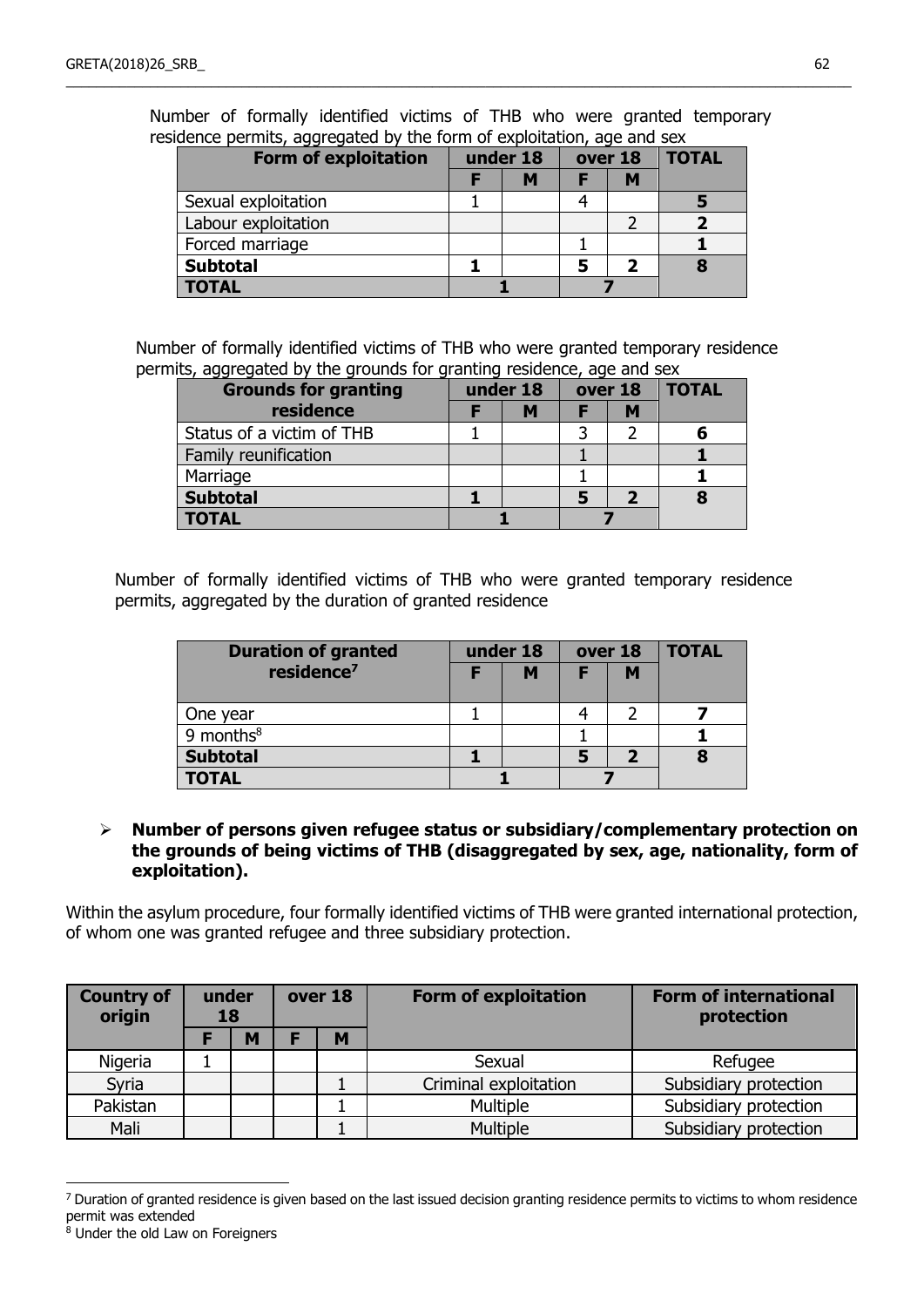Number of formally identified victims of THB who were granted temporary residence permits, aggregated by the form of exploitation, age and sex

| Form of exploitation | under 18 | | over 18 | | TOTAL |
|---|---|---|---|---|---|
| | F | M | F | M | |
| Sexual exploitation | 1 | | 4 | | **5** |
| Labour exploitation | | | | 2 | **2** |
| Forced marriage | | | 1 | | **1** |
| **Subtotal** | **1** | | **5** | **2** | **8** |
| **TOTAL** | **1** | | **7** | | |

Number of formally identified victims of THB who were granted temporary residence permits, aggregated by the grounds for granting residence, age and sex

| Grounds for granting residence | under 18 | | over 18 | | TOTAL |
|---|---|---|---|---|---|
| | F | M | F | M | |
| Status of a victim of THB | 1 | | 3 | 2 | **6** |
| Family reunification | | | 1 | | **1** |
| Marriage | | | 1 | | **1** |
| **Subtotal** | **1** | | **5** | **2** | **8** |
| **TOTAL** | **1** | | **7** | | |

Number of formally identified victims of THB who were granted temporary residence permits, aggregated by the duration of granted residence

| Duration of granted residence[7] | under 18 | | over 18 | | TOTAL |
|---|---|---|---|---|---|
| | F | M | F | M | |
| One year | 1 | | 4 | 2 | **7** |
| 9 months[8] | | | 1 | | **1** |
| **Subtotal** | **1** | | **5** | **2** | **8** |
| **TOTAL** | **1** | | **7** | | |

- **Number of persons given refugee status or subsidiary/complementary protection on the grounds of being victims of THB (disaggregated by sex, age, nationality, form of exploitation).**

Within the asylum procedure, four formally identified victims of THB were granted international protection, of whom one was granted refugee and three subsidiary protection.

| Country of origin | under 18 | | over 18 | | Form of exploitation | Form of international protection |
|---|---|---|---|---|---|---|
| | F | M | F | M | | |
| Nigeria | 1 | | | | Sexual | Refugee |
| Syria | | | | 1 | Criminal exploitation | Subsidiary protection |
| Pakistan | | | | 1 | Multiple | Subsidiary protection |
| Mali | | | | 1 | Multiple | Subsidiary protection |

[7] Duration of granted residence is given based on the last issued decision granting residence permits to victims to whom residence permit was extended

[8] Under the old Law on Foreigners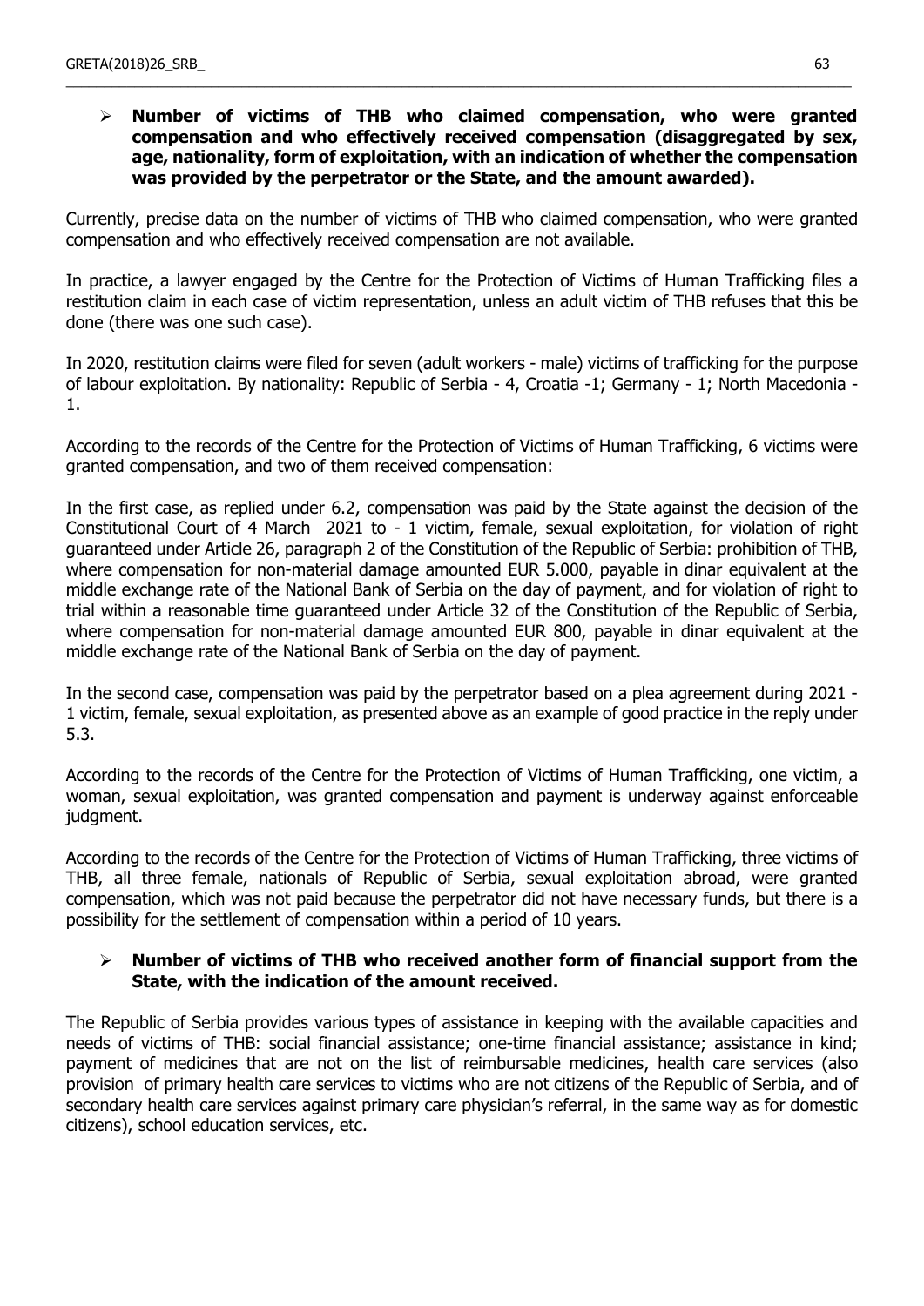- **Number of victims of THB who claimed compensation, who were granted compensation and who effectively received compensation (disaggregated by sex, age, nationality, form of exploitation, with an indication of whether the compensation was provided by the perpetrator or the State, and the amount awarded).**

Currently, precise data on the number of victims of THB who claimed compensation, who were granted compensation and who effectively received compensation are not available.

In practice, a lawyer engaged by the Centre for the Protection of Victims of Human Trafficking files a restitution claim in each case of victim representation, unless an adult victim of THB refuses that this be done (there was one such case).

In 2020, restitution claims were filed for seven (adult workers - male) victims of trafficking for the purpose of labour exploitation. By nationality: Republic of Serbia - 4, Croatia -1; Germany - 1; North Macedonia - 1.

According to the records of the Centre for the Protection of Victims of Human Trafficking, 6 victims were granted compensation, and two of them received compensation:

In the first case, as replied under 6.2, compensation was paid by the State against the decision of the Constitutional Court of 4 March 2021 to - 1 victim, female, sexual exploitation, for violation of right guaranteed under Article 26, paragraph 2 of the Constitution of the Republic of Serbia: prohibition of THB, where compensation for non-material damage amounted EUR 5.000, payable in dinar equivalent at the middle exchange rate of the National Bank of Serbia on the day of payment, and for violation of right to trial within a reasonable time guaranteed under Article 32 of the Constitution of the Republic of Serbia, where compensation for non-material damage amounted EUR 800, payable in dinar equivalent at the middle exchange rate of the National Bank of Serbia on the day of payment.

In the second case, compensation was paid by the perpetrator based on a plea agreement during 2021 - 1 victim, female, sexual exploitation, as presented above as an example of good practice in the reply under 5.3.

According to the records of the Centre for the Protection of Victims of Human Trafficking, one victim, a woman, sexual exploitation, was granted compensation and payment is underway against enforceable judgment.

According to the records of the Centre for the Protection of Victims of Human Trafficking, three victims of THB, all three female, nationals of Republic of Serbia, sexual exploitation abroad, were granted compensation, which was not paid because the perpetrator did not have necessary funds, but there is a possibility for the settlement of compensation within a period of 10 years.

- **Number of victims of THB who received another form of financial support from the State, with the indication of the amount received.**

The Republic of Serbia provides various types of assistance in keeping with the available capacities and needs of victims of THB: social financial assistance; one-time financial assistance; assistance in kind; payment of medicines that are not on the list of reimbursable medicines, health care services (also provision of primary health care services to victims who are not citizens of the Republic of Serbia, and of secondary health care services against primary care physician's referral, in the same way as for domestic citizens), school education services, etc.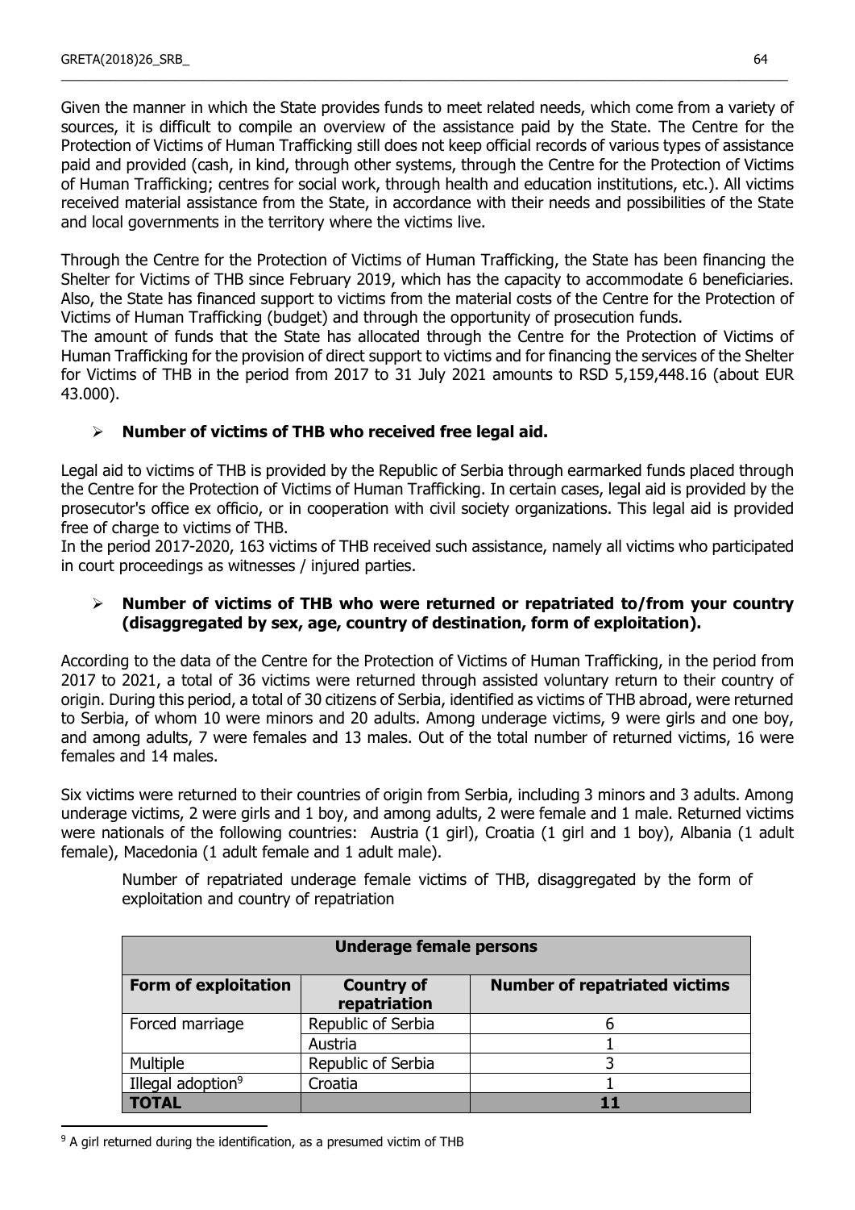Given the manner in which the State provides funds to meet related needs, which come from a variety of sources, it is difficult to compile an overview of the assistance paid by the State. The Centre for the Protection of Victims of Human Trafficking still does not keep official records of various types of assistance paid and provided (cash, in kind, through other systems, through the Centre for the Protection of Victims of Human Trafficking; centres for social work, through health and education institutions, etc.). All victims received material assistance from the State, in accordance with their needs and possibilities of the State and local governments in the territory where the victims live.

Through the Centre for the Protection of Victims of Human Trafficking, the State has been financing the Shelter for Victims of THB since February 2019, which has the capacity to accommodate 6 beneficiaries. Also, the State has financed support to victims from the material costs of the Centre for the Protection of Victims of Human Trafficking (budget) and through the opportunity of prosecution funds.
The amount of funds that the State has allocated through the Centre for the Protection of Victims of Human Trafficking for the provision of direct support to victims and for financing the services of the Shelter for Victims of THB in the period from 2017 to 31 July 2021 amounts to RSD 5,159,448.16 (about EUR 43.000).

- **Number of victims of THB who received free legal aid.**

Legal aid to victims of THB is provided by the Republic of Serbia through earmarked funds placed through the Centre for the Protection of Victims of Human Trafficking. In certain cases, legal aid is provided by the prosecutor's office ex officio, or in cooperation with civil society organizations. This legal aid is provided free of charge to victims of THB.
In the period 2017-2020, 163 victims of THB received such assistance, namely all victims who participated in court proceedings as witnesses / injured parties.

- **Number of victims of THB who were returned or repatriated to/from your country (disaggregated by sex, age, country of destination, form of exploitation).**

According to the data of the Centre for the Protection of Victims of Human Trafficking, in the period from 2017 to 2021, a total of 36 victims were returned through assisted voluntary return to their country of origin. During this period, a total of 30 citizens of Serbia, identified as victims of THB abroad, were returned to Serbia, of whom 10 were minors and 20 adults. Among underage victims, 9 were girls and one boy, and among adults, 7 were females and 13 males. Out of the total number of returned victims, 16 were females and 14 males.

Six victims were returned to their countries of origin from Serbia, including 3 minors and 3 adults. Among underage victims, 2 were girls and 1 boy, and among adults, 2 were female and 1 male. Returned victims were nationals of the following countries: Austria (1 girl), Croatia (1 girl and 1 boy), Albania (1 adult female), Macedonia (1 adult female and 1 adult male).

Number of repatriated underage female victims of THB, disaggregated by the form of exploitation and country of repatriation

| Underage female persons | | |
|---|---|---|
| **Form of exploitation** | **Country of repatriation** | **Number of repatriated victims** |
| Forced marriage | Republic of Serbia | 6 |
| | Austria | 1 |
| Multiple | Republic of Serbia | 3 |
| Illegal adoption[9] | Croatia | 1 |
| **TOTAL** | | **11** |

[9] A girl returned during the identification, as a presumed victim of THB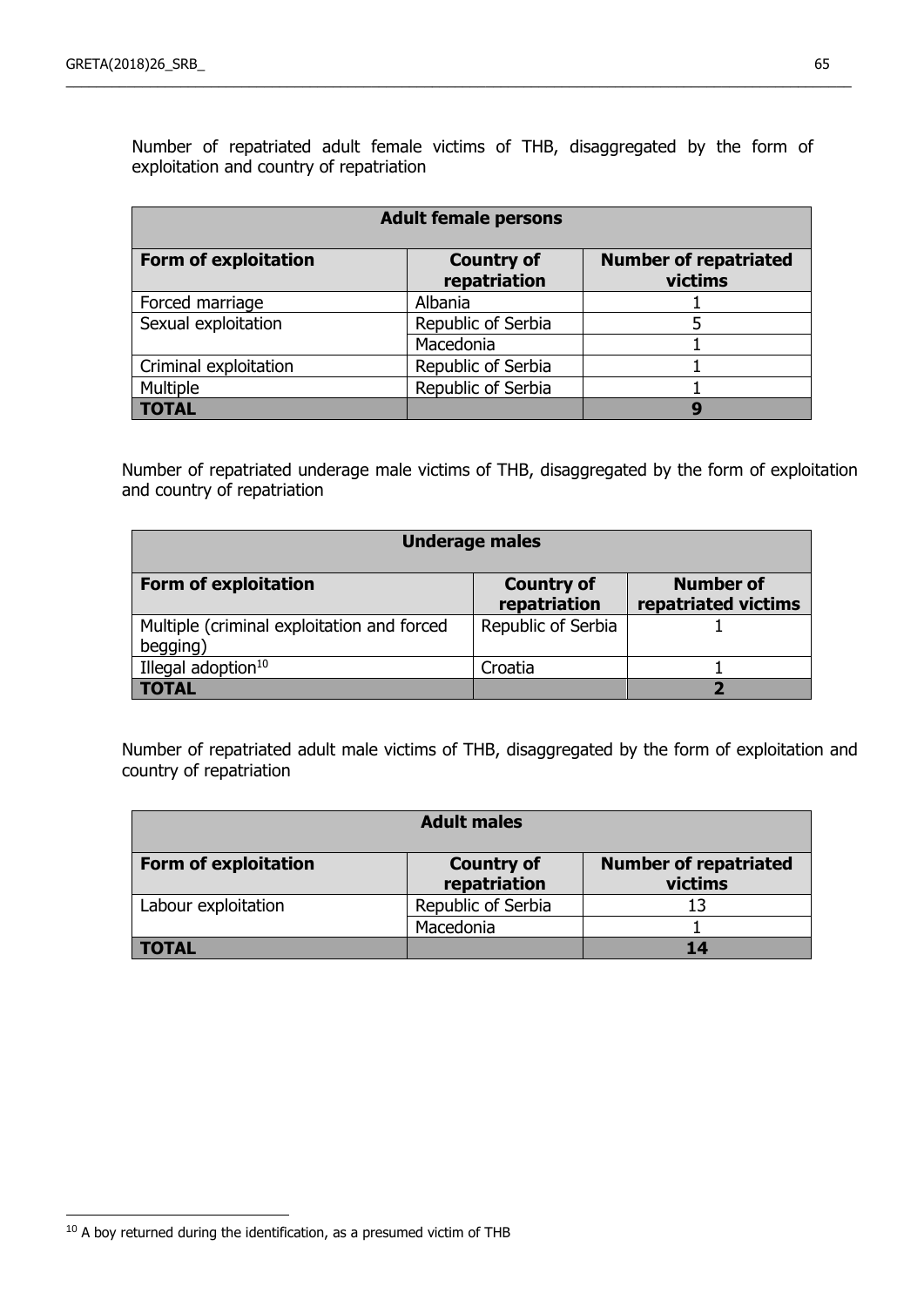Number of repatriated adult female victims of THB, disaggregated by the form of exploitation and country of repatriation

| **Adult female persons** | | |
|---|---|---|
| **Form of exploitation** | **Country of repatriation** | **Number of repatriated victims** |
| Forced marriage | Albania | 1 |
| Sexual exploitation | Republic of Serbia | 5 |
| | Macedonia | 1 |
| Criminal exploitation | Republic of Serbia | 1 |
| Multiple | Republic of Serbia | 1 |
| **TOTAL** | | **9** |

Number of repatriated underage male victims of THB, disaggregated by the form of exploitation and country of repatriation

| **Underage males** | | |
|---|---|---|
| **Form of exploitation** | **Country of repatriation** | **Number of repatriated victims** |
| Multiple (criminal exploitation and forced begging) | Republic of Serbia | 1 |
| Illegal adoption[10] | Croatia | 1 |
| **TOTAL** | | **2** |

Number of repatriated adult male victims of THB, disaggregated by the form of exploitation and country of repatriation

| **Adult males** | | |
|---|---|---|
| **Form of exploitation** | **Country of repatriation** | **Number of repatriated victims** |
| Labour exploitation | Republic of Serbia | 13 |
| | Macedonia | 1 |
| **TOTAL** | | **14** |

[10] A boy returned during the identification, as a presumed victim of THB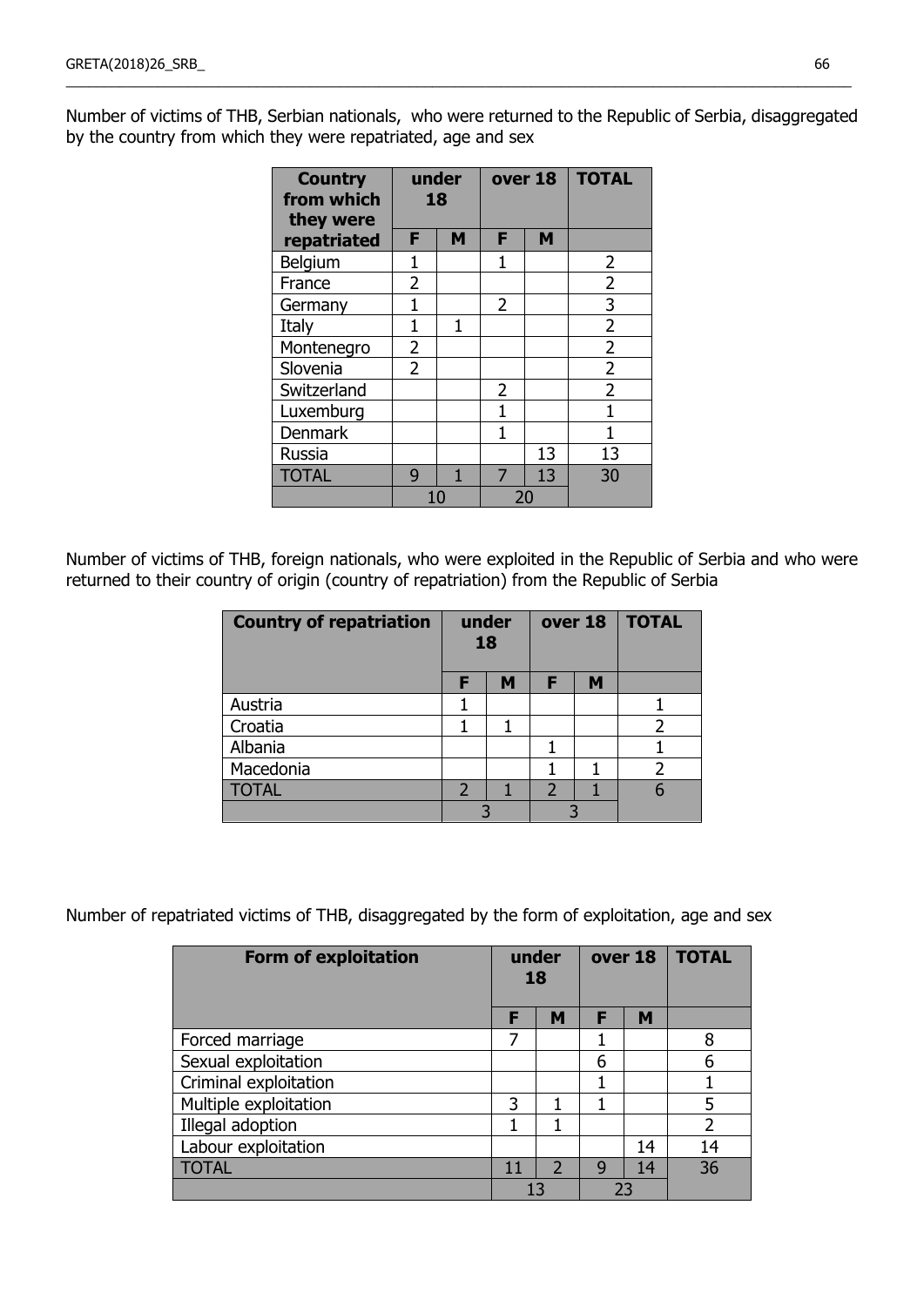Number of victims of THB, Serbian nationals, who were returned to the Republic of Serbia, disaggregated by the country from which they were repatriated, age and sex

| Country from which they were repatriated | under 18 | | over 18 | | TOTAL |
|---|---|---|---|---|---|
| | F | M | F | M | |
| Belgium | 1 | | 1 | | 2 |
| France | 2 | | | | 2 |
| Germany | 1 | | 2 | | 3 |
| Italy | 1 | 1 | | | 2 |
| Montenegro | 2 | | | | 2 |
| Slovenia | 2 | | | | 2 |
| Switzerland | | | 2 | | 2 |
| Luxemburg | | | 1 | | 1 |
| Denmark | | | 1 | | 1 |
| Russia | | | | 13 | 13 |
| TOTAL | 9 | 1 | 7 | 13 | 30 |
| | 10 | | 20 | | |

Number of victims of THB, foreign nationals, who were exploited in the Republic of Serbia and who were returned to their country of origin (country of repatriation) from the Republic of Serbia

| Country of repatriation | under 18 | | over 18 | | TOTAL |
|---|---|---|---|---|---|
| | F | M | F | M | |
| Austria | 1 | | | | 1 |
| Croatia | 1 | 1 | | | 2 |
| Albania | | | 1 | | 1 |
| Macedonia | | | 1 | 1 | 2 |
| TOTAL | 2 | 1 | 2 | 1 | 6 |
| | 3 | | 3 | | |

Number of repatriated victims of THB, disaggregated by the form of exploitation, age and sex

| Form of exploitation | under 18 | | over 18 | | TOTAL |
|---|---|---|---|---|---|
| | F | M | F | M | |
| Forced marriage | 7 | | 1 | | 8 |
| Sexual exploitation | | | 6 | | 6 |
| Criminal exploitation | | | 1 | | 1 |
| Multiple exploitation | 3 | 1 | 1 | | 5 |
| Illegal adoption | 1 | 1 | | | 2 |
| Labour exploitation | | | | 14 | 14 |
| TOTAL | 11 | 2 | 9 | 14 | 36 |
| | 13 | | 23 | | |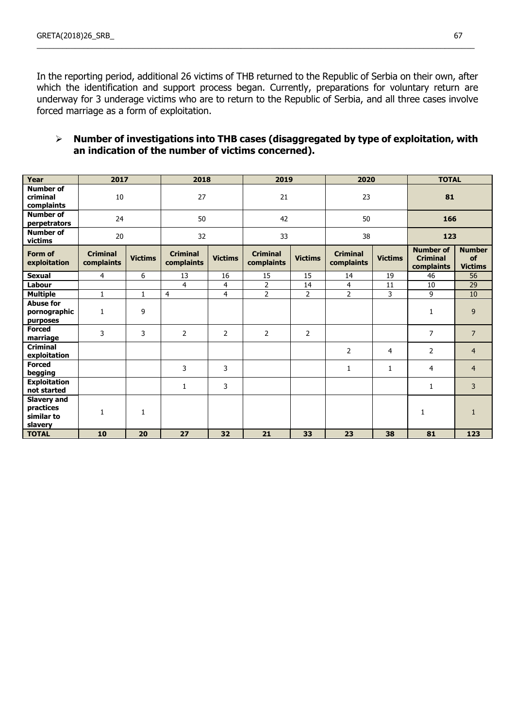In the reporting period, additional 26 victims of THB returned to the Republic of Serbia on their own, after which the identification and support process began. Currently, preparations for voluntary return are underway for 3 underage victims who are to return to the Republic of Serbia, and all three cases involve forced marriage as a form of exploitation.

- **Number of investigations into THB cases (disaggregated by type of exploitation, with an indication of the number of victims concerned).**

| Year | 2017 | | 2018 | | 2019 | | 2020 | | TOTAL | |
|---|---|---|---|---|---|---|---|---|---|---|
| **Number of criminal complaints** | 10 | | 27 | | 21 | | 23 | | **81** | |
| **Number of perpetrators** | 24 | | 50 | | 42 | | 50 | | **166** | |
| **Number of victims** | 20 | | 32 | | 33 | | 38 | | **123** | |
| **Form of exploitation** | **Criminal complaints** | **Victims** | **Criminal complaints** | **Victims** | **Criminal complaints** | **Victims** | **Criminal complaints** | **Victims** | **Number of Criminal complaints** | **Number of Victims** |
| **Sexual** | 4 | 6 | 13 | 16 | 15 | 15 | 14 | 19 | 46 | 56 |
| **Labour** | | | 4 | 4 | 2 | 14 | 4 | 11 | 10 | 29 |
| **Multiple** | 1 | 1 | 4 | 4 | 2 | 2 | 2 | 3 | 9 | 10 |
| **Abuse for pornographic purposes** | 1 | 9 | | | | | | | 1 | 9 |
| **Forced marriage** | 3 | 3 | 2 | 2 | 2 | 2 | | | 7 | 7 |
| **Criminal exploitation** | | | | | | | 2 | 4 | 2 | 4 |
| **Forced begging** | | | 3 | 3 | | | 1 | 1 | 4 | 4 |
| **Exploitation not started** | | | 1 | 3 | | | | | 1 | 3 |
| **Slavery and practices similar to slavery** | 1 | 1 | | | | | | | 1 | 1 |
| **TOTAL** | **10** | **20** | **27** | **32** | **21** | **33** | **23** | **38** | **81** | **123** |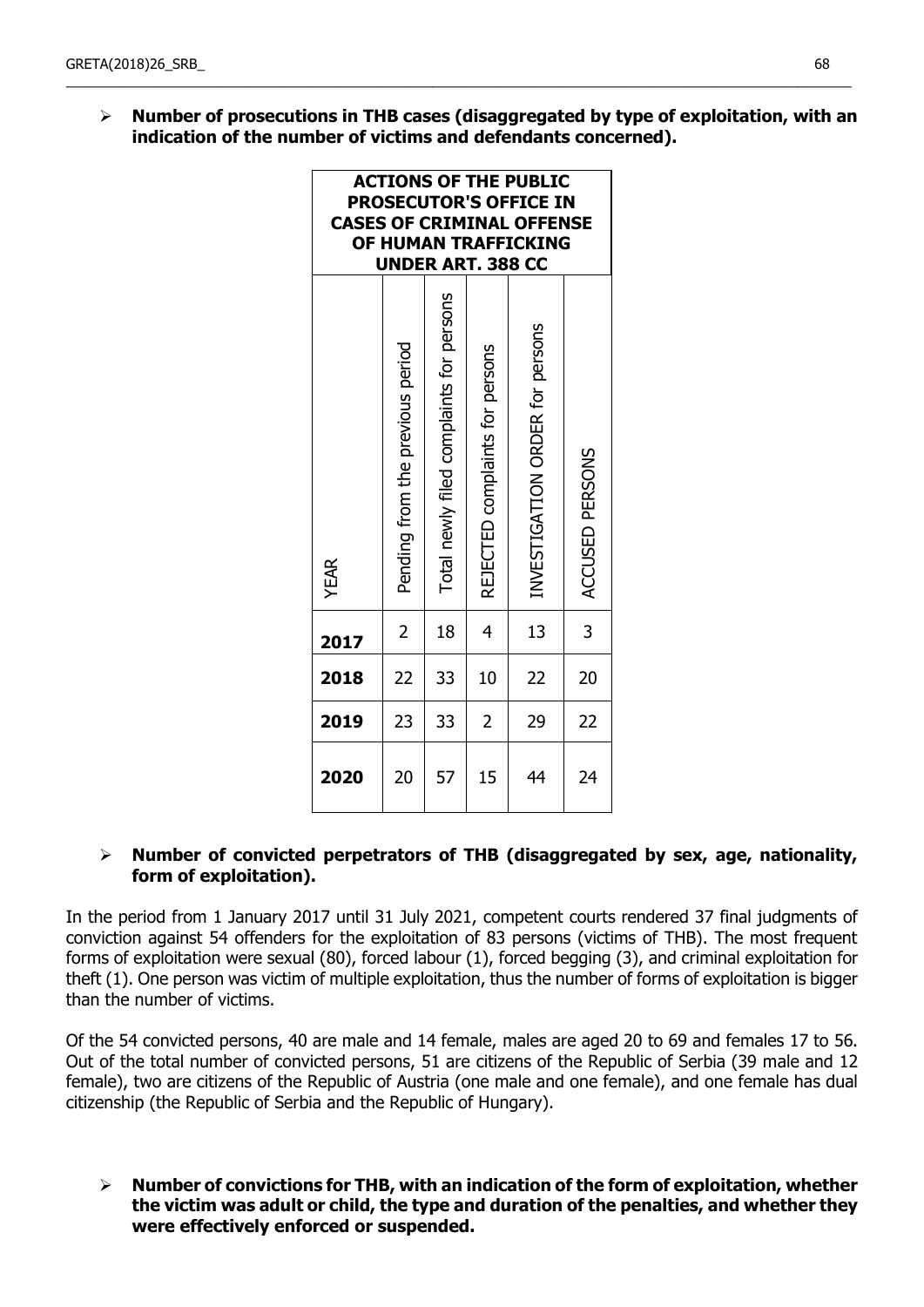- **Number of prosecutions in THB cases (disaggregated by type of exploitation, with an indication of the number of victims and defendants concerned).**

| ACTIONS OF THE PUBLIC PROSECUTOR'S OFFICE IN CASES OF CRIMINAL OFFENSE OF HUMAN TRAFFICKING UNDER ART. 388 CC | | | | | |
|---|---|---|---|---|---|
| YEAR | Pending from the previous period | Total newly filed complaints for persons | REJECTED complaints for persons | INVESTIGATION ORDER for persons | ACCUSED PERSONS |
| **2017** | 2 | 18 | 4 | 13 | 3 |
| **2018** | 22 | 33 | 10 | 22 | 20 |
| **2019** | 23 | 33 | 2 | 29 | 22 |
| **2020** | 20 | 57 | 15 | 44 | 24 |

- **Number of convicted perpetrators of THB (disaggregated by sex, age, nationality, form of exploitation).**

In the period from 1 January 2017 until 31 July 2021, competent courts rendered 37 final judgments of conviction against 54 offenders for the exploitation of 83 persons (victims of THB). The most frequent forms of exploitation were sexual (80), forced labour (1), forced begging (3), and criminal exploitation for theft (1). One person was victim of multiple exploitation, thus the number of forms of exploitation is bigger than the number of victims.

Of the 54 convicted persons, 40 are male and 14 female, males are aged 20 to 69 and females 17 to 56. Out of the total number of convicted persons, 51 are citizens of the Republic of Serbia (39 male and 12 female), two are citizens of the Republic of Austria (one male and one female), and one female has dual citizenship (the Republic of Serbia and the Republic of Hungary).

- **Number of convictions for THB, with an indication of the form of exploitation, whether the victim was adult or child, the type and duration of the penalties, and whether they were effectively enforced or suspended.**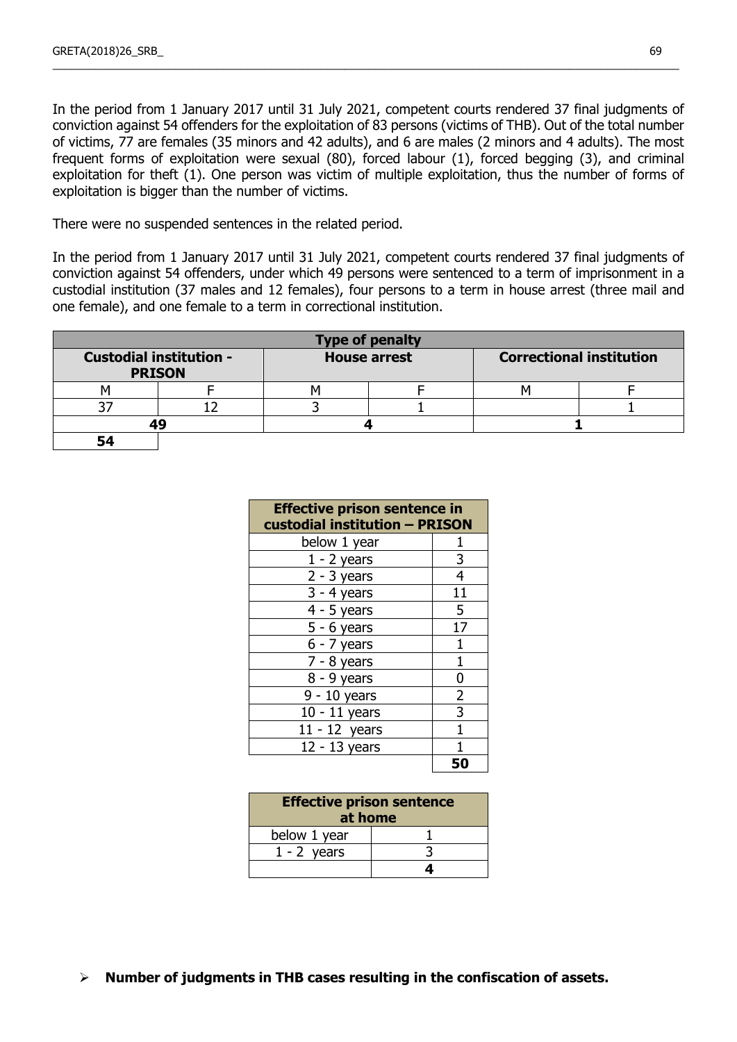In the period from 1 January 2017 until 31 July 2021, competent courts rendered 37 final judgments of conviction against 54 offenders for the exploitation of 83 persons (victims of THB). Out of the total number of victims, 77 are females (35 minors and 42 adults), and 6 are males (2 minors and 4 adults). The most frequent forms of exploitation were sexual (80), forced labour (1), forced begging (3), and criminal exploitation for theft (1). One person was victim of multiple exploitation, thus the number of forms of exploitation is bigger than the number of victims.

There were no suspended sentences in the related period.

In the period from 1 January 2017 until 31 July 2021, competent courts rendered 37 final judgments of conviction against 54 offenders, under which 49 persons were sentenced to a term of imprisonment in a custodial institution (37 males and 12 females), four persons to a term in house arrest (three mail and one female), and one female to a term in correctional institution.

| **Type of penalty** | | | | | |
|---|---|---|---|---|---|
| **Custodial institution - PRISON** | | **House arrest** | | **Correctional institution** | |
| M | F | M | F | M | F |
| 37 | 12 | 3 | 1 | | 1 |
| **49** | | **4** | | **1** | |
| **54** | | | | | |

| **Effective prison sentence in custodial institution – PRISON** | |
|---|---|
| below 1 year | 1 |
| 1 - 2 years | 3 |
| 2 - 3 years | 4 |
| 3 - 4 years | 11 |
| 4 - 5 years | 5 |
| 5 - 6 years | 17 |
| 6 - 7 years | 1 |
| 7 - 8 years | 1 |
| 8 - 9 years | 0 |
| 9 - 10 years | 2 |
| 10 - 11 years | 3 |
| 11 - 12 years | 1 |
| 12 - 13 years | 1 |
| | **50** |

| **Effective prison sentence at home** | |
|---|---|
| below 1 year | 1 |
| 1 - 2 years | 3 |
| | **4** |

- **Number of judgments in THB cases resulting in the confiscation of assets.**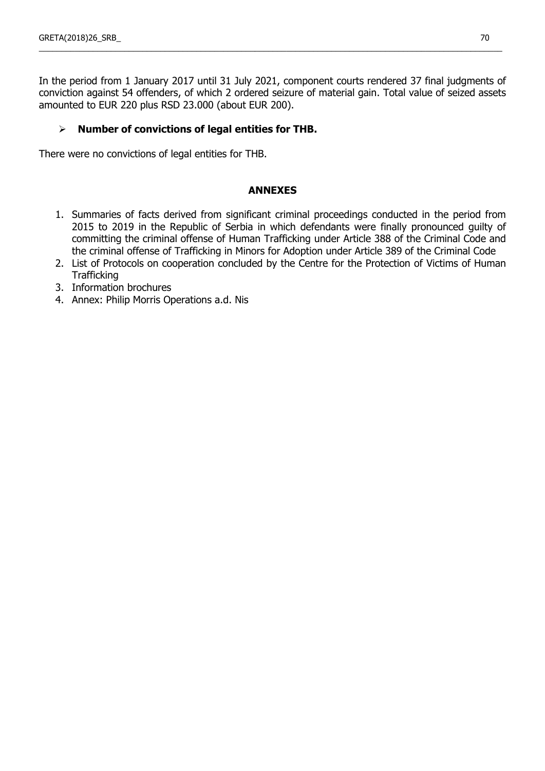In the period from 1 January 2017 until 31 July 2021, component courts rendered 37 final judgments of conviction against 54 offenders, of which 2 ordered seizure of material gain. Total value of seized assets amounted to EUR 220 plus RSD 23.000 (about EUR 200).

- **Number of convictions of legal entities for THB.**

There were no convictions of legal entities for THB.

## ANNEXES

1. Summaries of facts derived from significant criminal proceedings conducted in the period from 2015 to 2019 in the Republic of Serbia in which defendants were finally pronounced guilty of committing the criminal offense of Human Trafficking under Article 388 of the Criminal Code and the criminal offense of Trafficking in Minors for Adoption under Article 389 of the Criminal Code
2. List of Protocols on cooperation concluded by the Centre for the Protection of Victims of Human Trafficking
3. Information brochures
4. Annex: Philip Morris Operations a.d. Nis